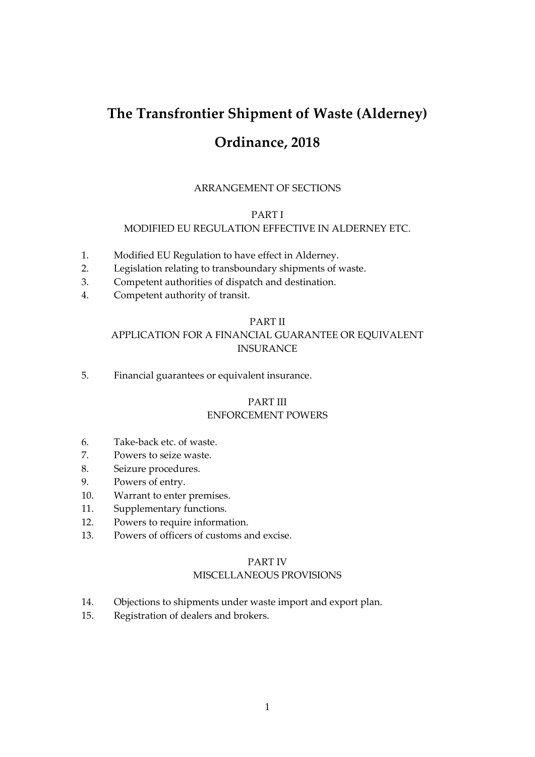# The Transfrontier Shipment of Waste (Alderney) Ordinance, 2018

ARRANGEMENT OF SECTIONS

PART I
MODIFIED EU REGULATION EFFECTIVE IN ALDERNEY ETC.

1. Modified EU Regulation to have effect in Alderney.
2. Legislation relating to transboundary shipments of waste.
3. Competent authorities of dispatch and destination.
4. Competent authority of transit.

PART II
APPLICATION FOR A FINANCIAL GUARANTEE OR EQUIVALENT INSURANCE

5. Financial guarantees or equivalent insurance.

PART III
ENFORCEMENT POWERS

6. Take-back etc. of waste.
7. Powers to seize waste.
8. Seizure procedures.
9. Powers of entry.
10. Warrant to enter premises.
11. Supplementary functions.
12. Powers to require information.
13. Powers of officers of customs and excise.

PART IV
MISCELLANEOUS PROVISIONS

14. Objections to shipments under waste import and export plan.
15. Registration of dealers and brokers.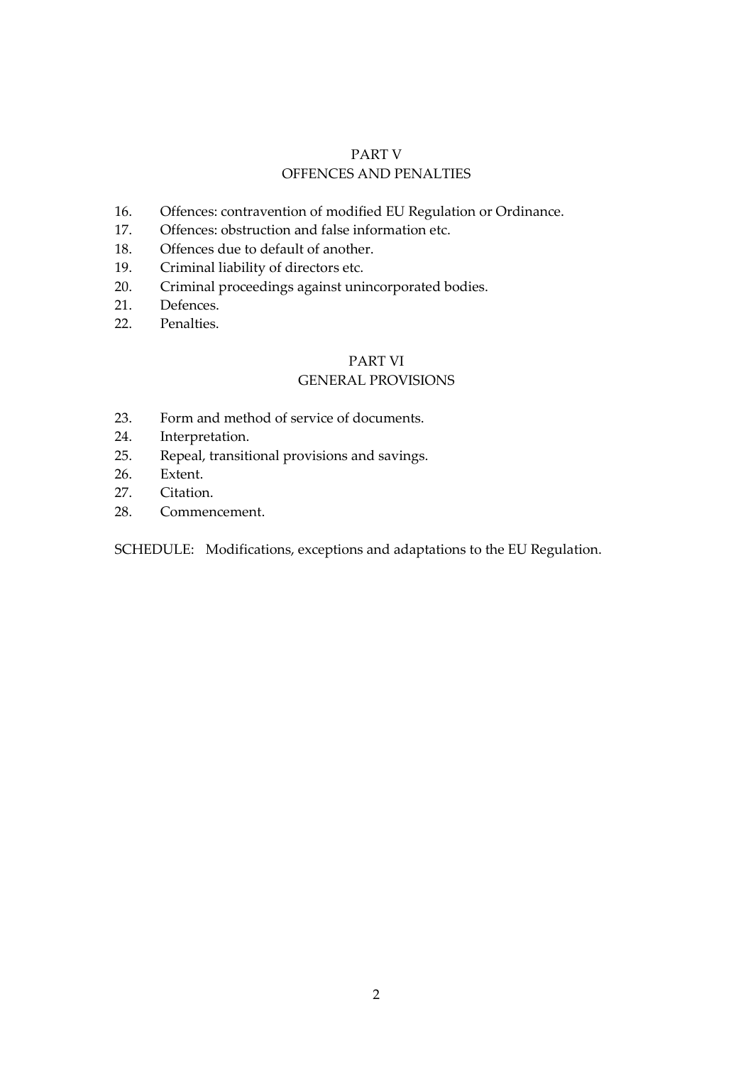## PART V
## OFFENCES AND PENALTIES

16. Offences: contravention of modified EU Regulation or Ordinance.
17. Offences: obstruction and false information etc.
18. Offences due to default of another.
19. Criminal liability of directors etc.
20. Criminal proceedings against unincorporated bodies.
21. Defences.
22. Penalties.

## PART VI
## GENERAL PROVISIONS

23. Form and method of service of documents.
24. Interpretation.
25. Repeal, transitional provisions and savings.
26. Extent.
27. Citation.
28. Commencement.

SCHEDULE: Modifications, exceptions and adaptations to the EU Regulation.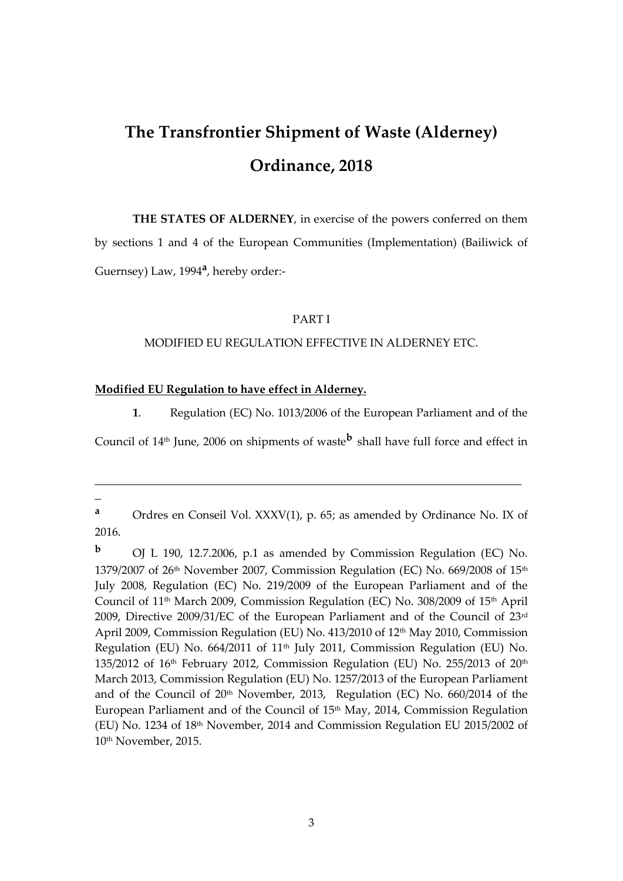# The Transfrontier Shipment of Waste (Alderney) Ordinance, 2018

**THE STATES OF ALDERNEY**, in exercise of the powers conferred on them by sections 1 and 4 of the European Communities (Implementation) (Bailiwick of Guernsey) Law, 1994[a], hereby order:-

PART I

MODIFIED EU REGULATION EFFECTIVE IN ALDERNEY ETC.

**Modified EU Regulation to have effect in Alderney.**

**1**. Regulation (EC) No. 1013/2006 of the European Parliament and of the Council of 14th June, 2006 on shipments of waste[b] shall have full force and effect in

---

[a] Ordres en Conseil Vol. XXXV(1), p. 65; as amended by Ordinance No. IX of 2016.

[b] OJ L 190, 12.7.2006, p.1 as amended by Commission Regulation (EC) No. 1379/2007 of 26th November 2007, Commission Regulation (EC) No. 669/2008 of 15th July 2008, Regulation (EC) No. 219/2009 of the European Parliament and of the Council of 11th March 2009, Commission Regulation (EC) No. 308/2009 of 15th April 2009, Directive 2009/31/EC of the European Parliament and of the Council of 23rd April 2009, Commission Regulation (EU) No. 413/2010 of 12th May 2010, Commission Regulation (EU) No. 664/2011 of 11th July 2011, Commission Regulation (EU) No. 135/2012 of 16th February 2012, Commission Regulation (EU) No. 255/2013 of 20th March 2013, Commission Regulation (EU) No. 1257/2013 of the European Parliament and of the Council of 20th November, 2013, Regulation (EC) No. 660/2014 of the European Parliament and of the Council of 15th May, 2014, Commission Regulation (EU) No. 1234 of 18th November, 2014 and Commission Regulation EU 2015/2002 of 10th November, 2015.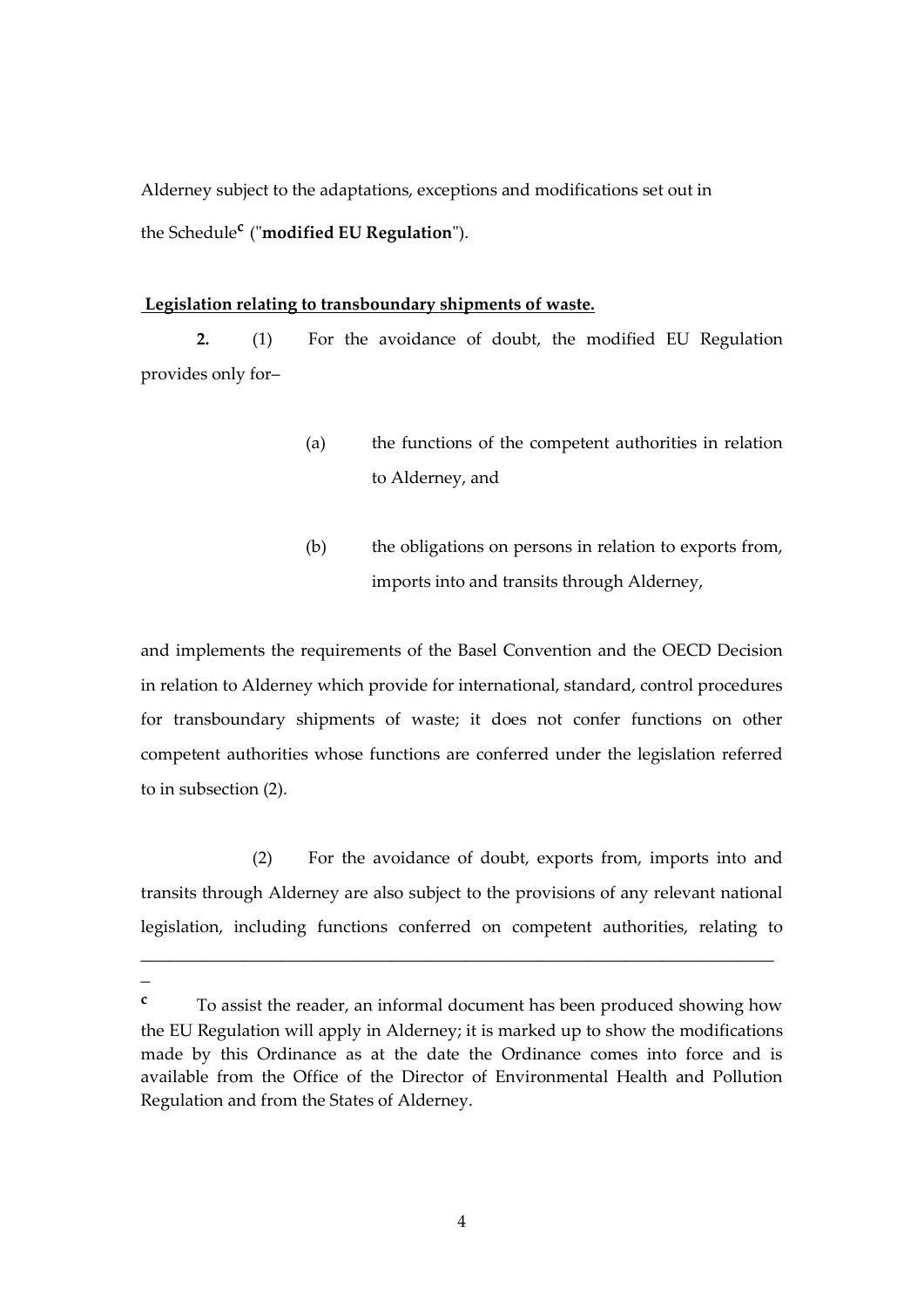Alderney subject to the adaptations, exceptions and modifications set out in the Schedule[c] ("**modified EU Regulation**").

**Legislation relating to transboundary shipments of waste.**

**2.** (1) For the avoidance of doubt, the modified EU Regulation provides only for–

(a) the functions of the competent authorities in relation to Alderney, and

(b) the obligations on persons in relation to exports from, imports into and transits through Alderney,

and implements the requirements of the Basel Convention and the OECD Decision in relation to Alderney which provide for international, standard, control procedures for transboundary shipments of waste; it does not confer functions on other competent authorities whose functions are conferred under the legislation referred to in subsection (2).

(2) For the avoidance of doubt, exports from, imports into and transits through Alderney are also subject to the provisions of any relevant national legislation, including functions conferred on competent authorities, relating to

---

[c] To assist the reader, an informal document has been produced showing how the EU Regulation will apply in Alderney; it is marked up to show the modifications made by this Ordinance as at the date the Ordinance comes into force and is available from the Office of the Director of Environmental Health and Pollution Regulation and from the States of Alderney.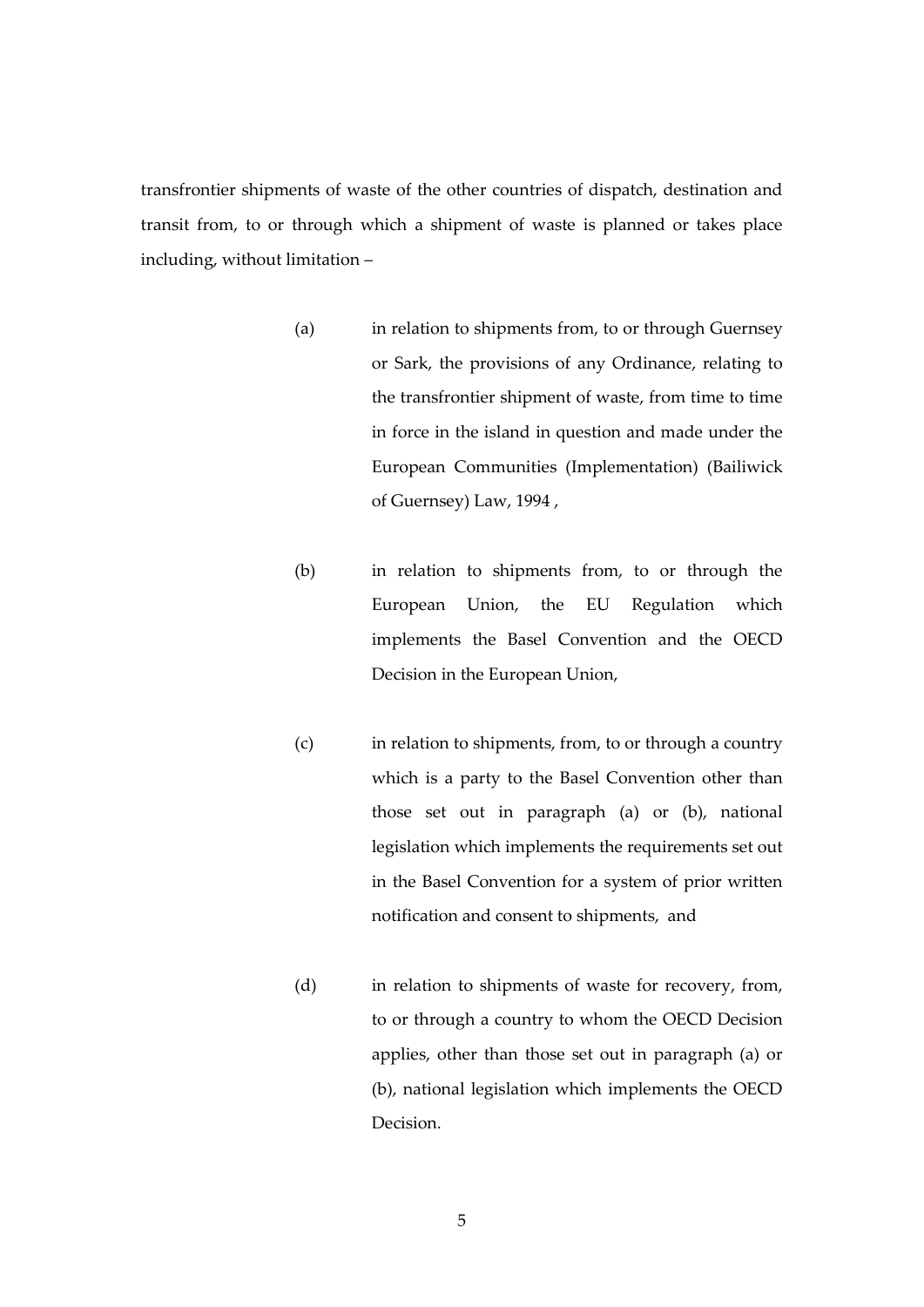transfrontier shipments of waste of the other countries of dispatch, destination and transit from, to or through which a shipment of waste is planned or takes place including, without limitation –

(a) in relation to shipments from, to or through Guernsey or Sark, the provisions of any Ordinance, relating to the transfrontier shipment of waste, from time to time in force in the island in question and made under the European Communities (Implementation) (Bailiwick of Guernsey) Law, 1994 ,

(b) in relation to shipments from, to or through the European Union, the EU Regulation which implements the Basel Convention and the OECD Decision in the European Union,

(c) in relation to shipments, from, to or through a country which is a party to the Basel Convention other than those set out in paragraph (a) or (b), national legislation which implements the requirements set out in the Basel Convention for a system of prior written notification and consent to shipments, and

(d) in relation to shipments of waste for recovery, from, to or through a country to whom the OECD Decision applies, other than those set out in paragraph (a) or (b), national legislation which implements the OECD Decision.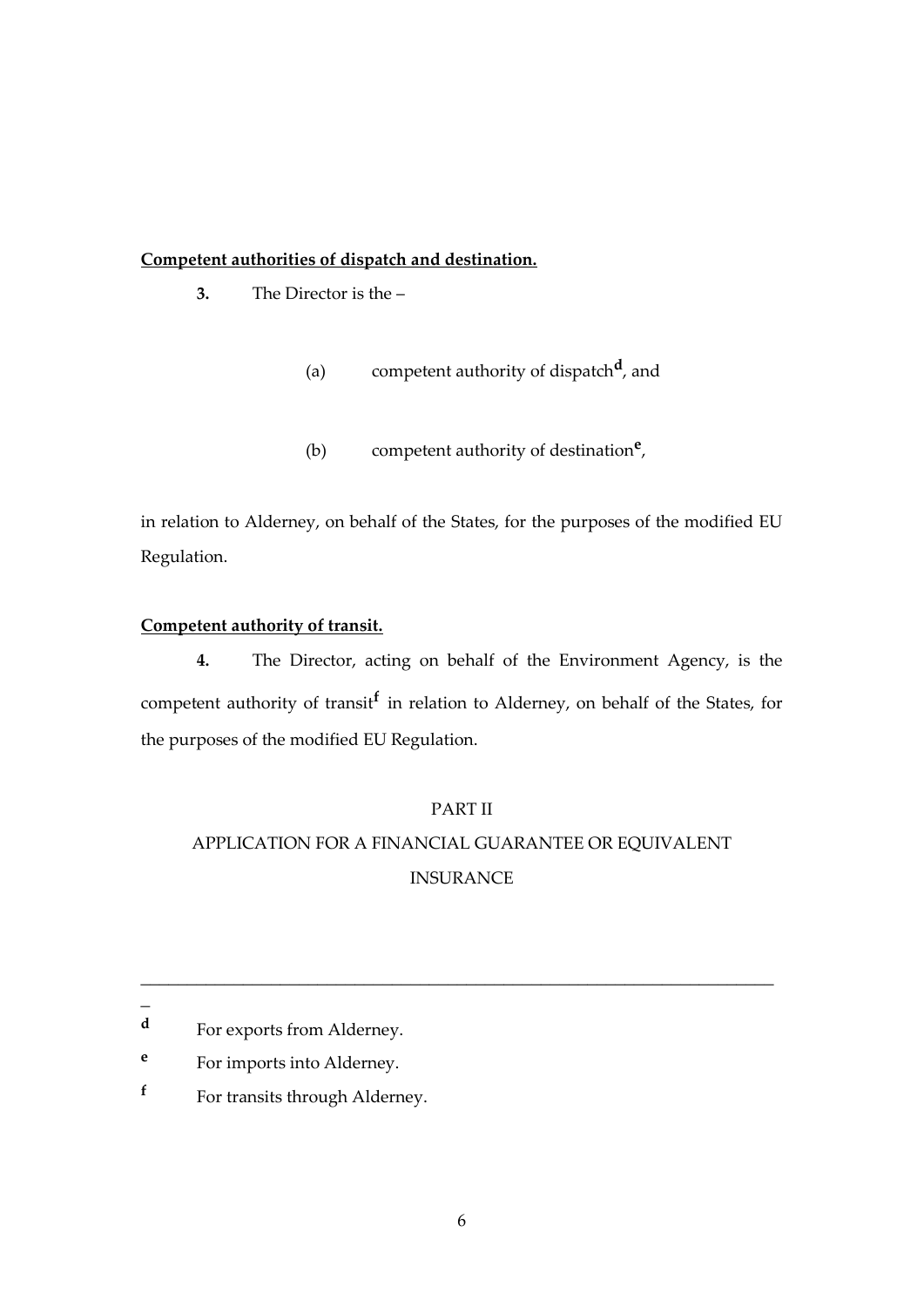**Competent authorities of dispatch and destination.**

**3.** The Director is the –

(a) competent authority of dispatch[d], and

(b) competent authority of destination[e],

in relation to Alderney, on behalf of the States, for the purposes of the modified EU Regulation.

**Competent authority of transit.**

**4.** The Director, acting on behalf of the Environment Agency, is the competent authority of transit[f] in relation to Alderney, on behalf of the States, for the purposes of the modified EU Regulation.

PART II

APPLICATION FOR A FINANCIAL GUARANTEE OR EQUIVALENT INSURANCE

---

**d** For exports from Alderney.

**e** For imports into Alderney.

**f** For transits through Alderney.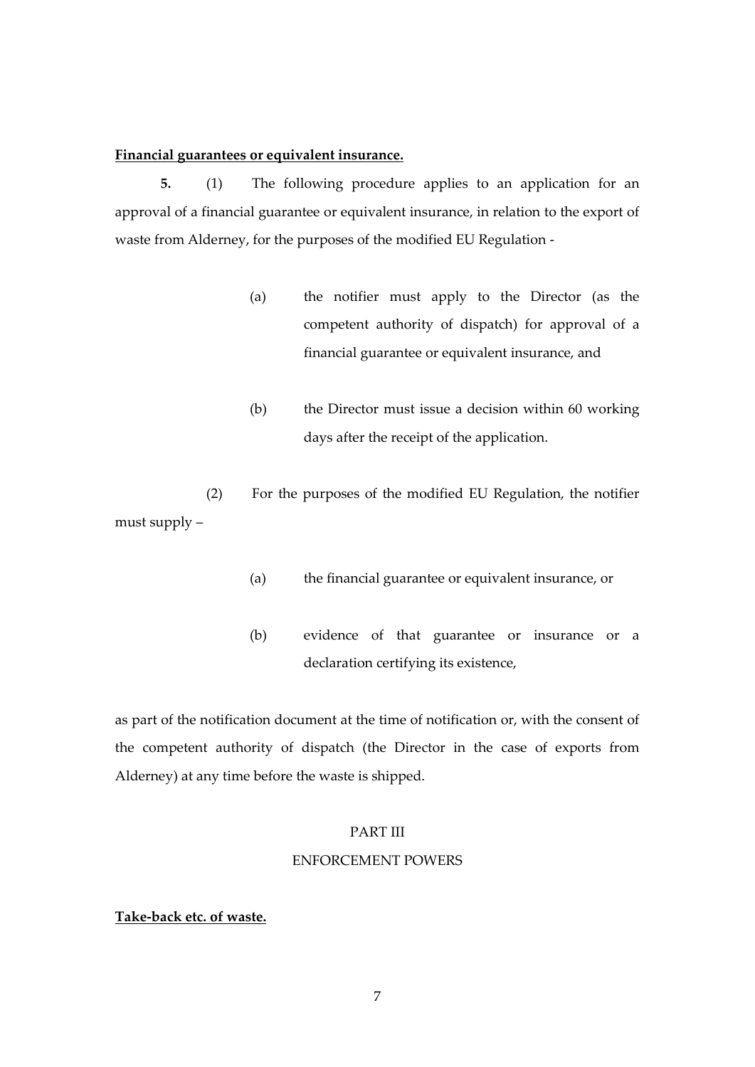**Financial guarantees or equivalent insurance.**

**5.** (1) The following procedure applies to an application for an approval of a financial guarantee or equivalent insurance, in relation to the export of waste from Alderney, for the purposes of the modified EU Regulation -

(a) the notifier must apply to the Director (as the competent authority of dispatch) for approval of a financial guarantee or equivalent insurance, and

(b) the Director must issue a decision within 60 working days after the receipt of the application.

(2) For the purposes of the modified EU Regulation, the notifier must supply –

(a) the financial guarantee or equivalent insurance, or

(b) evidence of that guarantee or insurance or a declaration certifying its existence,

as part of the notification document at the time of notification or, with the consent of the competent authority of dispatch (the Director in the case of exports from Alderney) at any time before the waste is shipped.

## PART III

## ENFORCEMENT POWERS

**Take-back etc. of waste.**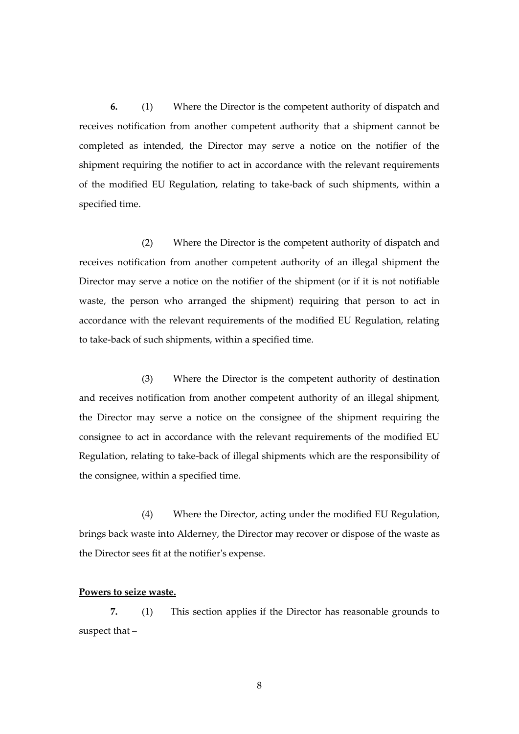**6.** (1) Where the Director is the competent authority of dispatch and receives notification from another competent authority that a shipment cannot be completed as intended, the Director may serve a notice on the notifier of the shipment requiring the notifier to act in accordance with the relevant requirements of the modified EU Regulation, relating to take-back of such shipments, within a specified time.

(2) Where the Director is the competent authority of dispatch and receives notification from another competent authority of an illegal shipment the Director may serve a notice on the notifier of the shipment (or if it is not notifiable waste, the person who arranged the shipment) requiring that person to act in accordance with the relevant requirements of the modified EU Regulation, relating to take-back of such shipments, within a specified time.

(3) Where the Director is the competent authority of destination and receives notification from another competent authority of an illegal shipment, the Director may serve a notice on the consignee of the shipment requiring the consignee to act in accordance with the relevant requirements of the modified EU Regulation, relating to take-back of illegal shipments which are the responsibility of the consignee, within a specified time.

(4) Where the Director, acting under the modified EU Regulation, brings back waste into Alderney, the Director may recover or dispose of the waste as the Director sees fit at the notifier's expense.

**Powers to seize waste.**

**7.** (1) This section applies if the Director has reasonable grounds to suspect that –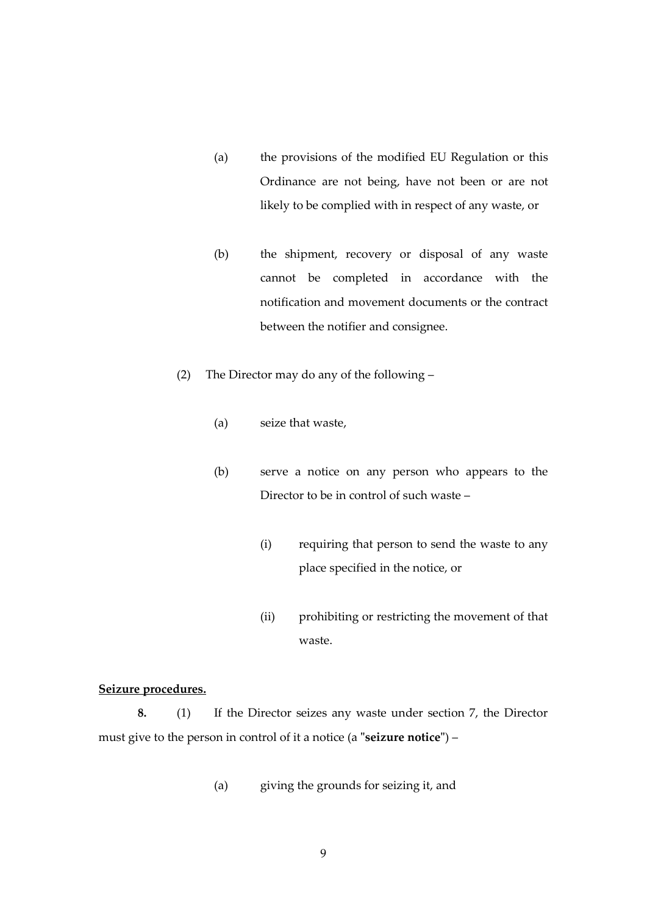(a) the provisions of the modified EU Regulation or this Ordinance are not being, have not been or are not likely to be complied with in respect of any waste, or

(b) the shipment, recovery or disposal of any waste cannot be completed in accordance with the notification and movement documents or the contract between the notifier and consignee.

(2) The Director may do any of the following –

(a) seize that waste,

(b) serve a notice on any person who appears to the Director to be in control of such waste –

(i) requiring that person to send the waste to any place specified in the notice, or

(ii) prohibiting or restricting the movement of that waste.

**Seizure procedures.**

**8.** (1) If the Director seizes any waste under section 7, the Director must give to the person in control of it a notice (a "**seizure notice**") –

(a) giving the grounds for seizing it, and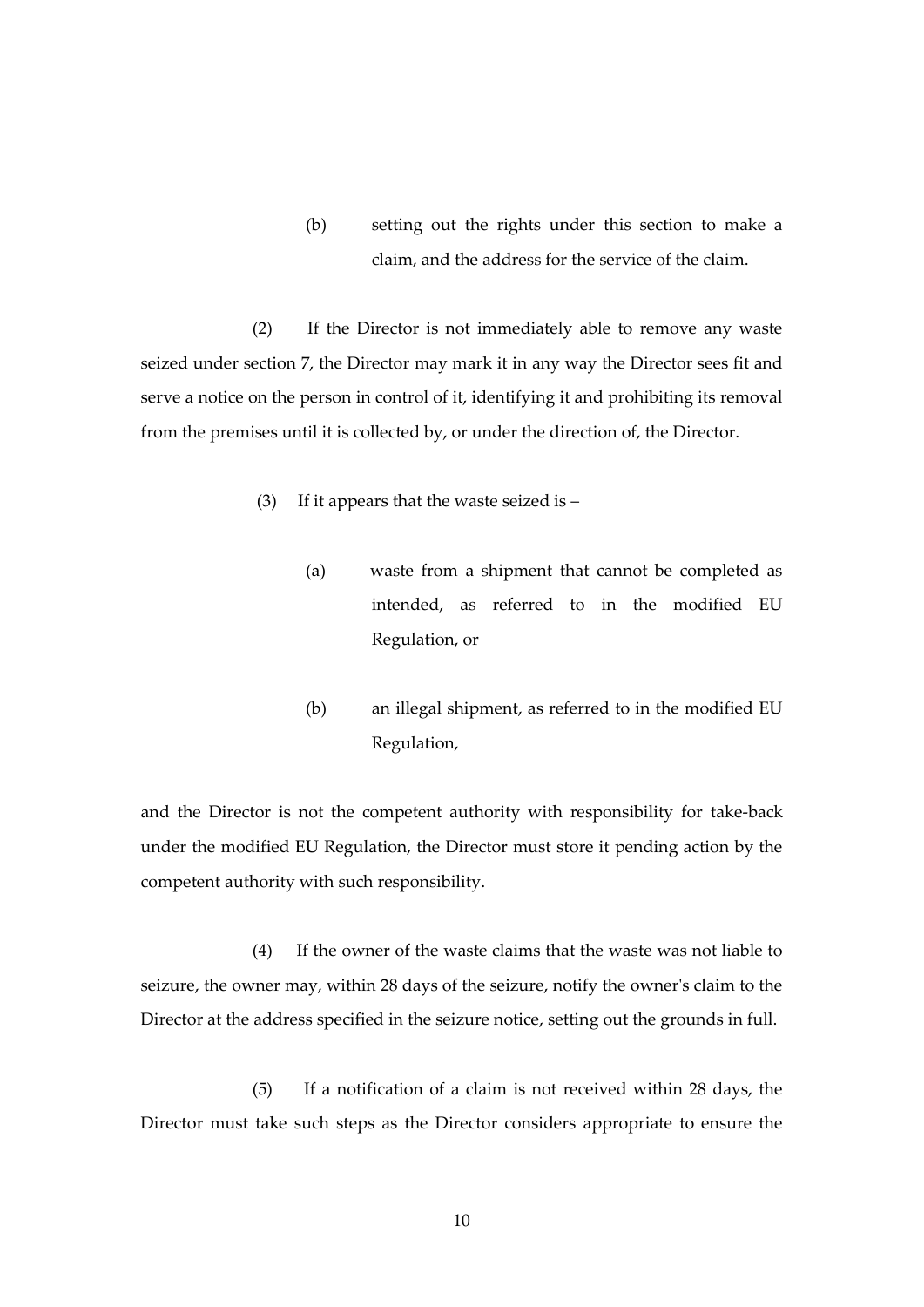(b) setting out the rights under this section to make a claim, and the address for the service of the claim.

(2) If the Director is not immediately able to remove any waste seized under section 7, the Director may mark it in any way the Director sees fit and serve a notice on the person in control of it, identifying it and prohibiting its removal from the premises until it is collected by, or under the direction of, the Director.

(3) If it appears that the waste seized is –

(a) waste from a shipment that cannot be completed as intended, as referred to in the modified EU Regulation, or

(b) an illegal shipment, as referred to in the modified EU Regulation,

and the Director is not the competent authority with responsibility for take-back under the modified EU Regulation, the Director must store it pending action by the competent authority with such responsibility.

(4) If the owner of the waste claims that the waste was not liable to seizure, the owner may, within 28 days of the seizure, notify the owner's claim to the Director at the address specified in the seizure notice, setting out the grounds in full.

(5) If a notification of a claim is not received within 28 days, the Director must take such steps as the Director considers appropriate to ensure the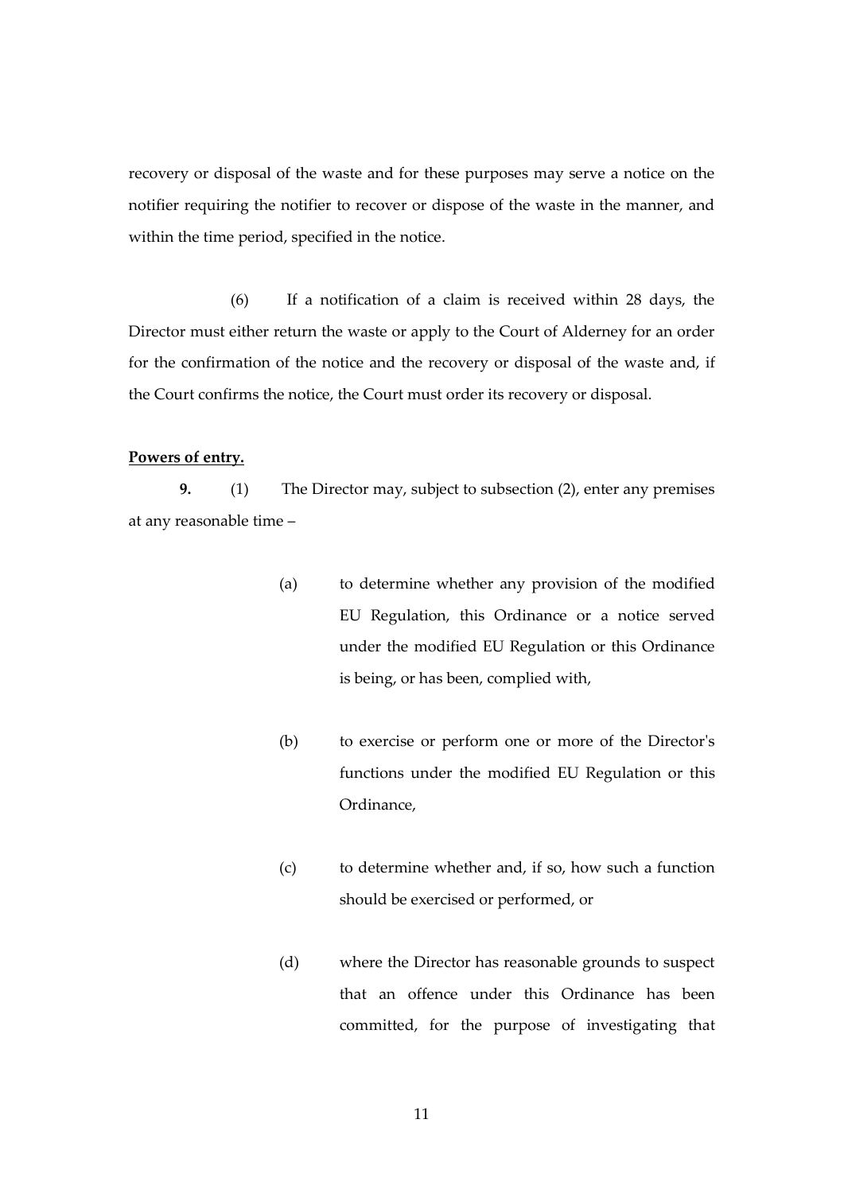recovery or disposal of the waste and for these purposes may serve a notice on the notifier requiring the notifier to recover or dispose of the waste in the manner, and within the time period, specified in the notice.

(6) If a notification of a claim is received within 28 days, the Director must either return the waste or apply to the Court of Alderney for an order for the confirmation of the notice and the recovery or disposal of the waste and, if the Court confirms the notice, the Court must order its recovery or disposal.

**Powers of entry.**

**9.** (1) The Director may, subject to subsection (2), enter any premises at any reasonable time –

(a) to determine whether any provision of the modified EU Regulation, this Ordinance or a notice served under the modified EU Regulation or this Ordinance is being, or has been, complied with,

(b) to exercise or perform one or more of the Director's functions under the modified EU Regulation or this Ordinance,

(c) to determine whether and, if so, how such a function should be exercised or performed, or

(d) where the Director has reasonable grounds to suspect that an offence under this Ordinance has been committed, for the purpose of investigating that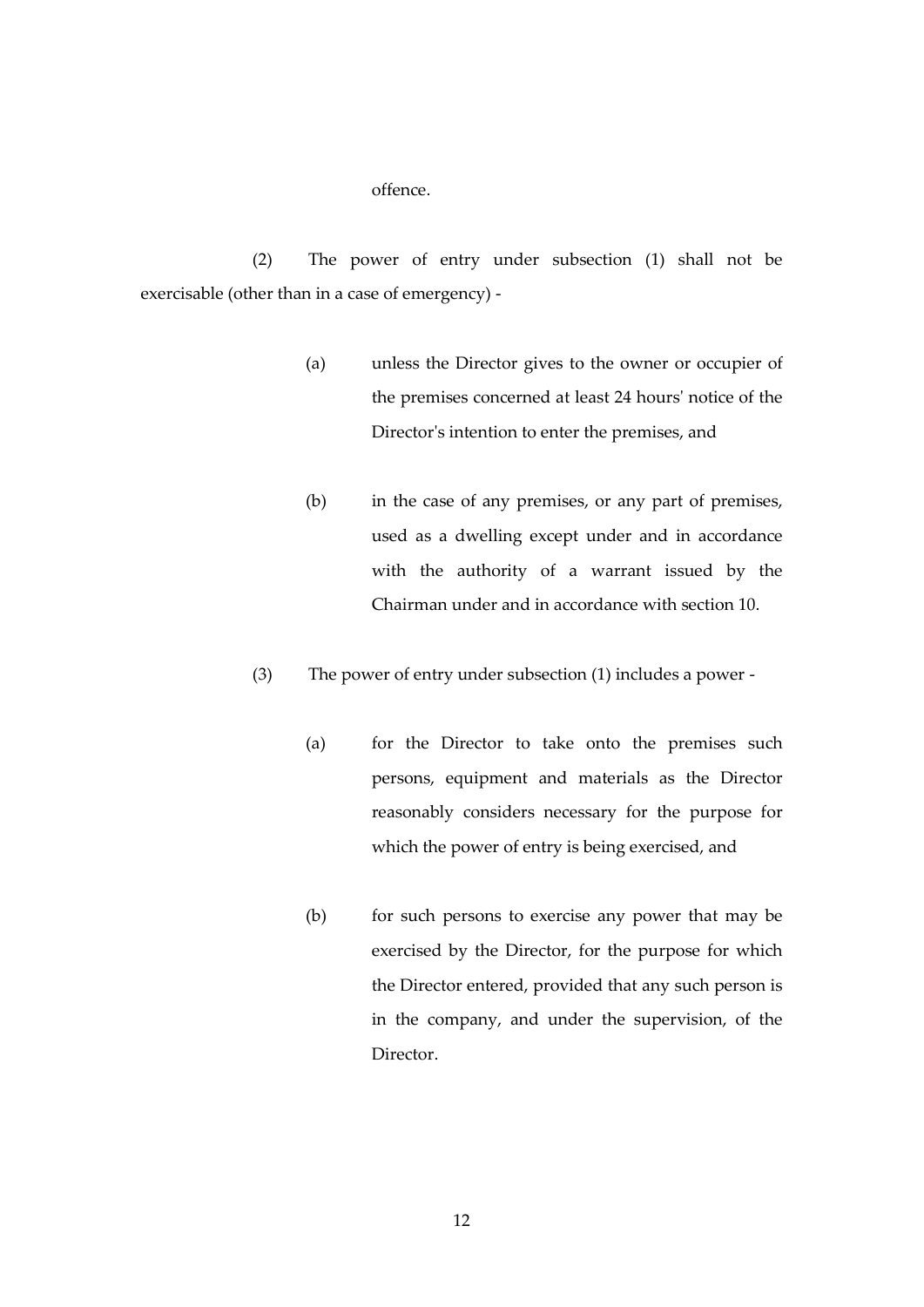offence.

(2) The power of entry under subsection (1) shall not be exercisable (other than in a case of emergency) -

(a) unless the Director gives to the owner or occupier of the premises concerned at least 24 hours' notice of the Director's intention to enter the premises, and

(b) in the case of any premises, or any part of premises, used as a dwelling except under and in accordance with the authority of a warrant issued by the Chairman under and in accordance with section 10.

(3) The power of entry under subsection (1) includes a power -

(a) for the Director to take onto the premises such persons, equipment and materials as the Director reasonably considers necessary for the purpose for which the power of entry is being exercised, and

(b) for such persons to exercise any power that may be exercised by the Director, for the purpose for which the Director entered, provided that any such person is in the company, and under the supervision, of the Director.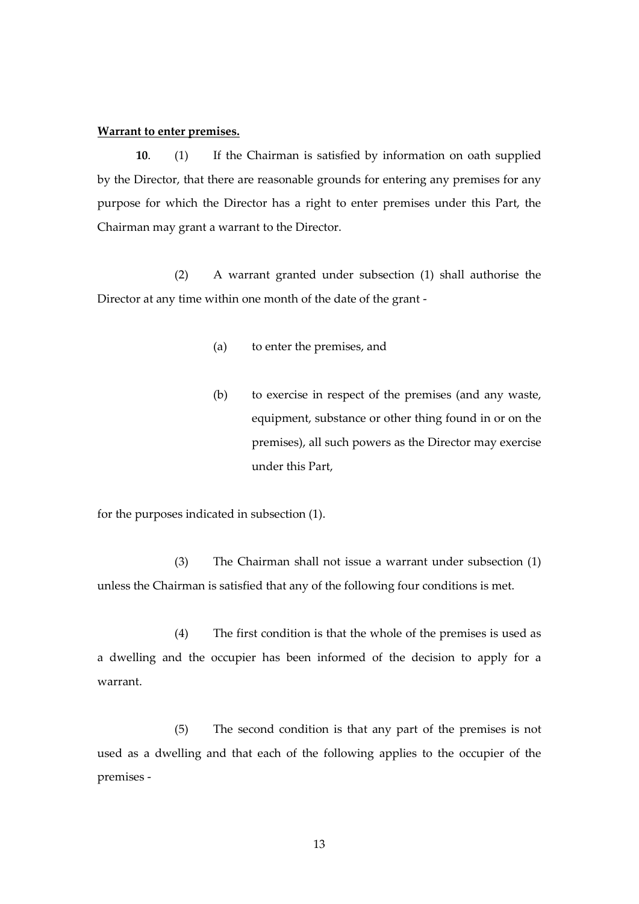**Warrant to enter premises.**

**10**. (1) If the Chairman is satisfied by information on oath supplied by the Director, that there are reasonable grounds for entering any premises for any purpose for which the Director has a right to enter premises under this Part, the Chairman may grant a warrant to the Director.

(2) A warrant granted under subsection (1) shall authorise the Director at any time within one month of the date of the grant -

(a) to enter the premises, and

(b) to exercise in respect of the premises (and any waste, equipment, substance or other thing found in or on the premises), all such powers as the Director may exercise under this Part,

for the purposes indicated in subsection (1).

(3) The Chairman shall not issue a warrant under subsection (1) unless the Chairman is satisfied that any of the following four conditions is met.

(4) The first condition is that the whole of the premises is used as a dwelling and the occupier has been informed of the decision to apply for a warrant.

(5) The second condition is that any part of the premises is not used as a dwelling and that each of the following applies to the occupier of the premises -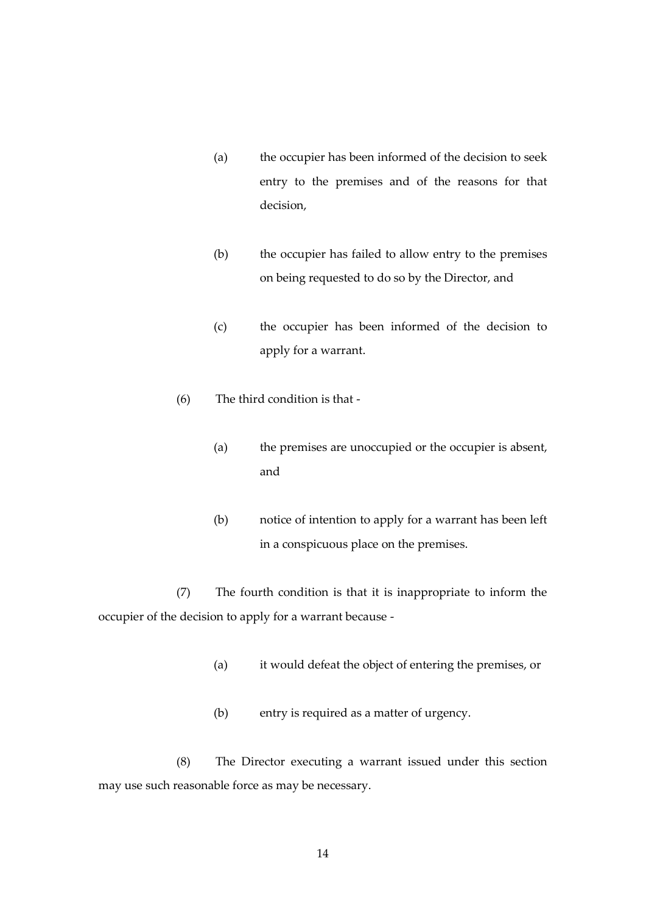(a) the occupier has been informed of the decision to seek entry to the premises and of the reasons for that decision,

(b) the occupier has failed to allow entry to the premises on being requested to do so by the Director, and

(c) the occupier has been informed of the decision to apply for a warrant.

(6) The third condition is that -

(a) the premises are unoccupied or the occupier is absent, and

(b) notice of intention to apply for a warrant has been left in a conspicuous place on the premises.

(7) The fourth condition is that it is inappropriate to inform the occupier of the decision to apply for a warrant because -

(a) it would defeat the object of entering the premises, or

(b) entry is required as a matter of urgency.

(8) The Director executing a warrant issued under this section may use such reasonable force as may be necessary.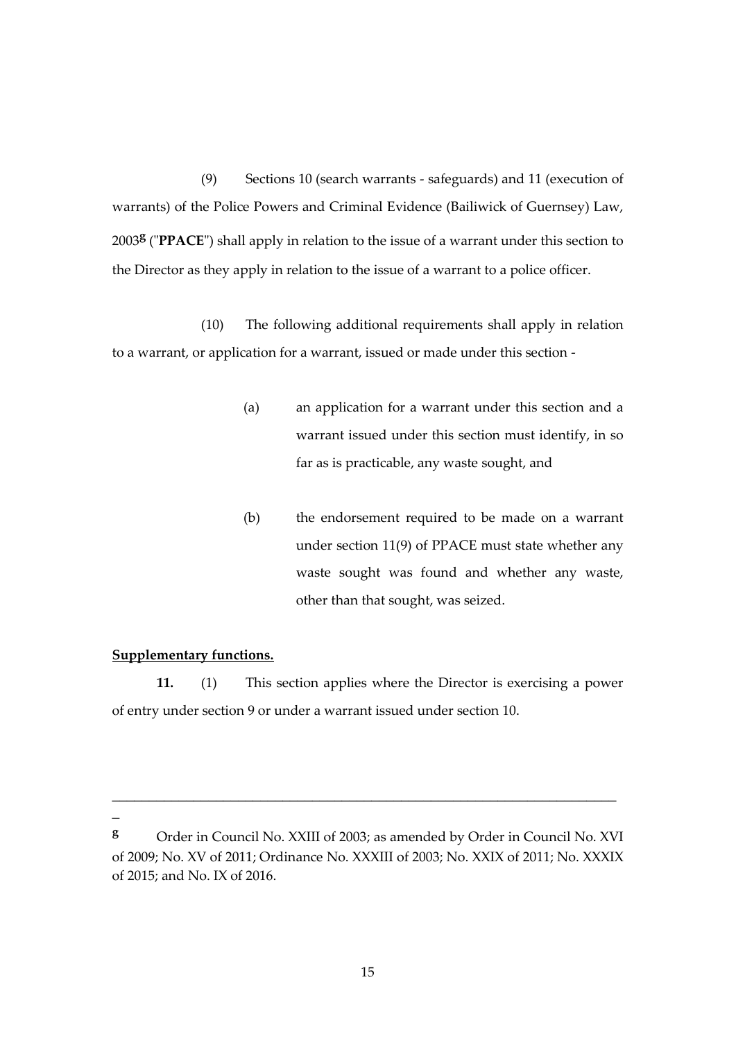(9) Sections 10 (search warrants - safeguards) and 11 (execution of warrants) of the Police Powers and Criminal Evidence (Bailiwick of Guernsey) Law, 2003[g] ("**PPACE**") shall apply in relation to the issue of a warrant under this section to the Director as they apply in relation to the issue of a warrant to a police officer.

(10) The following additional requirements shall apply in relation to a warrant, or application for a warrant, issued or made under this section -

(a) an application for a warrant under this section and a warrant issued under this section must identify, in so far as is practicable, any waste sought, and

(b) the endorsement required to be made on a warrant under section 11(9) of PPACE must state whether any waste sought was found and whether any waste, other than that sought, was seized.

**Supplementary functions.**

**11.** (1) This section applies where the Director is exercising a power of entry under section 9 or under a warrant issued under section 10.

---

[g] Order in Council No. XXIII of 2003; as amended by Order in Council No. XVI of 2009; No. XV of 2011; Ordinance No. XXXIII of 2003; No. XXIX of 2011; No. XXXIX of 2015; and No. IX of 2016.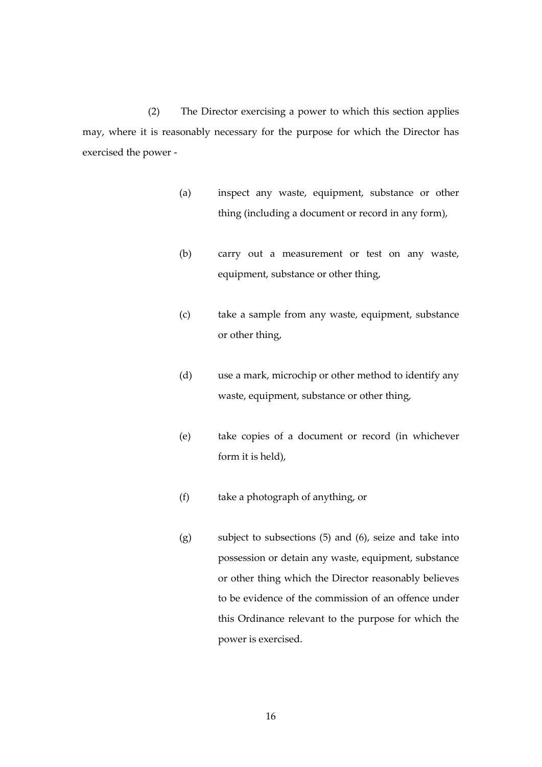(2) The Director exercising a power to which this section applies may, where it is reasonably necessary for the purpose for which the Director has exercised the power -

(a) inspect any waste, equipment, substance or other thing (including a document or record in any form),

(b) carry out a measurement or test on any waste, equipment, substance or other thing,

(c) take a sample from any waste, equipment, substance or other thing,

(d) use a mark, microchip or other method to identify any waste, equipment, substance or other thing,

(e) take copies of a document or record (in whichever form it is held),

(f) take a photograph of anything, or

(g) subject to subsections (5) and (6), seize and take into possession or detain any waste, equipment, substance or other thing which the Director reasonably believes to be evidence of the commission of an offence under this Ordinance relevant to the purpose for which the power is exercised.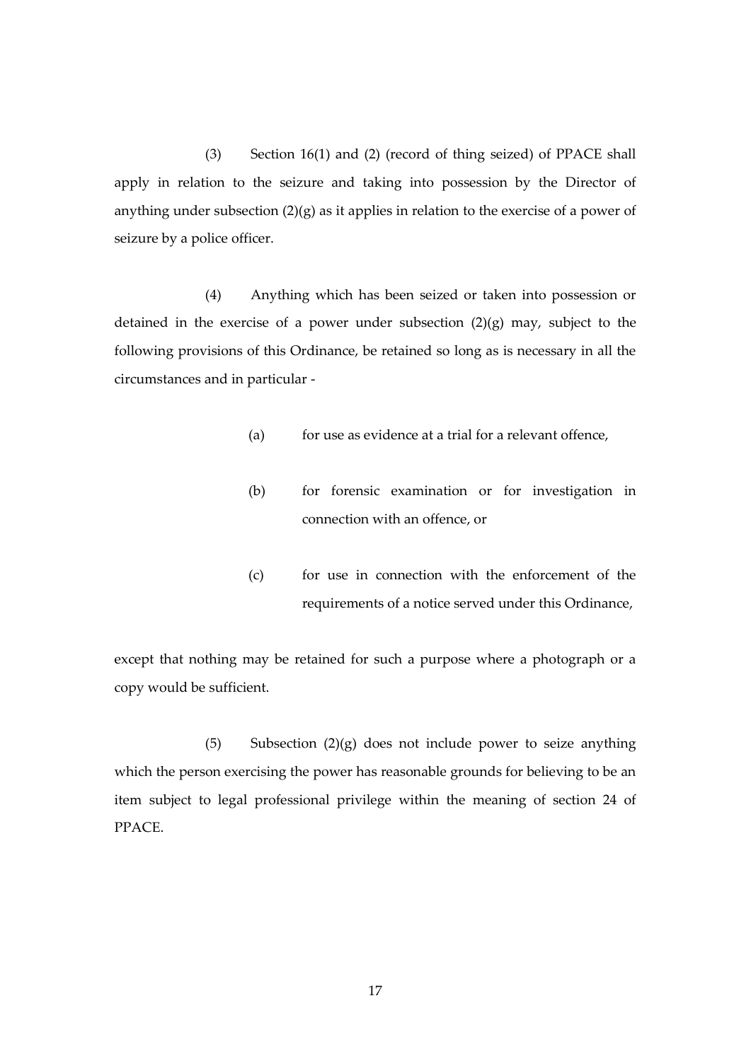(3) Section 16(1) and (2) (record of thing seized) of PPACE shall apply in relation to the seizure and taking into possession by the Director of anything under subsection (2)(g) as it applies in relation to the exercise of a power of seizure by a police officer.

(4) Anything which has been seized or taken into possession or detained in the exercise of a power under subsection (2)(g) may, subject to the following provisions of this Ordinance, be retained so long as is necessary in all the circumstances and in particular -

(a) for use as evidence at a trial for a relevant offence,

(b) for forensic examination or for investigation in connection with an offence, or

(c) for use in connection with the enforcement of the requirements of a notice served under this Ordinance,

except that nothing may be retained for such a purpose where a photograph or a copy would be sufficient.

(5) Subsection (2)(g) does not include power to seize anything which the person exercising the power has reasonable grounds for believing to be an item subject to legal professional privilege within the meaning of section 24 of PPACE.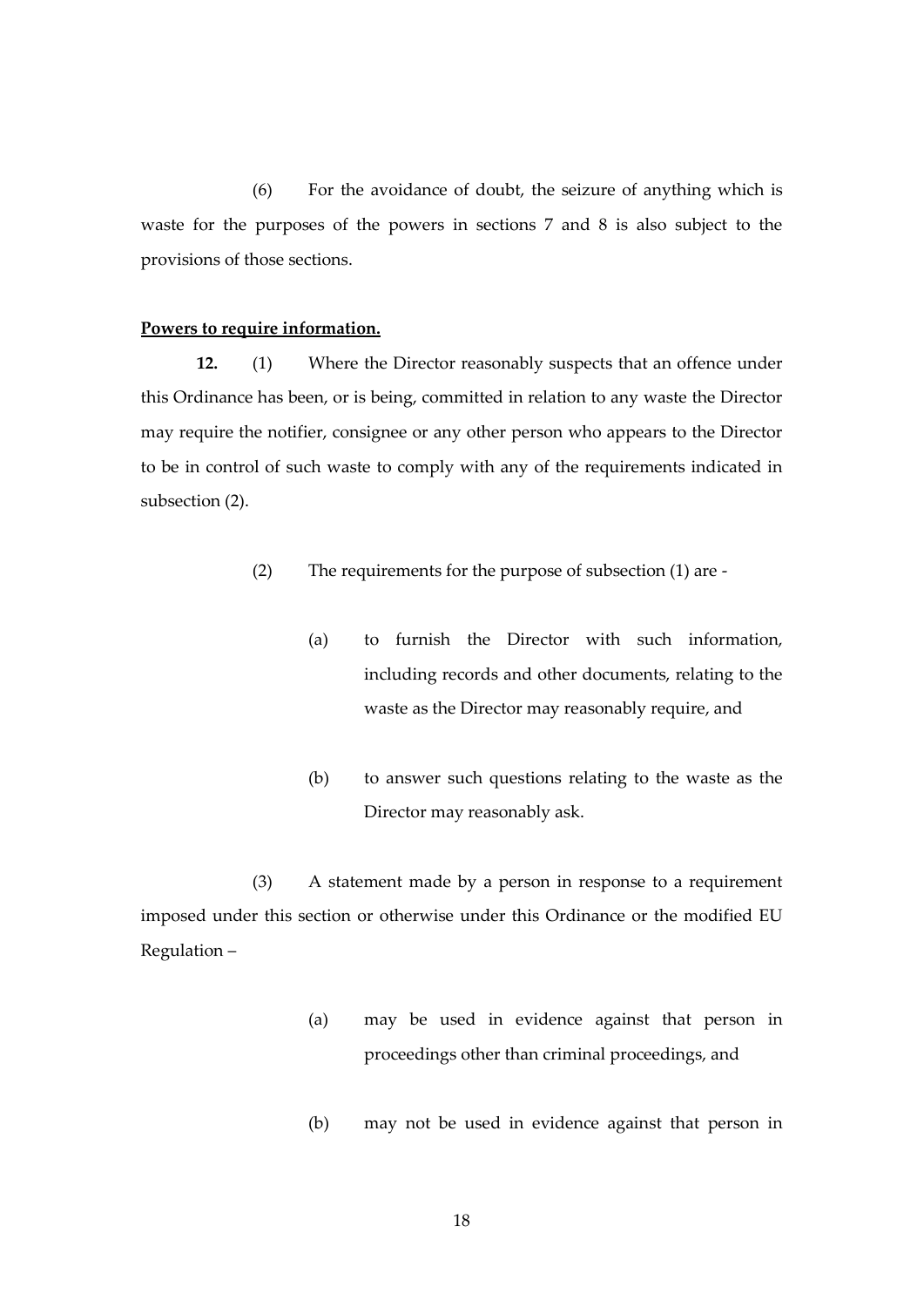(6) For the avoidance of doubt, the seizure of anything which is waste for the purposes of the powers in sections 7 and 8 is also subject to the provisions of those sections.

**Powers to require information.**

**12.** (1) Where the Director reasonably suspects that an offence under this Ordinance has been, or is being, committed in relation to any waste the Director may require the notifier, consignee or any other person who appears to the Director to be in control of such waste to comply with any of the requirements indicated in subsection (2).

(2) The requirements for the purpose of subsection (1) are -

(a) to furnish the Director with such information, including records and other documents, relating to the waste as the Director may reasonably require, and

(b) to answer such questions relating to the waste as the Director may reasonably ask.

(3) A statement made by a person in response to a requirement imposed under this section or otherwise under this Ordinance or the modified EU Regulation –

(a) may be used in evidence against that person in proceedings other than criminal proceedings, and

(b) may not be used in evidence against that person in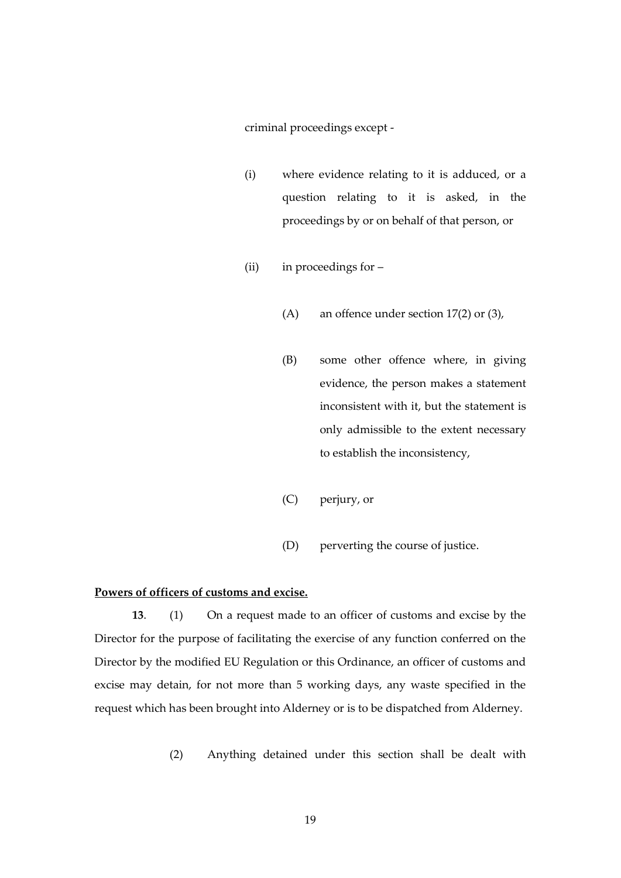criminal proceedings except -

(i) where evidence relating to it is adduced, or a question relating to it is asked, in the proceedings by or on behalf of that person, or

(ii) in proceedings for –

(A) an offence under section 17(2) or (3),

(B) some other offence where, in giving evidence, the person makes a statement inconsistent with it, but the statement is only admissible to the extent necessary to establish the inconsistency,

(C) perjury, or

(D) perverting the course of justice.

**Powers of officers of customs and excise.**

**13**. (1) On a request made to an officer of customs and excise by the Director for the purpose of facilitating the exercise of any function conferred on the Director by the modified EU Regulation or this Ordinance, an officer of customs and excise may detain, for not more than 5 working days, any waste specified in the request which has been brought into Alderney or is to be dispatched from Alderney.

(2) Anything detained under this section shall be dealt with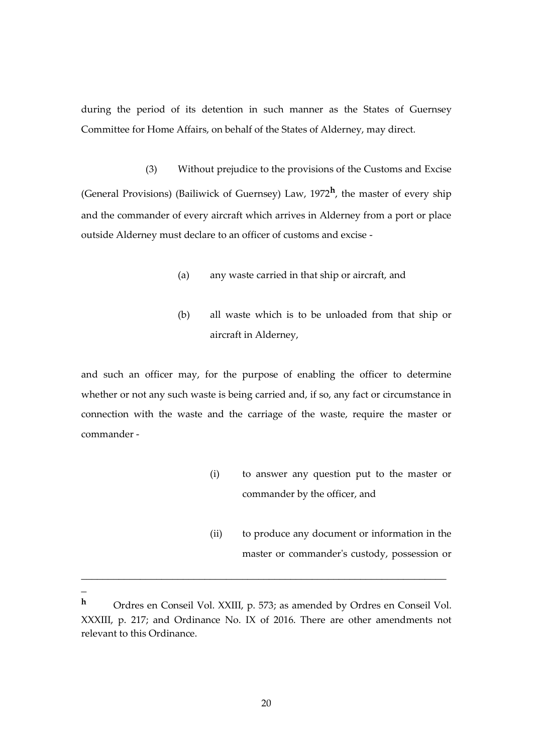during the period of its detention in such manner as the States of Guernsey Committee for Home Affairs, on behalf of the States of Alderney, may direct.

(3) Without prejudice to the provisions of the Customs and Excise (General Provisions) (Bailiwick of Guernsey) Law, 1972[h], the master of every ship and the commander of every aircraft which arrives in Alderney from a port or place outside Alderney must declare to an officer of customs and excise -

(a) any waste carried in that ship or aircraft, and

(b) all waste which is to be unloaded from that ship or aircraft in Alderney,

and such an officer may, for the purpose of enabling the officer to determine whether or not any such waste is being carried and, if so, any fact or circumstance in connection with the waste and the carriage of the waste, require the master or commander -

(i) to answer any question put to the master or commander by the officer, and

(ii) to produce any document or information in the master or commander's custody, possession or

---

[h] Ordres en Conseil Vol. XXIII, p. 573; as amended by Ordres en Conseil Vol. XXXIII, p. 217; and Ordinance No. IX of 2016. There are other amendments not relevant to this Ordinance.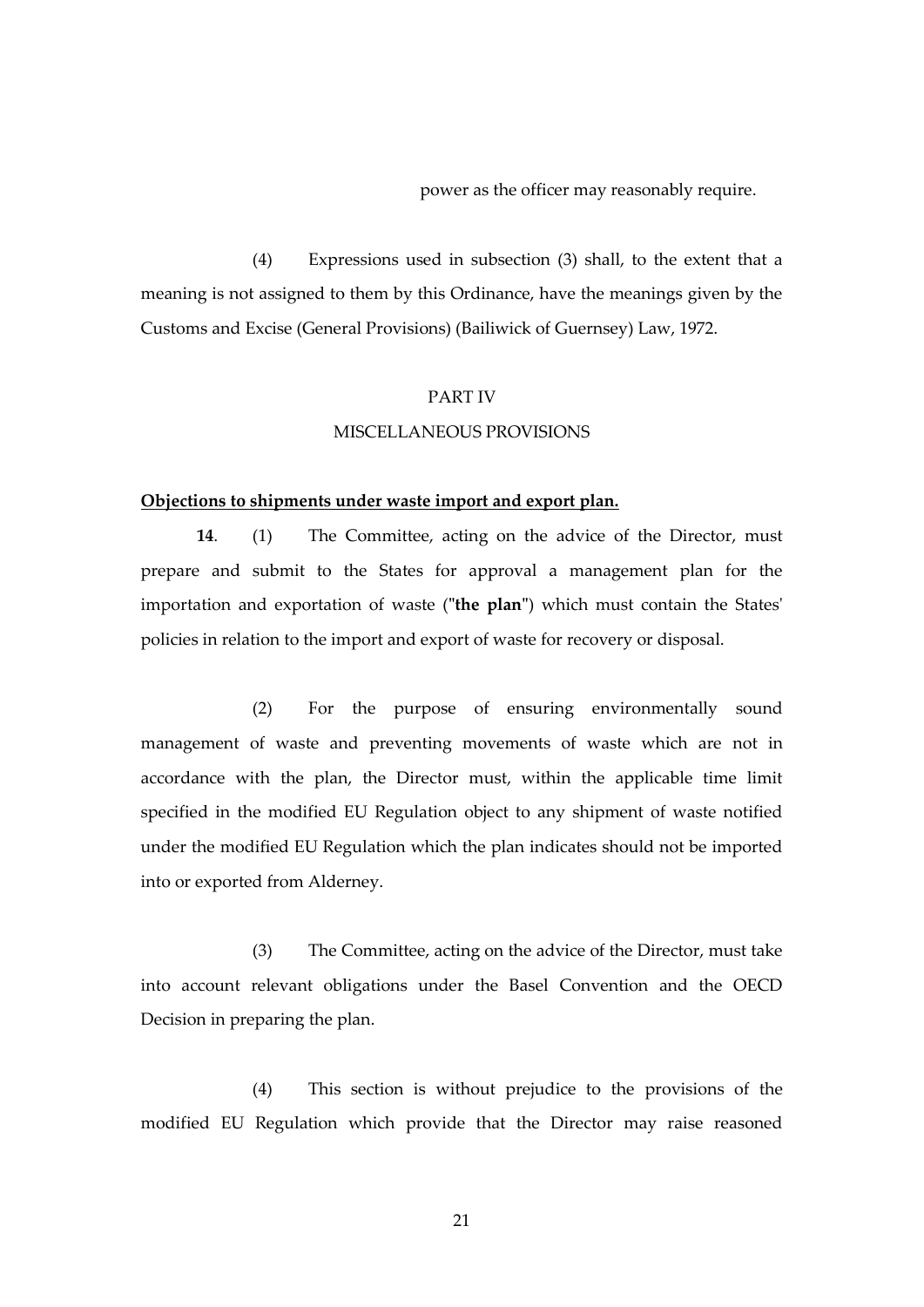power as the officer may reasonably require.

(4) Expressions used in subsection (3) shall, to the extent that a meaning is not assigned to them by this Ordinance, have the meanings given by the Customs and Excise (General Provisions) (Bailiwick of Guernsey) Law, 1972.

## PART IV

## MISCELLANEOUS PROVISIONS

**Objections to shipments under waste import and export plan.**

**14**. (1) The Committee, acting on the advice of the Director, must prepare and submit to the States for approval a management plan for the importation and exportation of waste ("**the plan**") which must contain the States' policies in relation to the import and export of waste for recovery or disposal.

(2) For the purpose of ensuring environmentally sound management of waste and preventing movements of waste which are not in accordance with the plan, the Director must, within the applicable time limit specified in the modified EU Regulation object to any shipment of waste notified under the modified EU Regulation which the plan indicates should not be imported into or exported from Alderney.

(3) The Committee, acting on the advice of the Director, must take into account relevant obligations under the Basel Convention and the OECD Decision in preparing the plan.

(4) This section is without prejudice to the provisions of the modified EU Regulation which provide that the Director may raise reasoned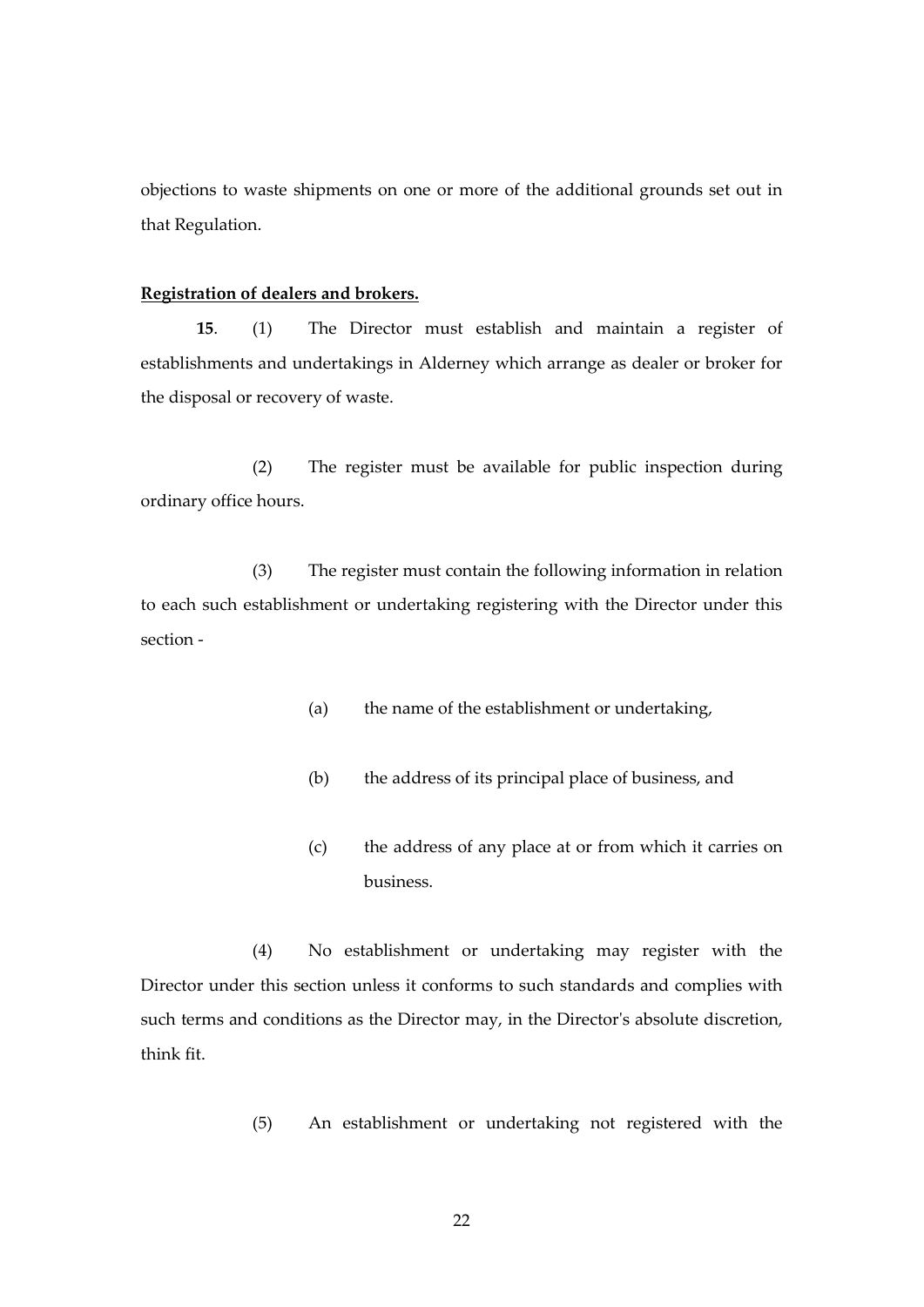objections to waste shipments on one or more of the additional grounds set out in that Regulation.

**Registration of dealers and brokers.**

**15**. (1) The Director must establish and maintain a register of establishments and undertakings in Alderney which arrange as dealer or broker for the disposal or recovery of waste.

(2) The register must be available for public inspection during ordinary office hours.

(3) The register must contain the following information in relation to each such establishment or undertaking registering with the Director under this section -

(a) the name of the establishment or undertaking,

(b) the address of its principal place of business, and

(c) the address of any place at or from which it carries on business.

(4) No establishment or undertaking may register with the Director under this section unless it conforms to such standards and complies with such terms and conditions as the Director may, in the Director's absolute discretion, think fit.

(5) An establishment or undertaking not registered with the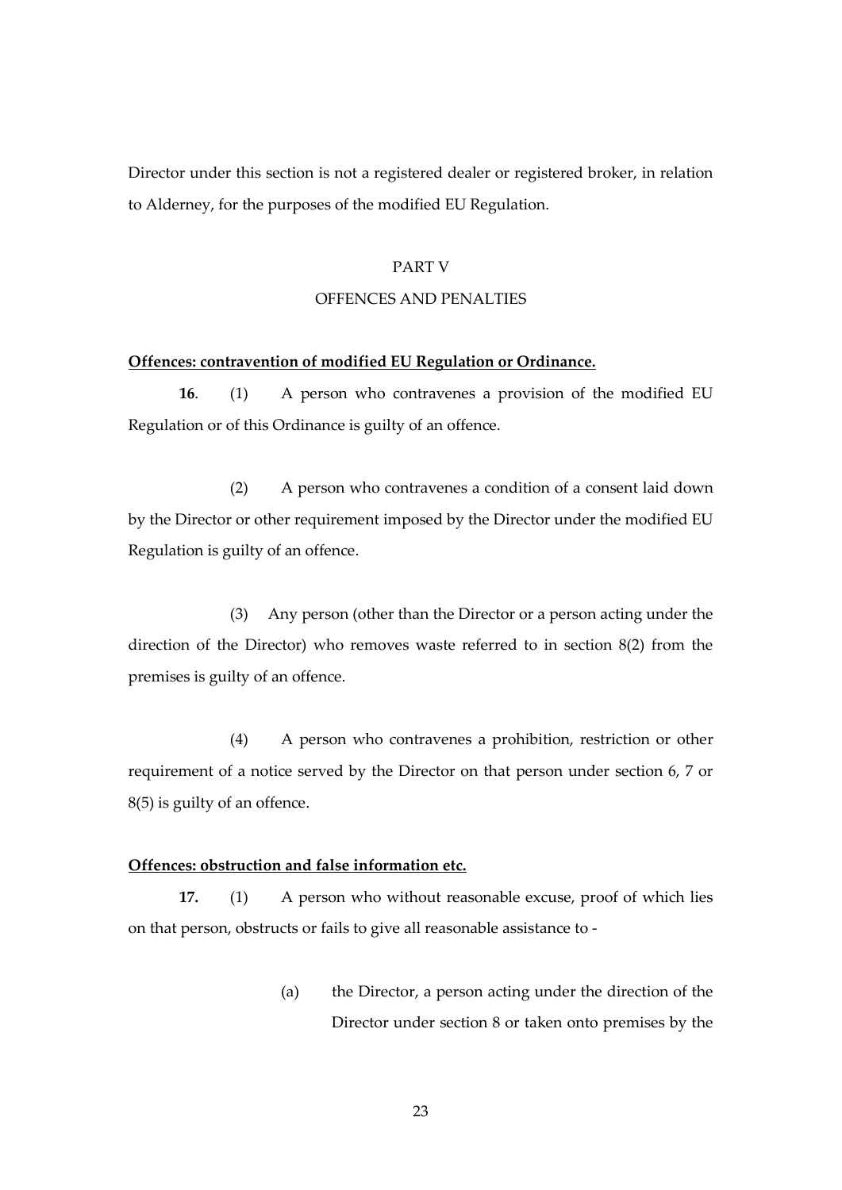Director under this section is not a registered dealer or registered broker, in relation to Alderney, for the purposes of the modified EU Regulation.

PART V

OFFENCES AND PENALTIES

**Offences: contravention of modified EU Regulation or Ordinance.**

**16**. (1) A person who contravenes a provision of the modified EU Regulation or of this Ordinance is guilty of an offence.

(2) A person who contravenes a condition of a consent laid down by the Director or other requirement imposed by the Director under the modified EU Regulation is guilty of an offence.

(3) Any person (other than the Director or a person acting under the direction of the Director) who removes waste referred to in section 8(2) from the premises is guilty of an offence.

(4) A person who contravenes a prohibition, restriction or other requirement of a notice served by the Director on that person under section 6, 7 or 8(5) is guilty of an offence.

**Offences: obstruction and false information etc.**

**17.** (1) A person who without reasonable excuse, proof of which lies on that person, obstructs or fails to give all reasonable assistance to -

(a) the Director, a person acting under the direction of the Director under section 8 or taken onto premises by the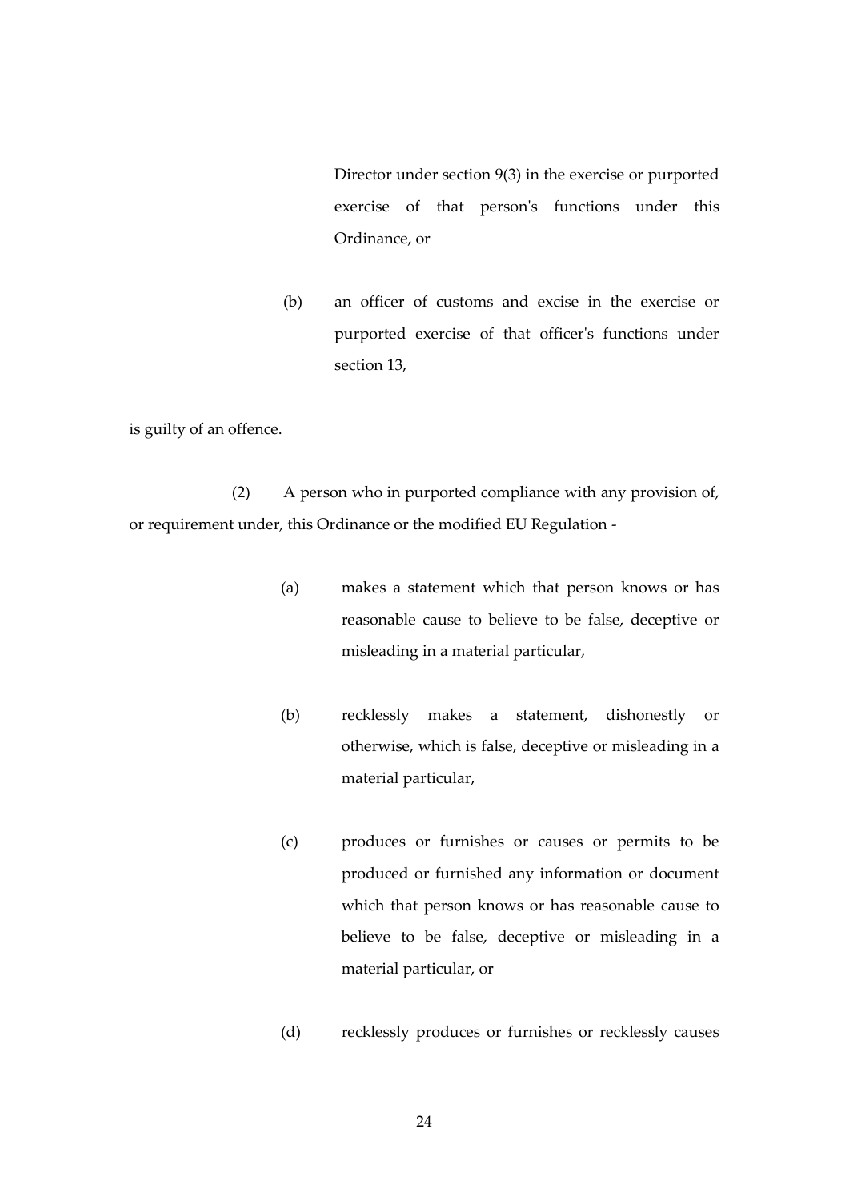Director under section 9(3) in the exercise or purported exercise of that person's functions under this Ordinance, or

(b) an officer of customs and excise in the exercise or purported exercise of that officer's functions under section 13,

is guilty of an offence.

(2) A person who in purported compliance with any provision of, or requirement under, this Ordinance or the modified EU Regulation -

(a) makes a statement which that person knows or has reasonable cause to believe to be false, deceptive or misleading in a material particular,

(b) recklessly makes a statement, dishonestly or otherwise, which is false, deceptive or misleading in a material particular,

(c) produces or furnishes or causes or permits to be produced or furnished any information or document which that person knows or has reasonable cause to believe to be false, deceptive or misleading in a material particular, or

(d) recklessly produces or furnishes or recklessly causes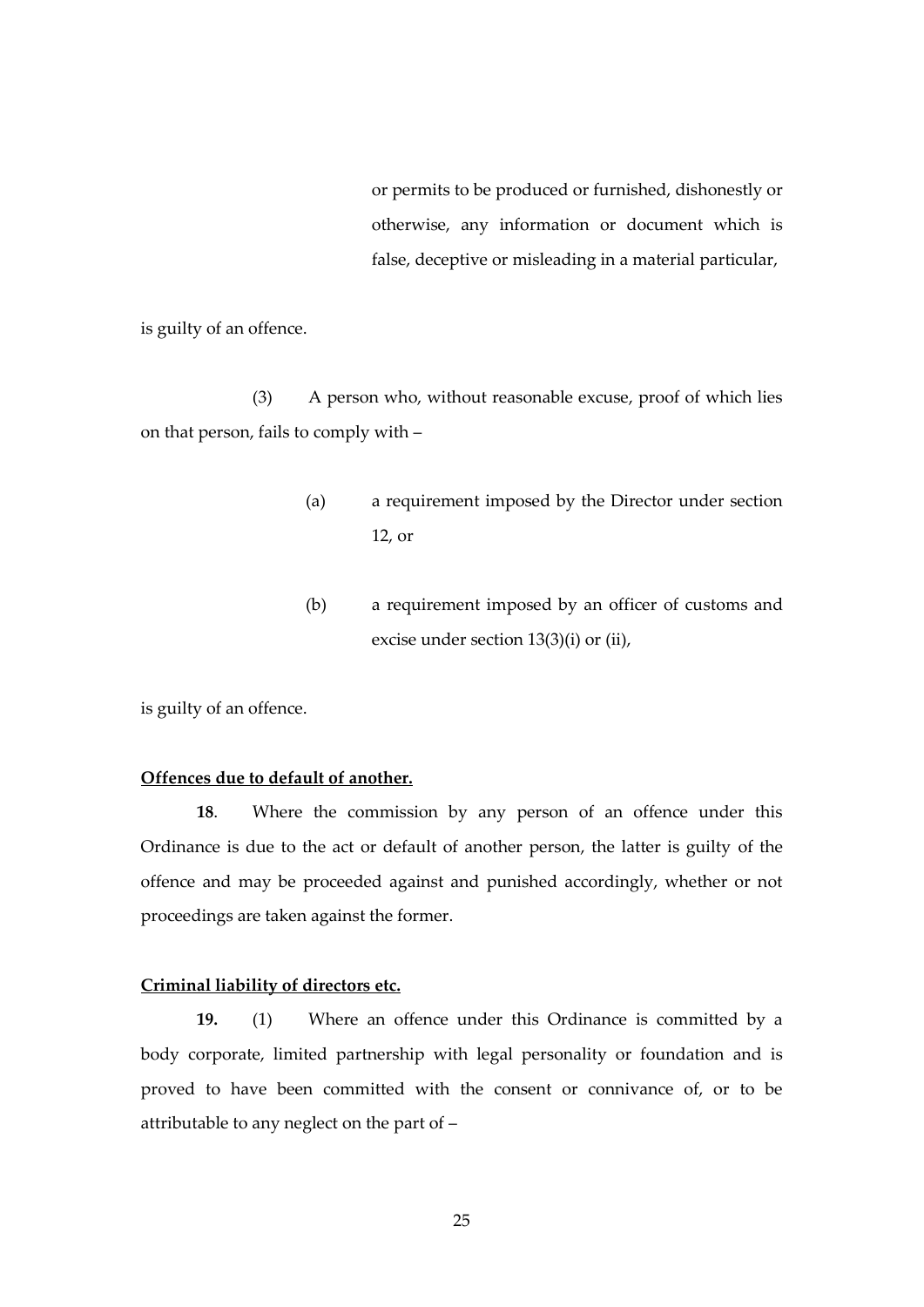or permits to be produced or furnished, dishonestly or otherwise, any information or document which is false, deceptive or misleading in a material particular,

is guilty of an offence.

(3) A person who, without reasonable excuse, proof of which lies on that person, fails to comply with –

(a) a requirement imposed by the Director under section 12, or

(b) a requirement imposed by an officer of customs and excise under section 13(3)(i) or (ii),

is guilty of an offence.

**Offences due to default of another.**

**18**. Where the commission by any person of an offence under this Ordinance is due to the act or default of another person, the latter is guilty of the offence and may be proceeded against and punished accordingly, whether or not proceedings are taken against the former.

**Criminal liability of directors etc.**

**19.** (1) Where an offence under this Ordinance is committed by a body corporate, limited partnership with legal personality or foundation and is proved to have been committed with the consent or connivance of, or to be attributable to any neglect on the part of –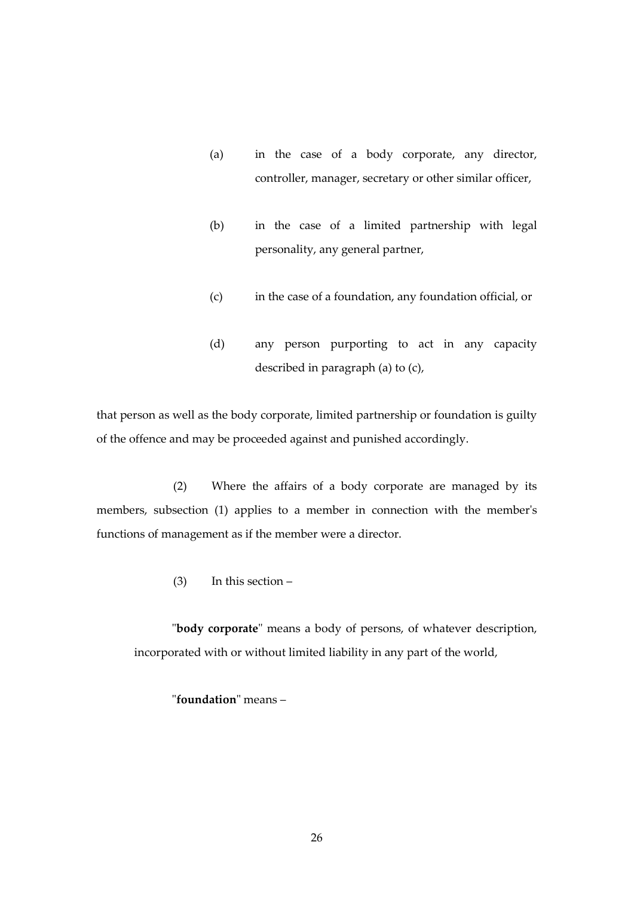(a) in the case of a body corporate, any director, controller, manager, secretary or other similar officer,

(b) in the case of a limited partnership with legal personality, any general partner,

(c) in the case of a foundation, any foundation official, or

(d) any person purporting to act in any capacity described in paragraph (a) to (c),

that person as well as the body corporate, limited partnership or foundation is guilty of the offence and may be proceeded against and punished accordingly.

(2) Where the affairs of a body corporate are managed by its members, subsection (1) applies to a member in connection with the member's functions of management as if the member were a director.

(3) In this section –

"**body corporate**" means a body of persons, of whatever description, incorporated with or without limited liability in any part of the world,

"**foundation**" means –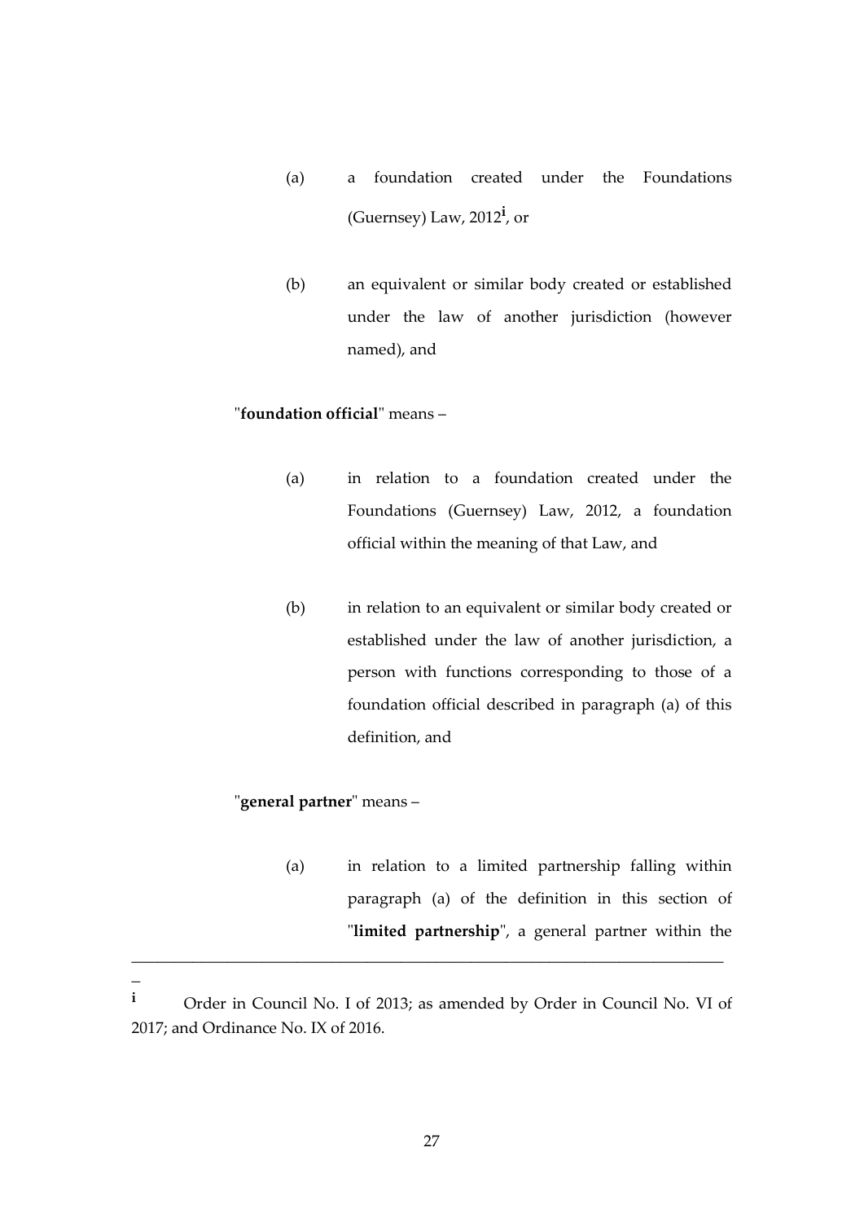(a) a foundation created under the Foundations (Guernsey) Law, 2012[i], or

(b) an equivalent or similar body created or established under the law of another jurisdiction (however named), and

"**foundation official**" means –

(a) in relation to a foundation created under the Foundations (Guernsey) Law, 2012, a foundation official within the meaning of that Law, and

(b) in relation to an equivalent or similar body created or established under the law of another jurisdiction, a person with functions corresponding to those of a foundation official described in paragraph (a) of this definition, and

"**general partner**" means –

(a) in relation to a limited partnership falling within paragraph (a) of the definition in this section of "**limited partnership**", a general partner within the

---

[i] Order in Council No. I of 2013; as amended by Order in Council No. VI of 2017; and Ordinance No. IX of 2016.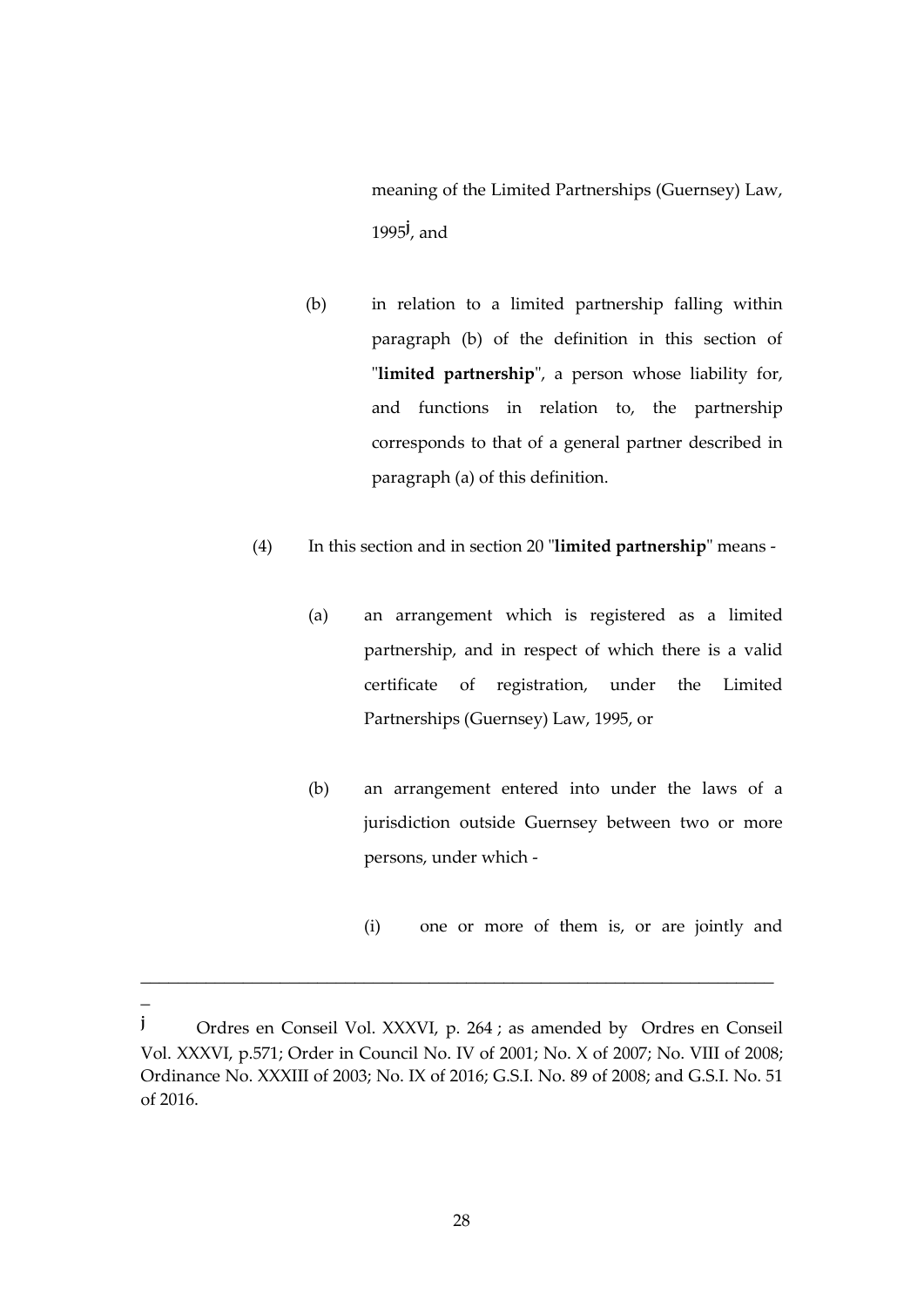meaning of the Limited Partnerships (Guernsey) Law, 1995[j], and

(b) in relation to a limited partnership falling within paragraph (b) of the definition in this section of "**limited partnership**", a person whose liability for, and functions in relation to, the partnership corresponds to that of a general partner described in paragraph (a) of this definition.

(4) In this section and in section 20 "**limited partnership**" means -

(a) an arrangement which is registered as a limited partnership, and in respect of which there is a valid certificate of registration, under the Limited Partnerships (Guernsey) Law, 1995, or

(b) an arrangement entered into under the laws of a jurisdiction outside Guernsey between two or more persons, under which -

(i) one or more of them is, or are jointly and

---

[j] Ordres en Conseil Vol. XXXVI, p. 264 ; as amended by Ordres en Conseil Vol. XXXVI, p.571; Order in Council No. IV of 2001; No. X of 2007; No. VIII of 2008; Ordinance No. XXXIII of 2003; No. IX of 2016; G.S.I. No. 89 of 2008; and G.S.I. No. 51 of 2016.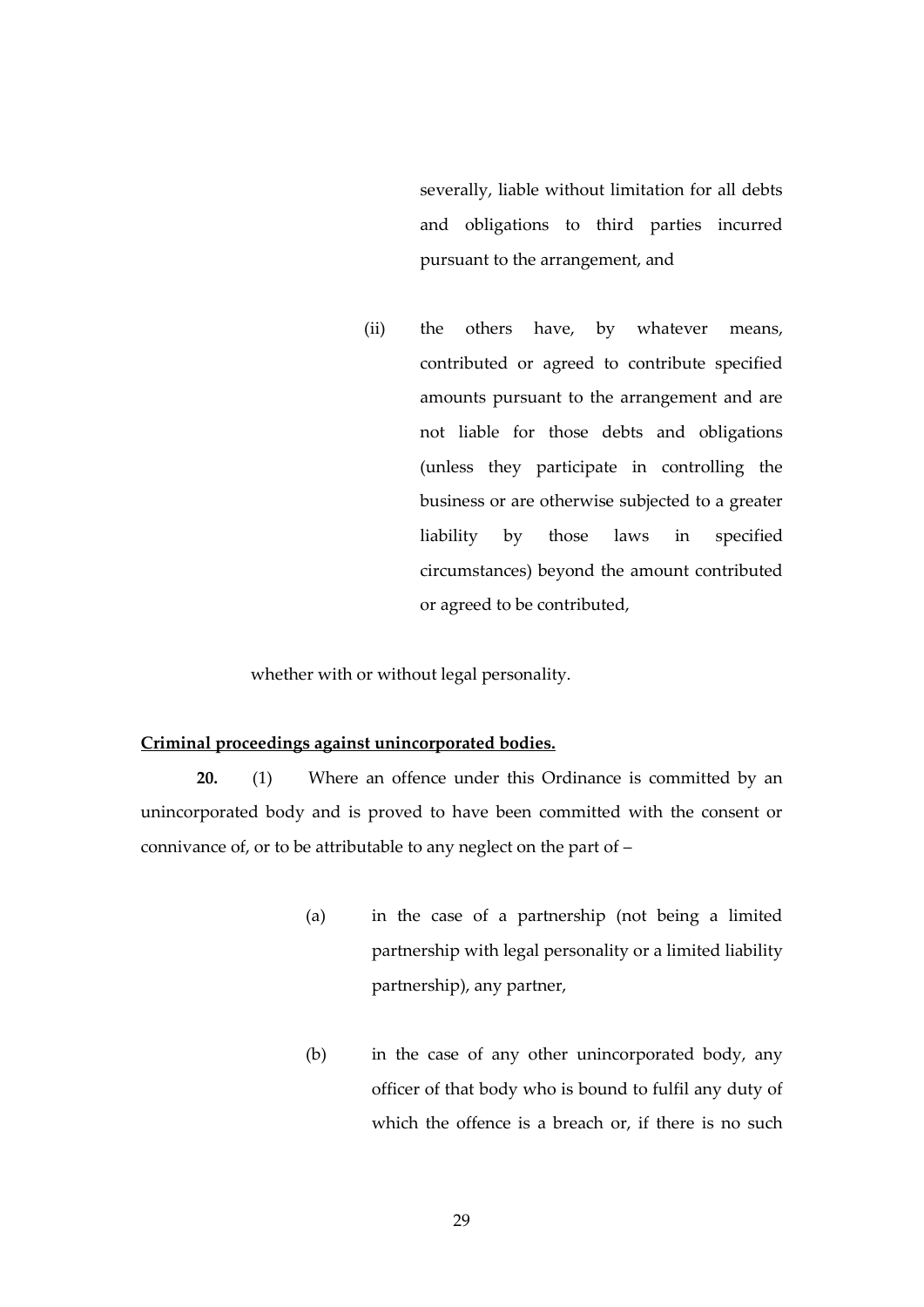severally, liable without limitation for all debts and obligations to third parties incurred pursuant to the arrangement, and

(ii) the others have, by whatever means, contributed or agreed to contribute specified amounts pursuant to the arrangement and are not liable for those debts and obligations (unless they participate in controlling the business or are otherwise subjected to a greater liability by those laws in specified circumstances) beyond the amount contributed or agreed to be contributed,

whether with or without legal personality.

**Criminal proceedings against unincorporated bodies.**

**20.** (1) Where an offence under this Ordinance is committed by an unincorporated body and is proved to have been committed with the consent or connivance of, or to be attributable to any neglect on the part of –

(a) in the case of a partnership (not being a limited partnership with legal personality or a limited liability partnership), any partner,

(b) in the case of any other unincorporated body, any officer of that body who is bound to fulfil any duty of which the offence is a breach or, if there is no such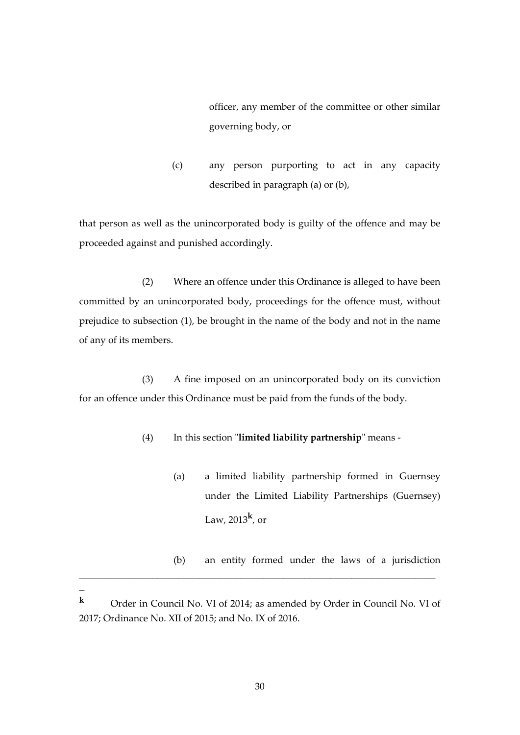officer, any member of the committee or other similar governing body, or

(c) any person purporting to act in any capacity described in paragraph (a) or (b),

that person as well as the unincorporated body is guilty of the offence and may be proceeded against and punished accordingly.

(2) Where an offence under this Ordinance is alleged to have been committed by an unincorporated body, proceedings for the offence must, without prejudice to subsection (1), be brought in the name of the body and not in the name of any of its members.

(3) A fine imposed on an unincorporated body on its conviction for an offence under this Ordinance must be paid from the funds of the body.

(4) In this section "**limited liability partnership**" means -

(a) a limited liability partnership formed in Guernsey under the Limited Liability Partnerships (Guernsey) Law, 2013[k], or

(b) an entity formed under the laws of a jurisdiction

---

[k] Order in Council No. VI of 2014; as amended by Order in Council No. VI of 2017; Ordinance No. XII of 2015; and No. IX of 2016.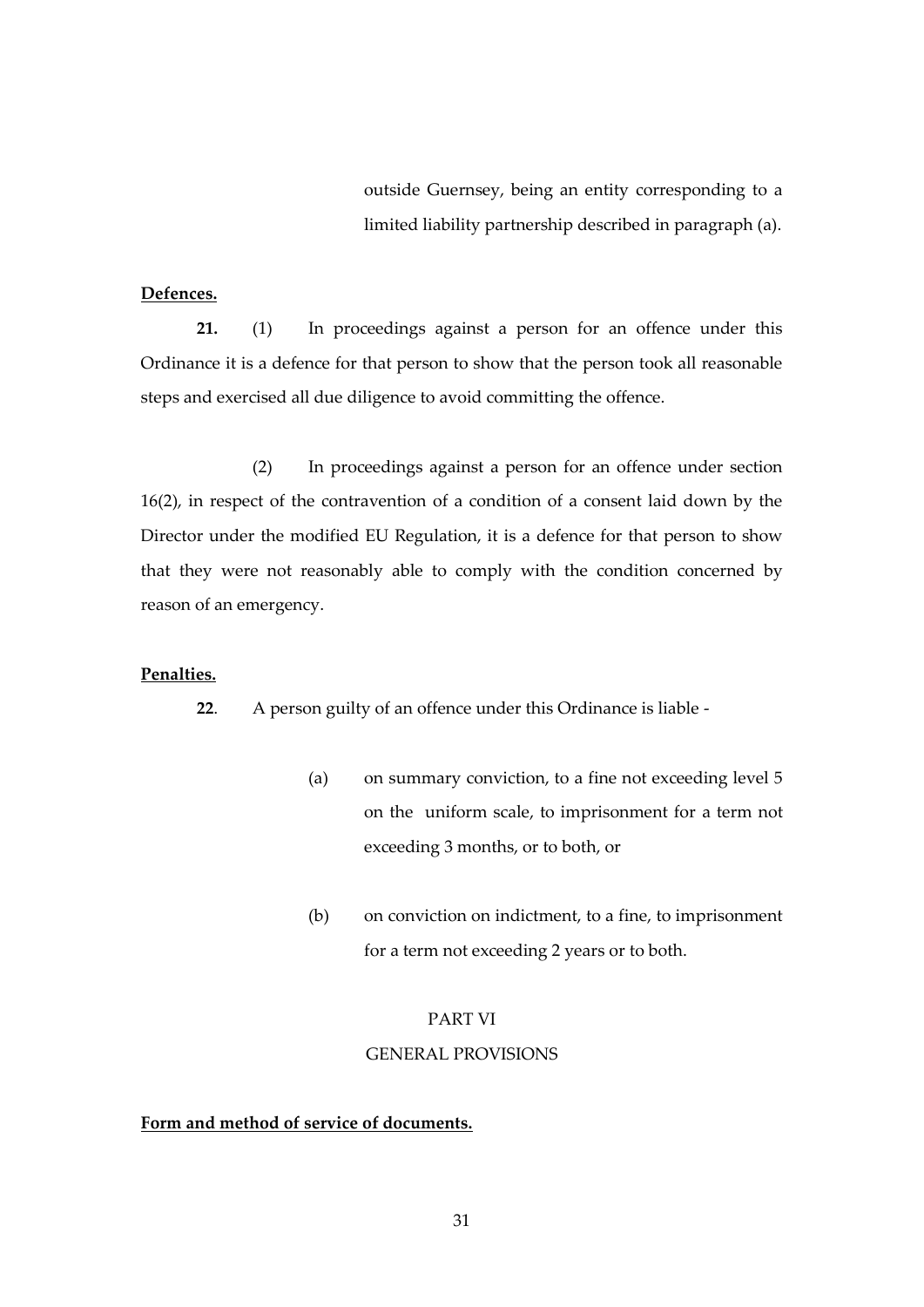outside Guernsey, being an entity corresponding to a limited liability partnership described in paragraph (a).

**Defences.**

**21.** (1) In proceedings against a person for an offence under this Ordinance it is a defence for that person to show that the person took all reasonable steps and exercised all due diligence to avoid committing the offence.

(2) In proceedings against a person for an offence under section 16(2), in respect of the contravention of a condition of a consent laid down by the Director under the modified EU Regulation, it is a defence for that person to show that they were not reasonably able to comply with the condition concerned by reason of an emergency.

**Penalties.**

**22**. A person guilty of an offence under this Ordinance is liable -

(a) on summary conviction, to a fine not exceeding level 5 on the uniform scale, to imprisonment for a term not exceeding 3 months, or to both, or

(b) on conviction on indictment, to a fine, to imprisonment for a term not exceeding 2 years or to both.

## PART VI
## GENERAL PROVISIONS

**Form and method of service of documents.**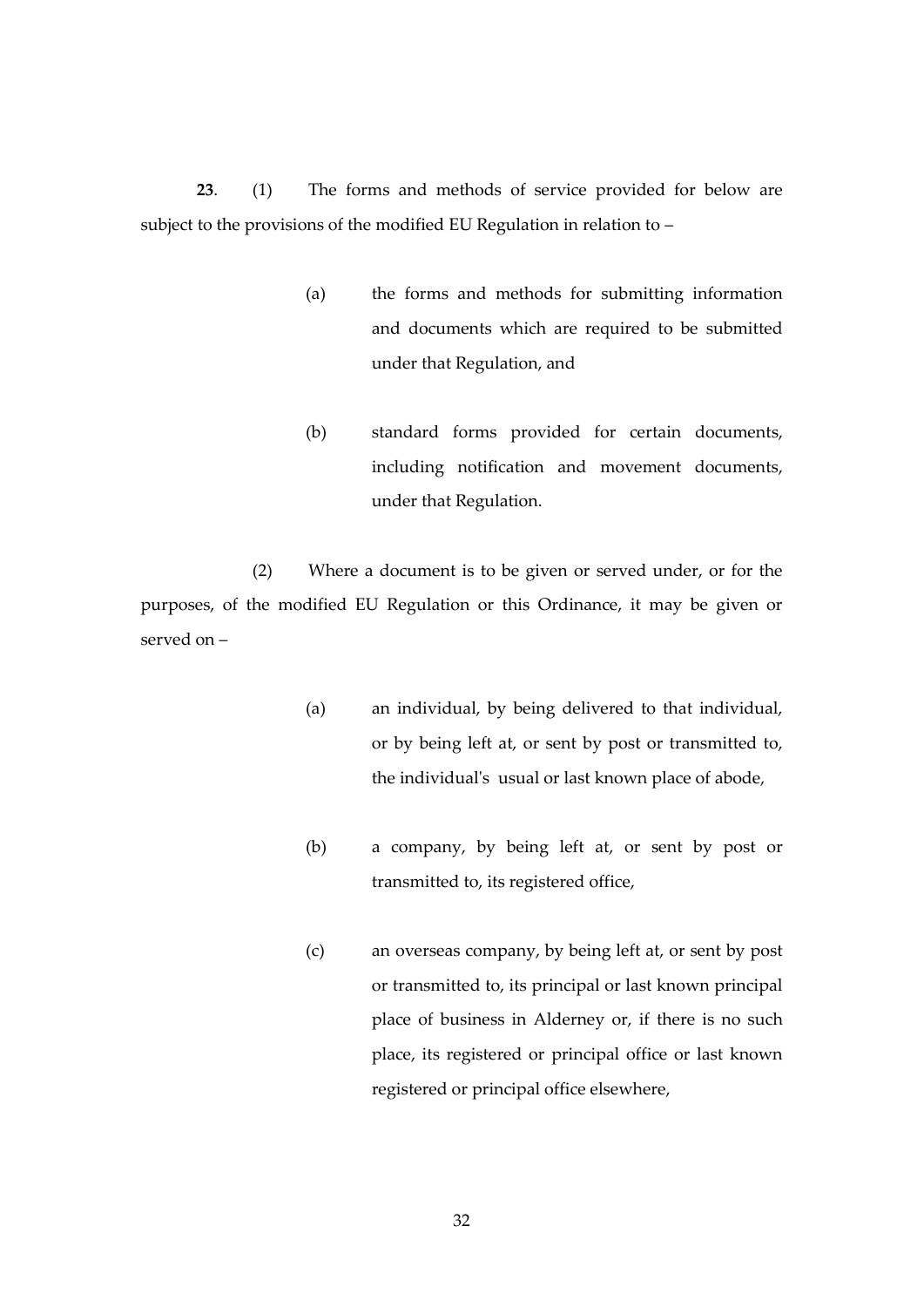**23**. (1) The forms and methods of service provided for below are subject to the provisions of the modified EU Regulation in relation to –

(a) the forms and methods for submitting information and documents which are required to be submitted under that Regulation, and

(b) standard forms provided for certain documents, including notification and movement documents, under that Regulation.

(2) Where a document is to be given or served under, or for the purposes, of the modified EU Regulation or this Ordinance, it may be given or served on –

(a) an individual, by being delivered to that individual, or by being left at, or sent by post or transmitted to, the individual's usual or last known place of abode,

(b) a company, by being left at, or sent by post or transmitted to, its registered office,

(c) an overseas company, by being left at, or sent by post or transmitted to, its principal or last known principal place of business in Alderney or, if there is no such place, its registered or principal office or last known registered or principal office elsewhere,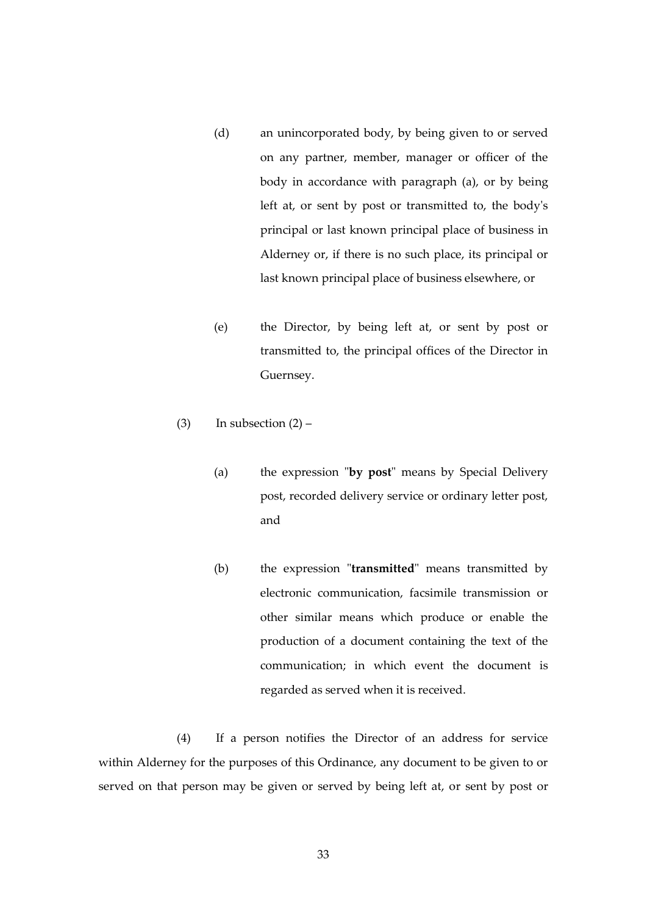(d) an unincorporated body, by being given to or served on any partner, member, manager or officer of the body in accordance with paragraph (a), or by being left at, or sent by post or transmitted to, the body's principal or last known principal place of business in Alderney or, if there is no such place, its principal or last known principal place of business elsewhere, or

(e) the Director, by being left at, or sent by post or transmitted to, the principal offices of the Director in Guernsey.

(3) In subsection (2) –

(a) the expression "**by post**" means by Special Delivery post, recorded delivery service or ordinary letter post, and

(b) the expression "**transmitted**" means transmitted by electronic communication, facsimile transmission or other similar means which produce or enable the production of a document containing the text of the communication; in which event the document is regarded as served when it is received.

(4) If a person notifies the Director of an address for service within Alderney for the purposes of this Ordinance, any document to be given to or served on that person may be given or served by being left at, or sent by post or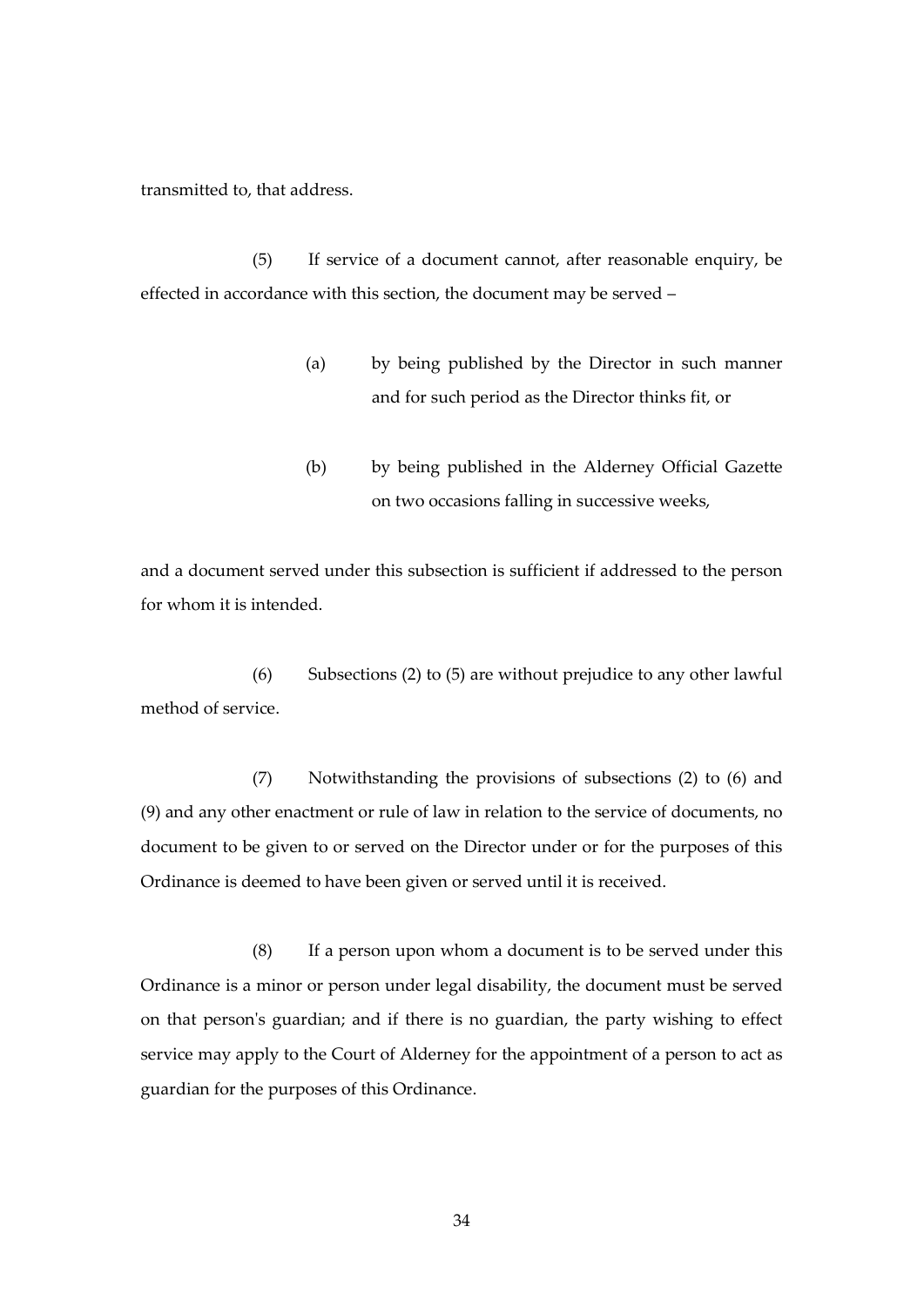transmitted to, that address.

(5) If service of a document cannot, after reasonable enquiry, be effected in accordance with this section, the document may be served –

> (a) by being published by the Director in such manner and for such period as the Director thinks fit, or
>
> (b) by being published in the Alderney Official Gazette on two occasions falling in successive weeks,

and a document served under this subsection is sufficient if addressed to the person for whom it is intended.

(6) Subsections (2) to (5) are without prejudice to any other lawful method of service.

(7) Notwithstanding the provisions of subsections (2) to (6) and (9) and any other enactment or rule of law in relation to the service of documents, no document to be given to or served on the Director under or for the purposes of this Ordinance is deemed to have been given or served until it is received.

(8) If a person upon whom a document is to be served under this Ordinance is a minor or person under legal disability, the document must be served on that person's guardian; and if there is no guardian, the party wishing to effect service may apply to the Court of Alderney for the appointment of a person to act as guardian for the purposes of this Ordinance.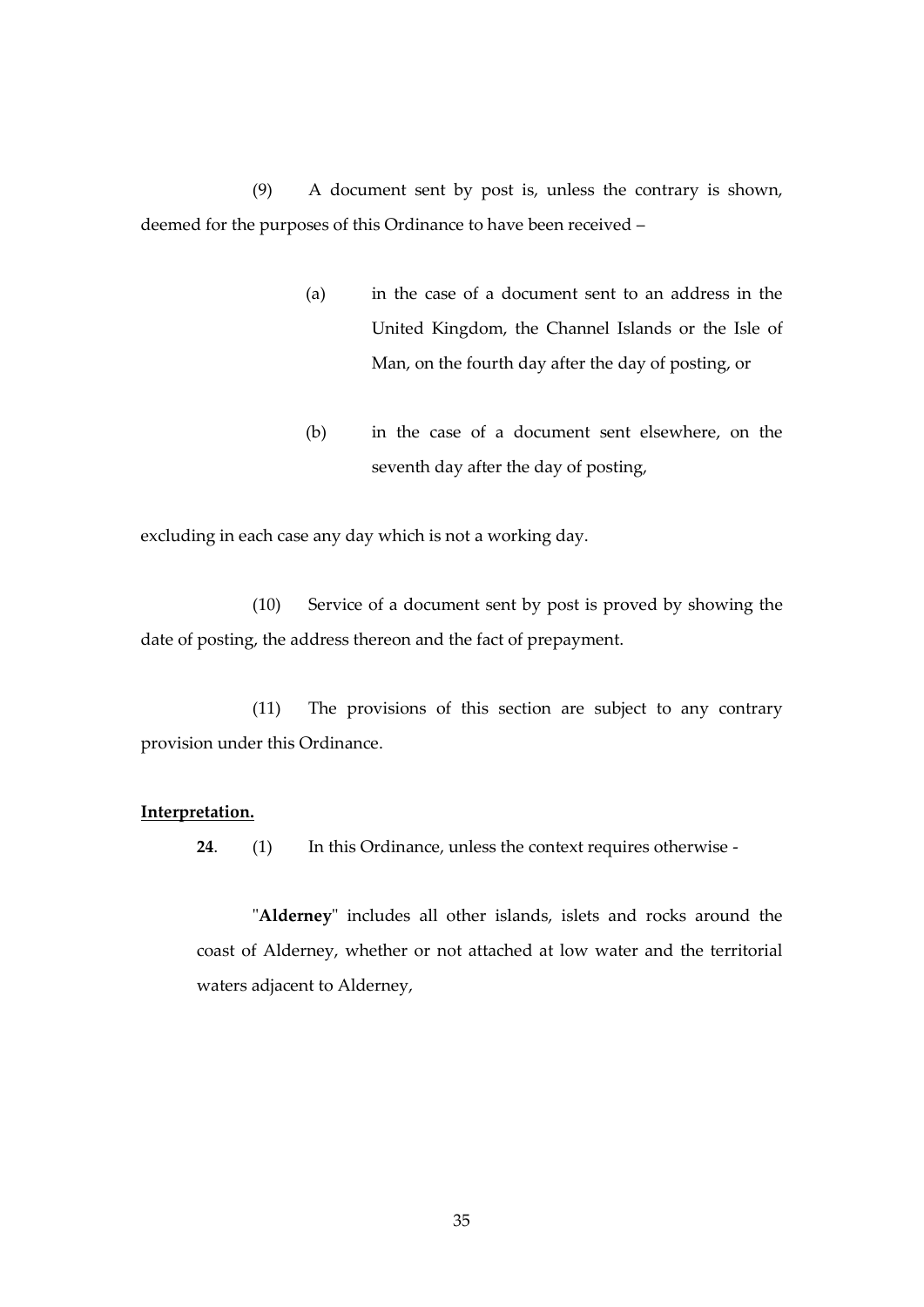(9) A document sent by post is, unless the contrary is shown, deemed for the purposes of this Ordinance to have been received –

(a) in the case of a document sent to an address in the United Kingdom, the Channel Islands or the Isle of Man, on the fourth day after the day of posting, or

(b) in the case of a document sent elsewhere, on the seventh day after the day of posting,

excluding in each case any day which is not a working day.

(10) Service of a document sent by post is proved by showing the date of posting, the address thereon and the fact of prepayment.

(11) The provisions of this section are subject to any contrary provision under this Ordinance.

**Interpretation.**

**24**. (1) In this Ordinance, unless the context requires otherwise -

"**Alderney**" includes all other islands, islets and rocks around the coast of Alderney, whether or not attached at low water and the territorial waters adjacent to Alderney,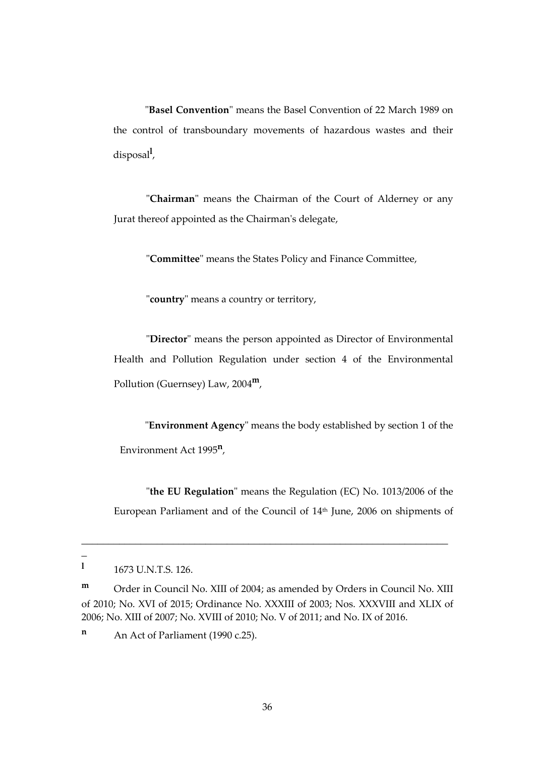"**Basel Convention**" means the Basel Convention of 22 March 1989 on the control of transboundary movements of hazardous wastes and their disposal[l],

"**Chairman**" means the Chairman of the Court of Alderney or any Jurat thereof appointed as the Chairman's delegate,

"**Committee**" means the States Policy and Finance Committee,

"**country**" means a country or territory,

"**Director**" means the person appointed as Director of Environmental Health and Pollution Regulation under section 4 of the Environmental Pollution (Guernsey) Law, 2004[m],

"**Environment Agency**" means the body established by section 1 of the Environment Act 1995[n],

"**the EU Regulation**" means the Regulation (EC) No. 1013/2006 of the European Parliament and of the Council of 14th June, 2006 on shipments of

---

[l] 1673 U.N.T.S. 126.

[m] Order in Council No. XIII of 2004; as amended by Orders in Council No. XIII of 2010; No. XVI of 2015; Ordinance No. XXXIII of 2003; Nos. XXXVIII and XLIX of 2006; No. XIII of 2007; No. XVIII of 2010; No. V of 2011; and No. IX of 2016.

[n] An Act of Parliament (1990 c.25).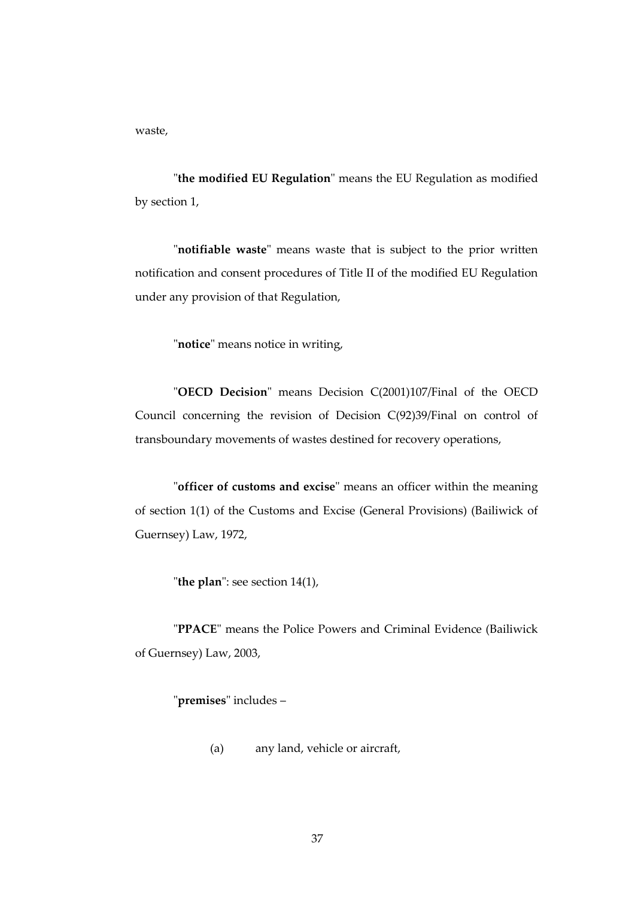waste,

"**the modified EU Regulation**" means the EU Regulation as modified by section 1,

"**notifiable waste**" means waste that is subject to the prior written notification and consent procedures of Title II of the modified EU Regulation under any provision of that Regulation,

"**notice**" means notice in writing,

"**OECD Decision**" means Decision C(2001)107/Final of the OECD Council concerning the revision of Decision C(92)39/Final on control of transboundary movements of wastes destined for recovery operations,

"**officer of customs and excise**" means an officer within the meaning of section 1(1) of the Customs and Excise (General Provisions) (Bailiwick of Guernsey) Law, 1972,

"**the plan**": see section 14(1),

"**PPACE**" means the Police Powers and Criminal Evidence (Bailiwick of Guernsey) Law, 2003,

"**premises**" includes –

(a) any land, vehicle or aircraft,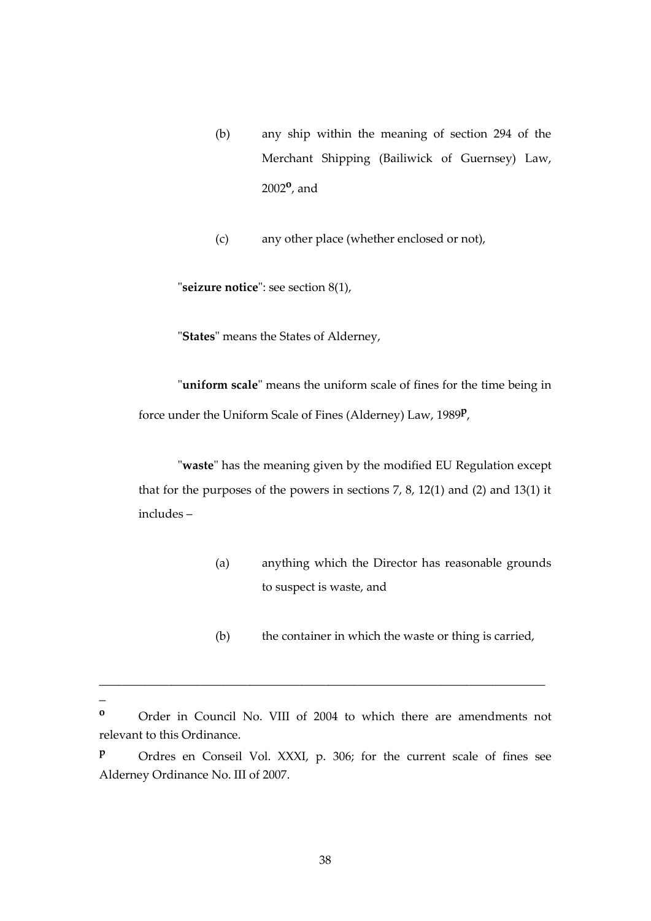(b) any ship within the meaning of section 294 of the Merchant Shipping (Bailiwick of Guernsey) Law, 2002[o], and

(c) any other place (whether enclosed or not),

"**seizure notice**": see section 8(1),

"**States**" means the States of Alderney,

"**uniform scale**" means the uniform scale of fines for the time being in force under the Uniform Scale of Fines (Alderney) Law, 1989[p],

"**waste**" has the meaning given by the modified EU Regulation except that for the purposes of the powers in sections 7, 8, 12(1) and (2) and 13(1) it includes –

(a) anything which the Director has reasonable grounds to suspect is waste, and

(b) the container in which the waste or thing is carried,

---

[o] Order in Council No. VIII of 2004 to which there are amendments not relevant to this Ordinance.

[p] Ordres en Conseil Vol. XXXI, p. 306; for the current scale of fines see Alderney Ordinance No. III of 2007.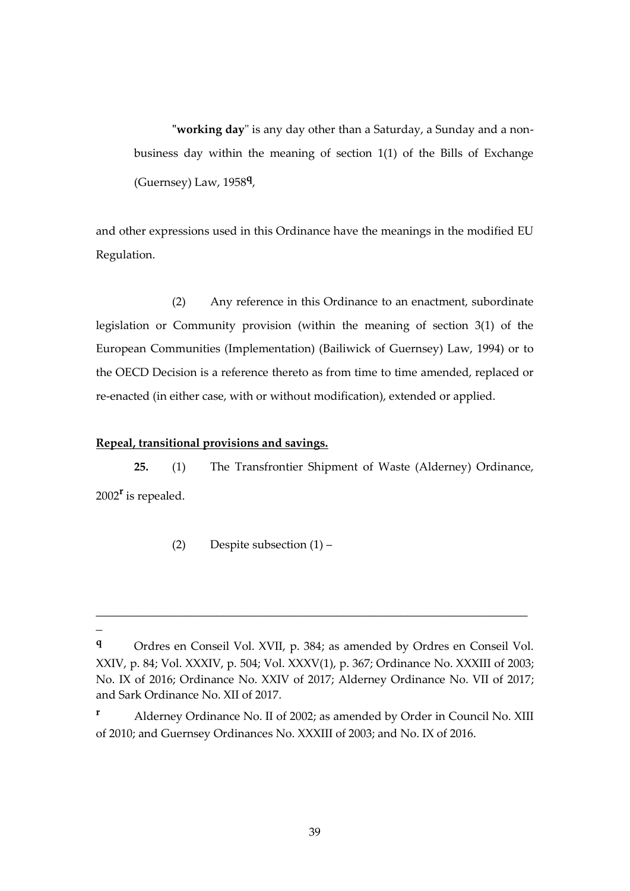"**working day**" is any day other than a Saturday, a Sunday and a non-business day within the meaning of section 1(1) of the Bills of Exchange (Guernsey) Law, 1958[q],

and other expressions used in this Ordinance have the meanings in the modified EU Regulation.

(2) Any reference in this Ordinance to an enactment, subordinate legislation or Community provision (within the meaning of section 3(1) of the European Communities (Implementation) (Bailiwick of Guernsey) Law, 1994) or to the OECD Decision is a reference thereto as from time to time amended, replaced or re-enacted (in either case, with or without modification), extended or applied.

**Repeal, transitional provisions and savings.**

**25.** (1) The Transfrontier Shipment of Waste (Alderney) Ordinance, 2002[r] is repealed.

(2) Despite subsection (1) –

---

[q] Ordres en Conseil Vol. XVII, p. 384; as amended by Ordres en Conseil Vol. XXIV, p. 84; Vol. XXXIV, p. 504; Vol. XXXV(1), p. 367; Ordinance No. XXXIII of 2003; No. IX of 2016; Ordinance No. XXIV of 2017; Alderney Ordinance No. VII of 2017; and Sark Ordinance No. XII of 2017.

[r] Alderney Ordinance No. II of 2002; as amended by Order in Council No. XIII of 2010; and Guernsey Ordinances No. XXXIII of 2003; and No. IX of 2016.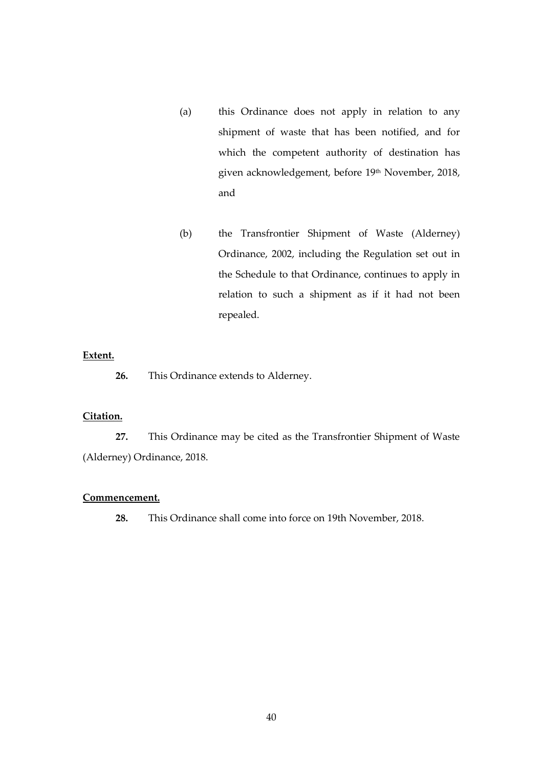(a) this Ordinance does not apply in relation to any shipment of waste that has been notified, and for which the competent authority of destination has given acknowledgement, before 19th November, 2018, and

(b) the Transfrontier Shipment of Waste (Alderney) Ordinance, 2002, including the Regulation set out in the Schedule to that Ordinance, continues to apply in relation to such a shipment as if it had not been repealed.

**Extent.**

**26.** This Ordinance extends to Alderney.

**Citation.**

**27.** This Ordinance may be cited as the Transfrontier Shipment of Waste (Alderney) Ordinance, 2018.

**Commencement.**

**28.** This Ordinance shall come into force on 19th November, 2018.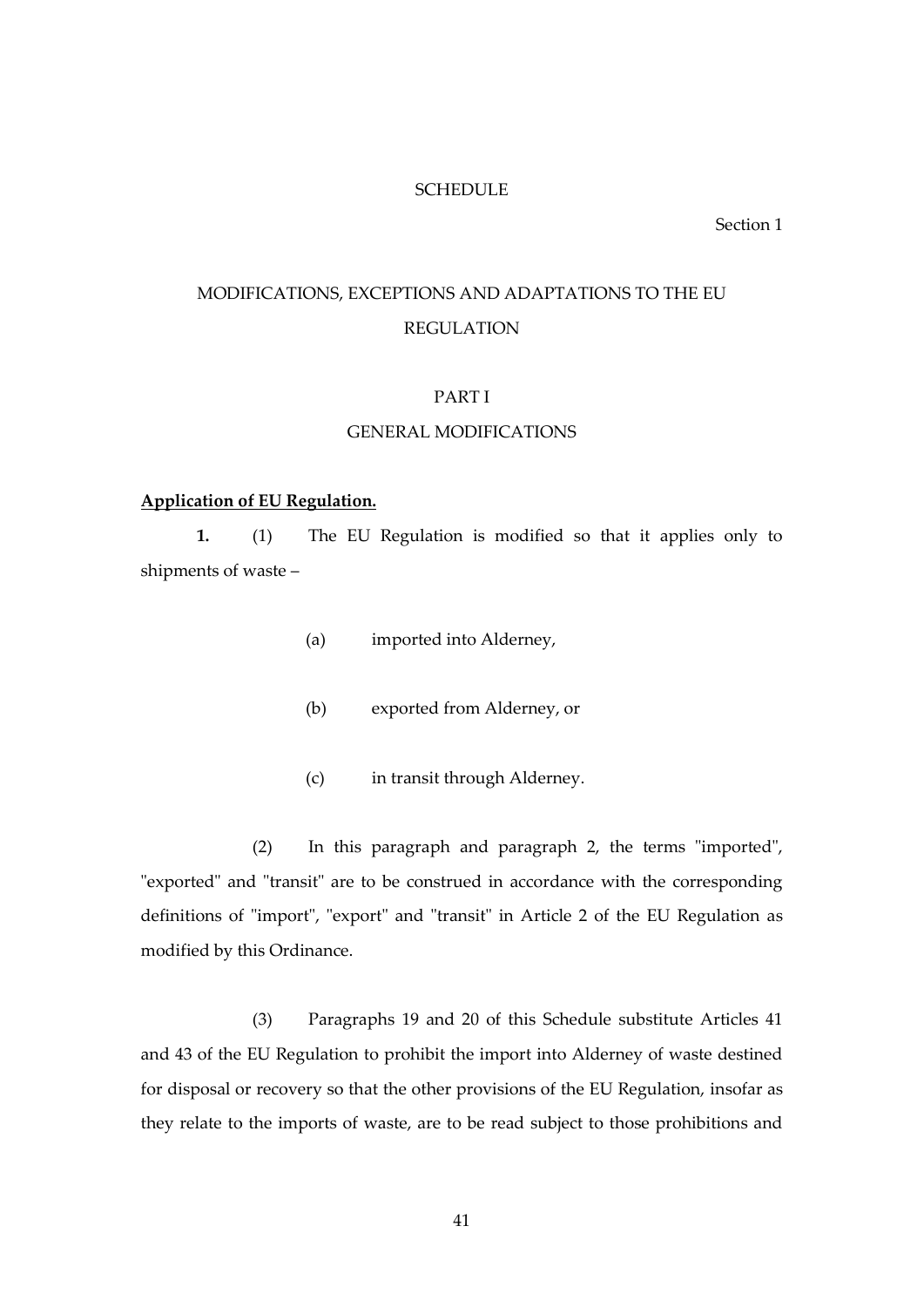SCHEDULE

Section 1

# MODIFICATIONS, EXCEPTIONS AND ADAPTATIONS TO THE EU REGULATION

## PART I

## GENERAL MODIFICATIONS

**Application of EU Regulation.**

**1.** (1) The EU Regulation is modified so that it applies only to shipments of waste –

(a) imported into Alderney,

(b) exported from Alderney, or

(c) in transit through Alderney.

(2) In this paragraph and paragraph 2, the terms "imported", "exported" and "transit" are to be construed in accordance with the corresponding definitions of "import", "export" and "transit" in Article 2 of the EU Regulation as modified by this Ordinance.

(3) Paragraphs 19 and 20 of this Schedule substitute Articles 41 and 43 of the EU Regulation to prohibit the import into Alderney of waste destined for disposal or recovery so that the other provisions of the EU Regulation, insofar as they relate to the imports of waste, are to be read subject to those prohibitions and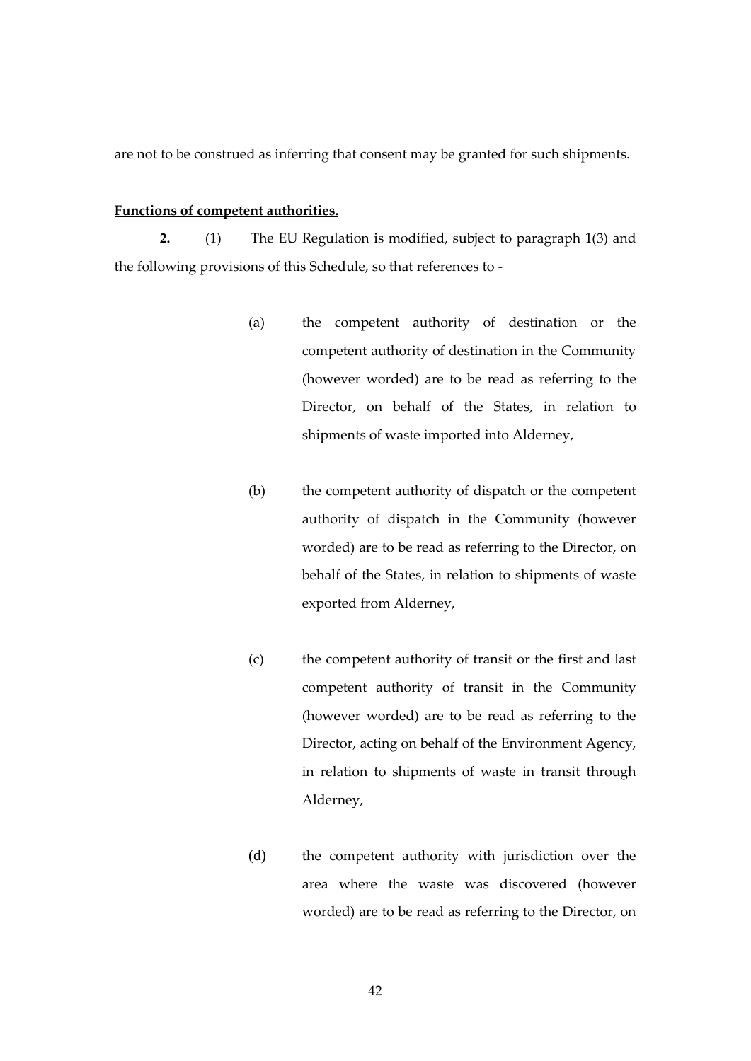are not to be construed as inferring that consent may be granted for such shipments.

**Functions of competent authorities.**

**2.** (1) The EU Regulation is modified, subject to paragraph 1(3) and the following provisions of this Schedule, so that references to -

(a) the competent authority of destination or the competent authority of destination in the Community (however worded) are to be read as referring to the Director, on behalf of the States, in relation to shipments of waste imported into Alderney,

(b) the competent authority of dispatch or the competent authority of dispatch in the Community (however worded) are to be read as referring to the Director, on behalf of the States, in relation to shipments of waste exported from Alderney,

(c) the competent authority of transit or the first and last competent authority of transit in the Community (however worded) are to be read as referring to the Director, acting on behalf of the Environment Agency, in relation to shipments of waste in transit through Alderney,

(d) the competent authority with jurisdiction over the area where the waste was discovered (however worded) are to be read as referring to the Director, on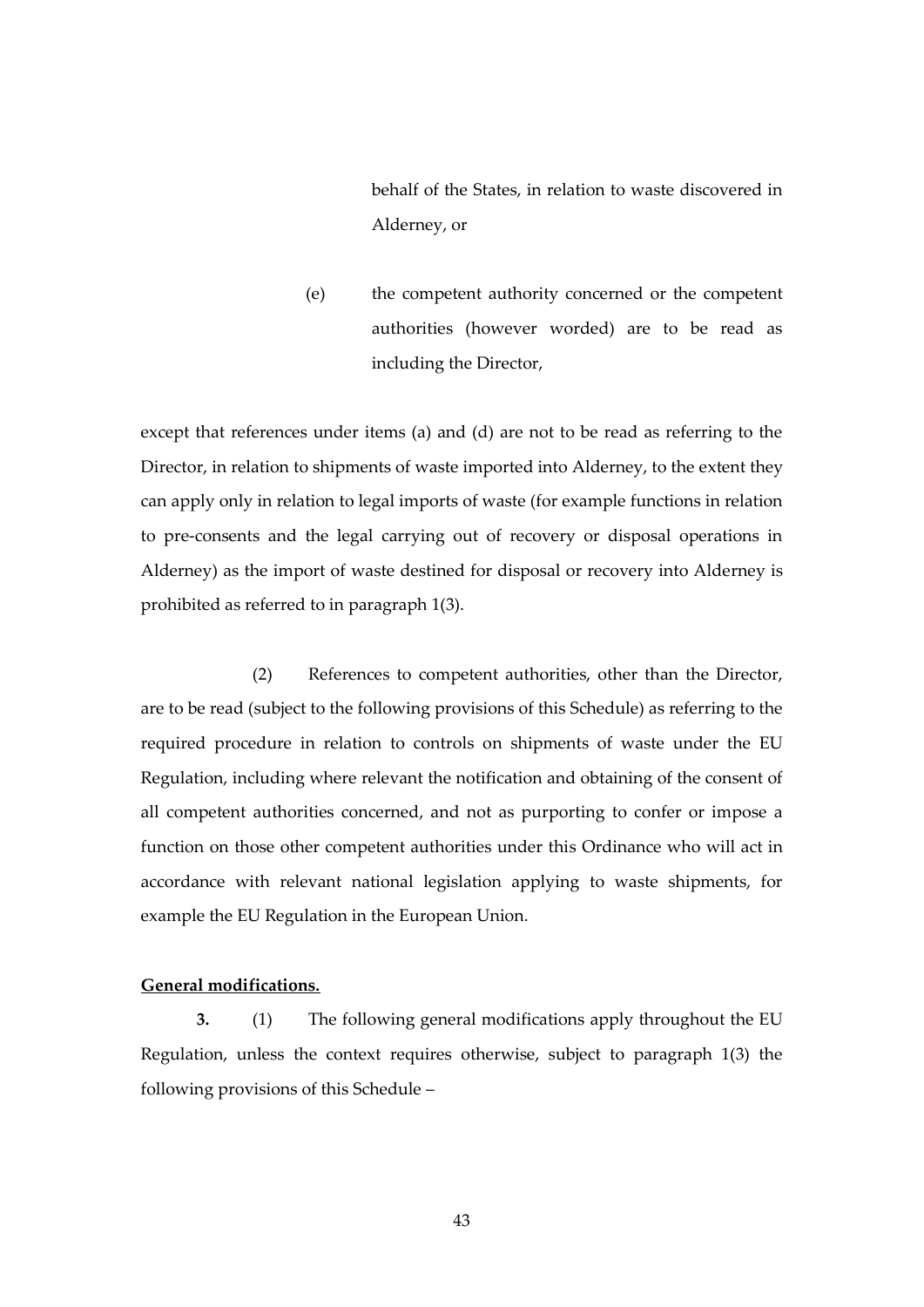behalf of the States, in relation to waste discovered in Alderney, or

(e) the competent authority concerned or the competent authorities (however worded) are to be read as including the Director,

except that references under items (a) and (d) are not to be read as referring to the Director, in relation to shipments of waste imported into Alderney, to the extent they can apply only in relation to legal imports of waste (for example functions in relation to pre-consents and the legal carrying out of recovery or disposal operations in Alderney) as the import of waste destined for disposal or recovery into Alderney is prohibited as referred to in paragraph 1(3).

(2) References to competent authorities, other than the Director, are to be read (subject to the following provisions of this Schedule) as referring to the required procedure in relation to controls on shipments of waste under the EU Regulation, including where relevant the notification and obtaining of the consent of all competent authorities concerned, and not as purporting to confer or impose a function on those other competent authorities under this Ordinance who will act in accordance with relevant national legislation applying to waste shipments, for example the EU Regulation in the European Union.

**General modifications.**

**3.** (1) The following general modifications apply throughout the EU Regulation, unless the context requires otherwise, subject to paragraph 1(3) the following provisions of this Schedule –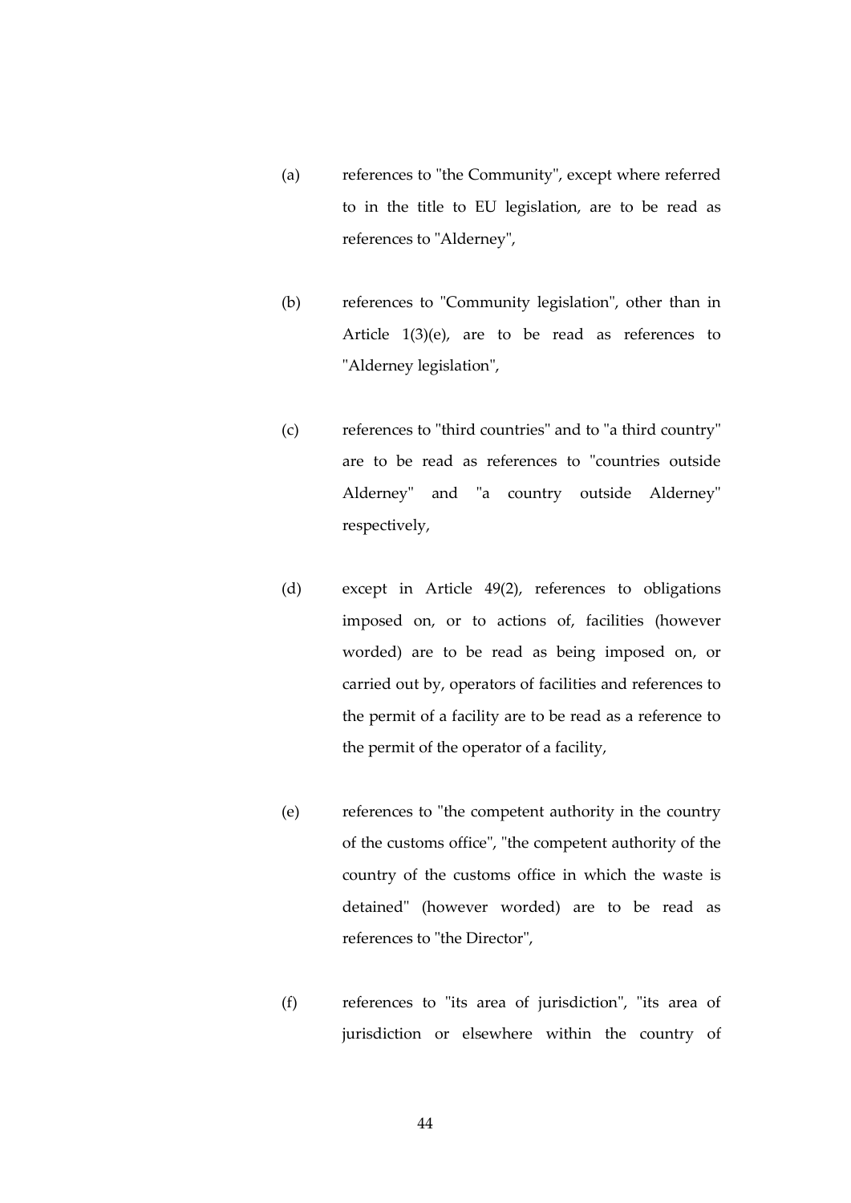(a) references to "the Community", except where referred to in the title to EU legislation, are to be read as references to "Alderney",

(b) references to "Community legislation", other than in Article 1(3)(e), are to be read as references to "Alderney legislation",

(c) references to "third countries" and to "a third country" are to be read as references to "countries outside Alderney" and "a country outside Alderney" respectively,

(d) except in Article 49(2), references to obligations imposed on, or to actions of, facilities (however worded) are to be read as being imposed on, or carried out by, operators of facilities and references to the permit of a facility are to be read as a reference to the permit of the operator of a facility,

(e) references to "the competent authority in the country of the customs office", "the competent authority of the country of the customs office in which the waste is detained" (however worded) are to be read as references to "the Director",

(f) references to "its area of jurisdiction", "its area of jurisdiction or elsewhere within the country of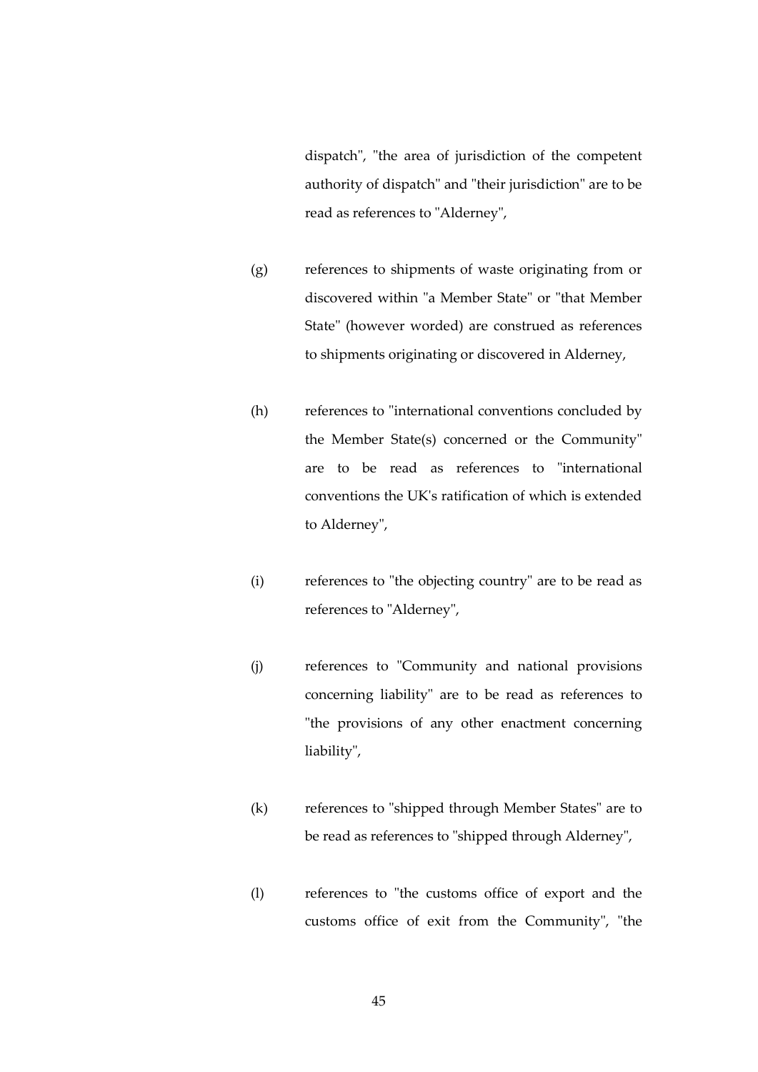dispatch", "the area of jurisdiction of the competent authority of dispatch" and "their jurisdiction" are to be read as references to "Alderney",

(g) references to shipments of waste originating from or discovered within "a Member State" or "that Member State" (however worded) are construed as references to shipments originating or discovered in Alderney,

(h) references to "international conventions concluded by the Member State(s) concerned or the Community" are to be read as references to "international conventions the UK's ratification of which is extended to Alderney",

(i) references to "the objecting country" are to be read as references to "Alderney",

(j) references to "Community and national provisions concerning liability" are to be read as references to "the provisions of any other enactment concerning liability",

(k) references to "shipped through Member States" are to be read as references to "shipped through Alderney",

(l) references to "the customs office of export and the customs office of exit from the Community", "the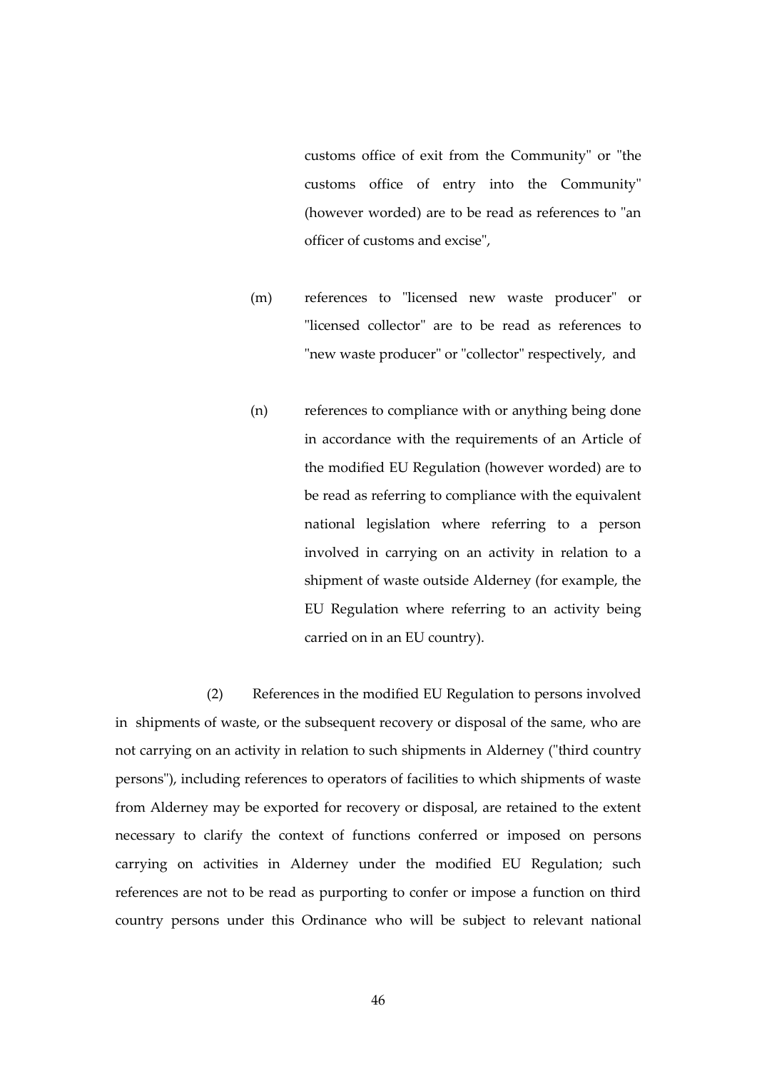customs office of exit from the Community" or "the customs office of entry into the Community" (however worded) are to be read as references to "an officer of customs and excise",

(m) references to "licensed new waste producer" or "licensed collector" are to be read as references to "new waste producer" or "collector" respectively, and

(n) references to compliance with or anything being done in accordance with the requirements of an Article of the modified EU Regulation (however worded) are to be read as referring to compliance with the equivalent national legislation where referring to a person involved in carrying on an activity in relation to a shipment of waste outside Alderney (for example, the EU Regulation where referring to an activity being carried on in an EU country).

(2) References in the modified EU Regulation to persons involved in shipments of waste, or the subsequent recovery or disposal of the same, who are not carrying on an activity in relation to such shipments in Alderney ("third country persons"), including references to operators of facilities to which shipments of waste from Alderney may be exported for recovery or disposal, are retained to the extent necessary to clarify the context of functions conferred or imposed on persons carrying on activities in Alderney under the modified EU Regulation; such references are not to be read as purporting to confer or impose a function on third country persons under this Ordinance who will be subject to relevant national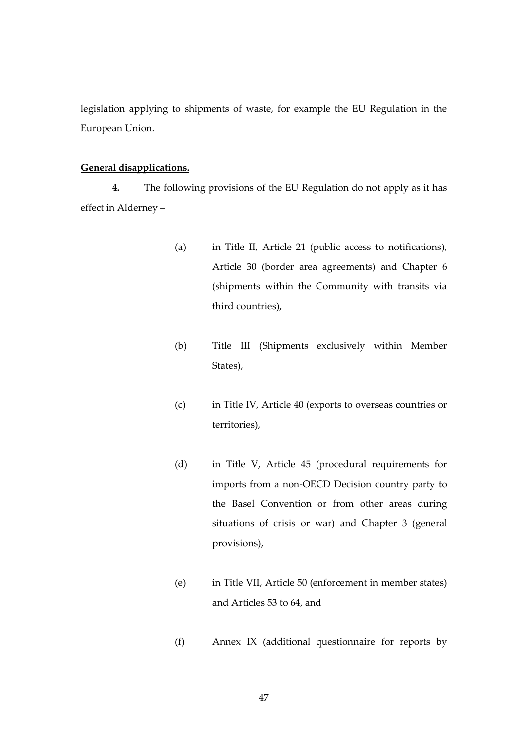legislation applying to shipments of waste, for example the EU Regulation in the European Union.

**General disapplications.**

**4.** The following provisions of the EU Regulation do not apply as it has effect in Alderney –

(a) in Title II, Article 21 (public access to notifications), Article 30 (border area agreements) and Chapter 6 (shipments within the Community with transits via third countries),

(b) Title III (Shipments exclusively within Member States),

(c) in Title IV, Article 40 (exports to overseas countries or territories),

(d) in Title V, Article 45 (procedural requirements for imports from a non-OECD Decision country party to the Basel Convention or from other areas during situations of crisis or war) and Chapter 3 (general provisions),

(e) in Title VII, Article 50 (enforcement in member states) and Articles 53 to 64, and

(f) Annex IX (additional questionnaire for reports by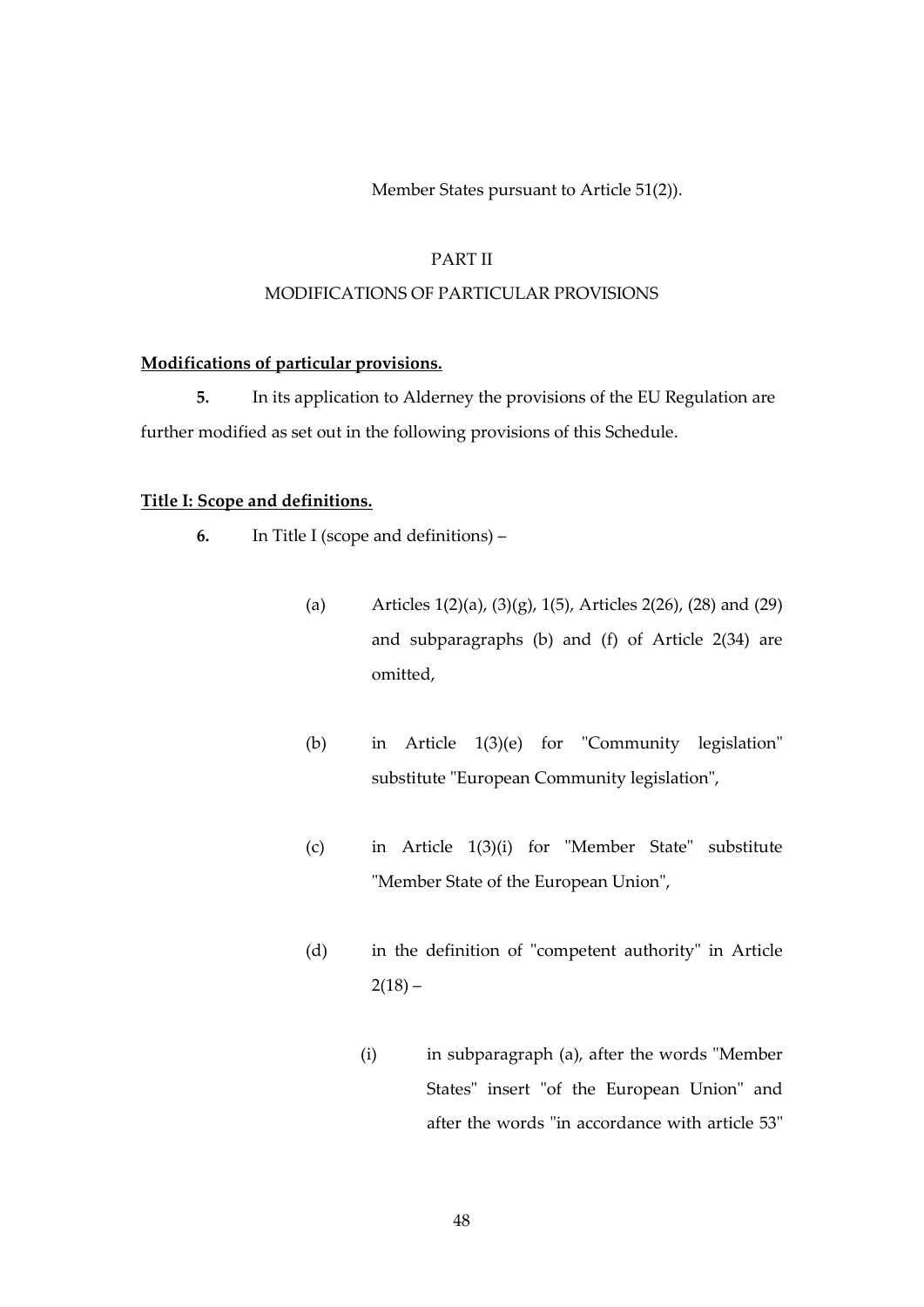Member States pursuant to Article 51(2)).

## PART II

## MODIFICATIONS OF PARTICULAR PROVISIONS

**Modifications of particular provisions.**

**5.** In its application to Alderney the provisions of the EU Regulation are further modified as set out in the following provisions of this Schedule.

**Title I: Scope and definitions.**

**6.** In Title I (scope and definitions) –

(a) Articles 1(2)(a), (3)(g), 1(5), Articles 2(26), (28) and (29) and subparagraphs (b) and (f) of Article 2(34) are omitted,

(b) in Article 1(3)(e) for "Community legislation" substitute "European Community legislation",

(c) in Article 1(3)(i) for "Member State" substitute "Member State of the European Union",

(d) in the definition of "competent authority" in Article 2(18) –

(i) in subparagraph (a), after the words "Member States" insert "of the European Union" and after the words "in accordance with article 53"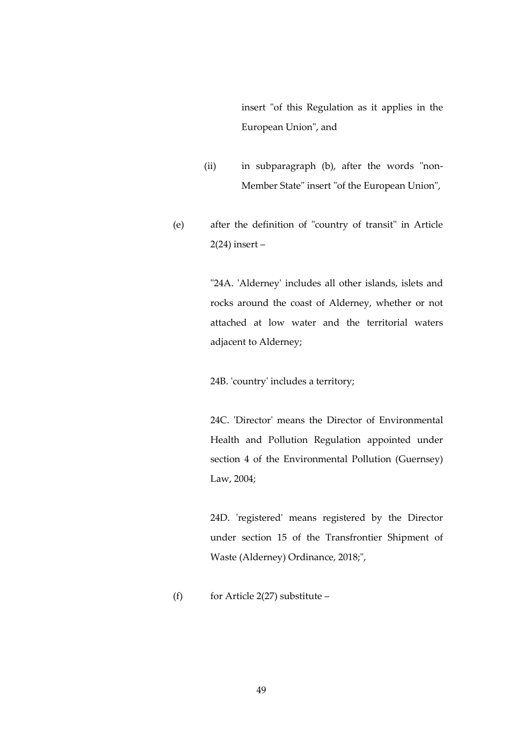insert "of this Regulation as it applies in the European Union", and

(ii) in subparagraph (b), after the words "non-Member State" insert "of the European Union",

(e) after the definition of "country of transit" in Article 2(24) insert –

"24A. 'Alderney' includes all other islands, islets and rocks around the coast of Alderney, whether or not attached at low water and the territorial waters adjacent to Alderney;

24B. 'country' includes a territory;

24C. 'Director' means the Director of Environmental Health and Pollution Regulation appointed under section 4 of the Environmental Pollution (Guernsey) Law, 2004;

24D. 'registered' means registered by the Director under section 15 of the Transfrontier Shipment of Waste (Alderney) Ordinance, 2018;",

(f) for Article 2(27) substitute –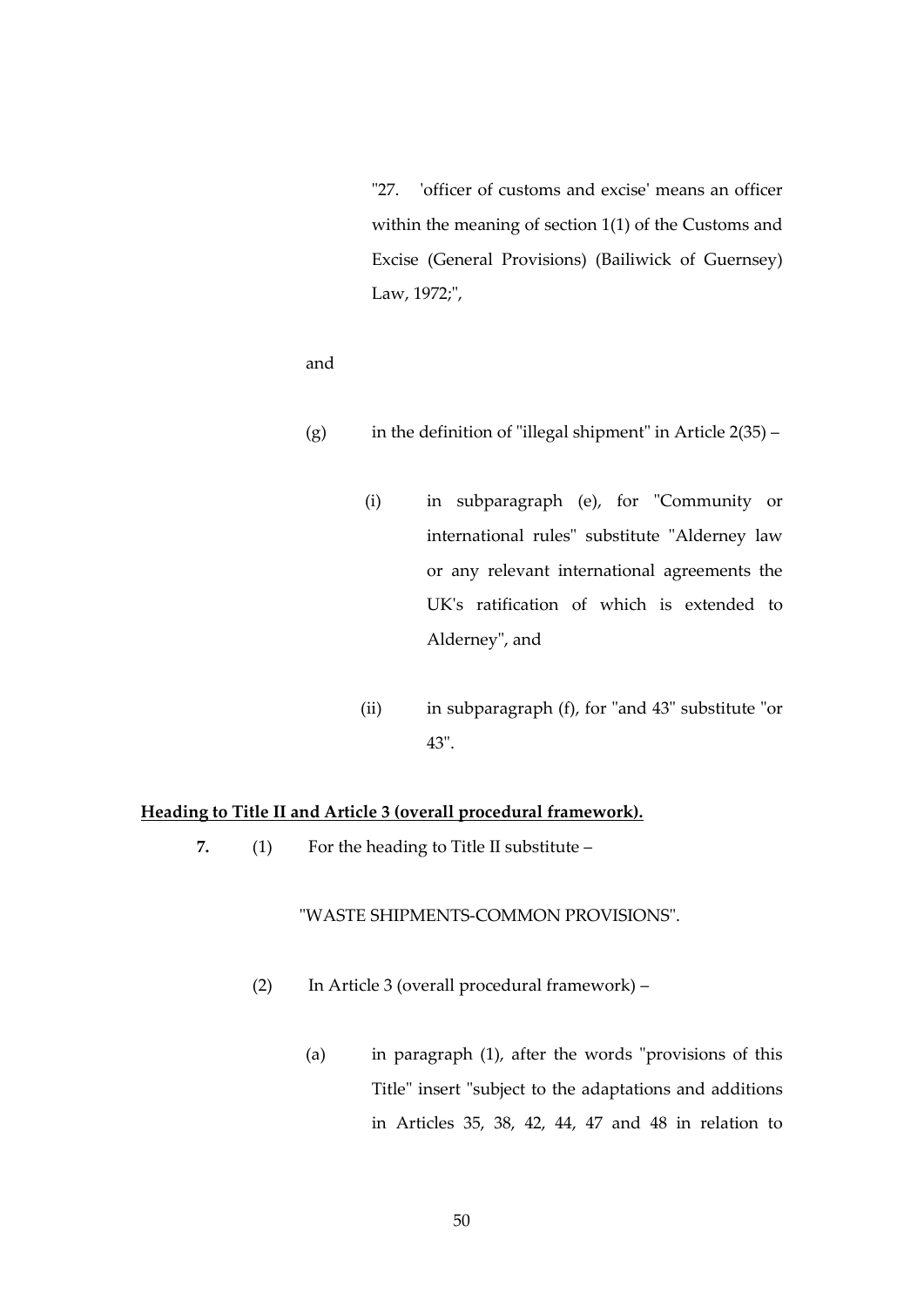"27. 'officer of customs and excise' means an officer within the meaning of section 1(1) of the Customs and Excise (General Provisions) (Bailiwick of Guernsey) Law, 1972;",

and

(g) in the definition of "illegal shipment" in Article 2(35) –

(i) in subparagraph (e), for "Community or international rules" substitute "Alderney law or any relevant international agreements the UK's ratification of which is extended to Alderney", and

(ii) in subparagraph (f), for "and 43" substitute "or 43".

**Heading to Title II and Article 3 (overall procedural framework).**

**7.** (1) For the heading to Title II substitute –

"WASTE SHIPMENTS-COMMON PROVISIONS".

(2) In Article 3 (overall procedural framework) –

(a) in paragraph (1), after the words "provisions of this Title" insert "subject to the adaptations and additions in Articles 35, 38, 42, 44, 47 and 48 in relation to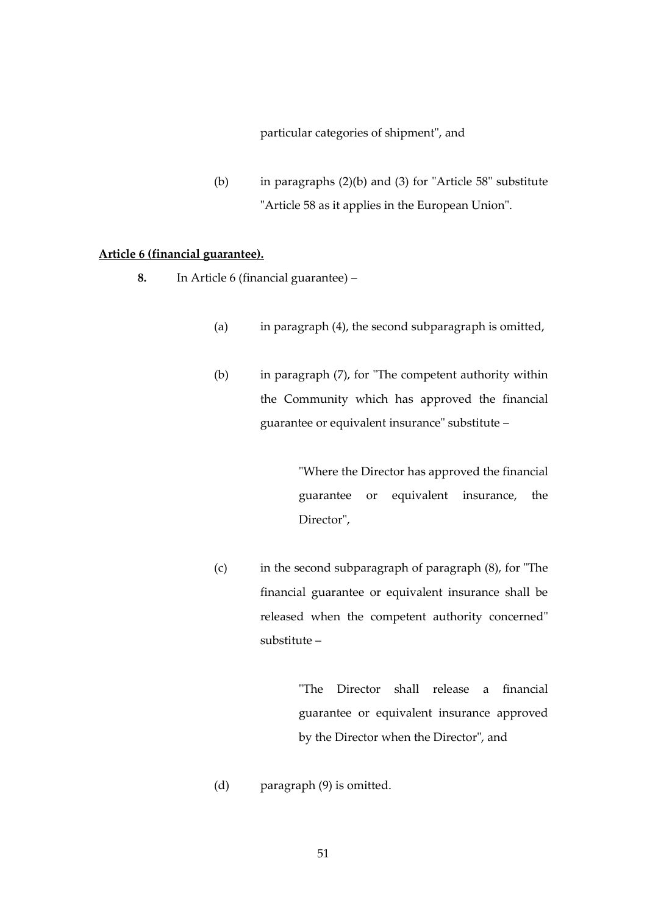particular categories of shipment", and

(b) in paragraphs (2)(b) and (3) for "Article 58" substitute "Article 58 as it applies in the European Union".

**Article 6 (financial guarantee).**

**8.** In Article 6 (financial guarantee) –

(a) in paragraph (4), the second subparagraph is omitted,

(b) in paragraph (7), for "The competent authority within the Community which has approved the financial guarantee or equivalent insurance" substitute –

> "Where the Director has approved the financial guarantee or equivalent insurance, the Director",

(c) in the second subparagraph of paragraph (8), for "The financial guarantee or equivalent insurance shall be released when the competent authority concerned" substitute –

> "The Director shall release a financial guarantee or equivalent insurance approved by the Director when the Director", and

(d) paragraph (9) is omitted.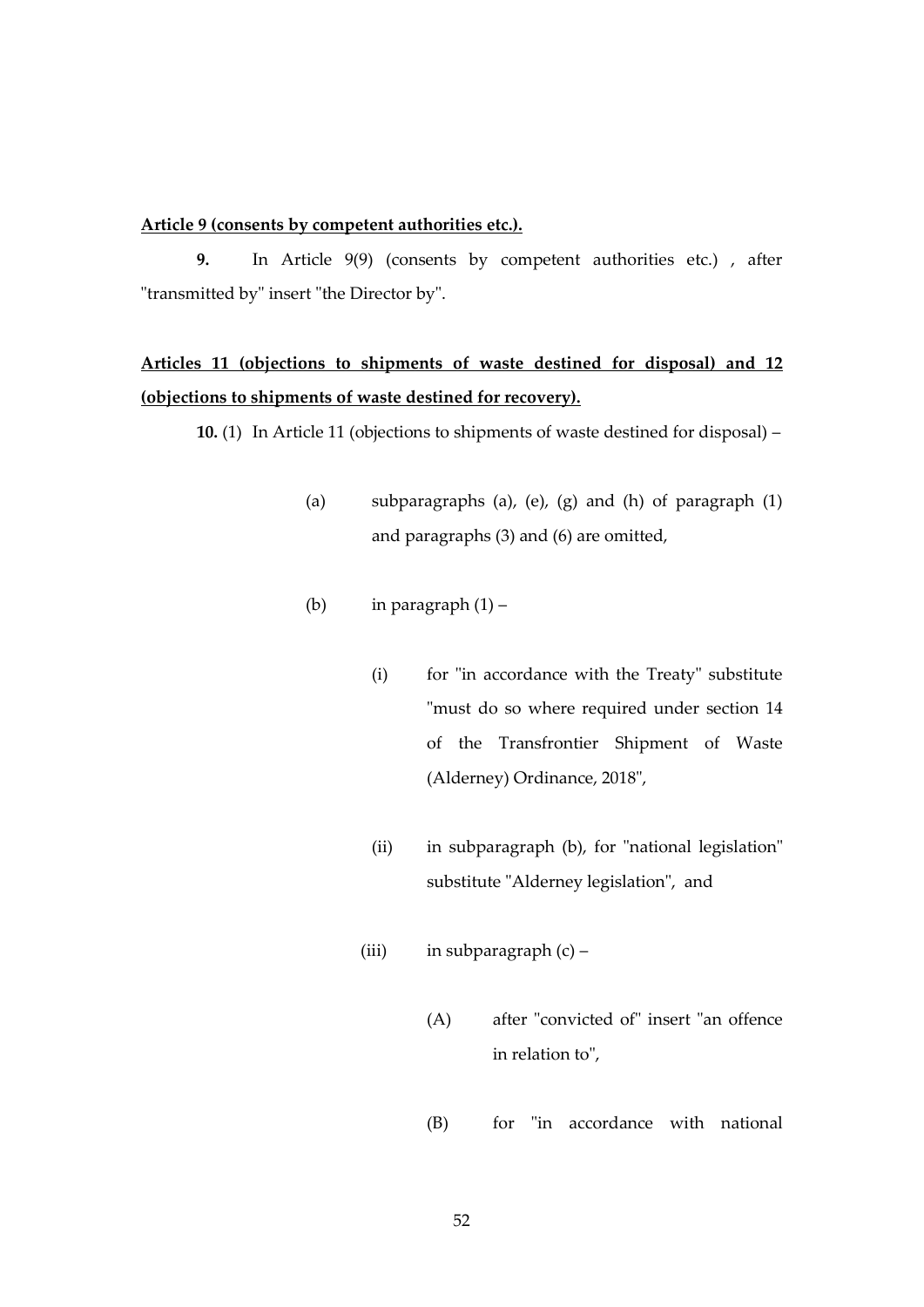**<u>Article 9 (consents by competent authorities etc.).</u>**

**9.** In Article 9(9) (consents by competent authorities etc.) , after "transmitted by" insert "the Director by".

**<u>Articles 11 (objections to shipments of waste destined for disposal) and 12 (objections to shipments of waste destined for recovery).</u>**

**10.** (1) In Article 11 (objections to shipments of waste destined for disposal) –

(a) subparagraphs (a), (e), (g) and (h) of paragraph (1) and paragraphs (3) and (6) are omitted,

(b) in paragraph (1) –

(i) for "in accordance with the Treaty" substitute "must do so where required under section 14 of the Transfrontier Shipment of Waste (Alderney) Ordinance, 2018",

(ii) in subparagraph (b), for "national legislation" substitute "Alderney legislation", and

(iii) in subparagraph (c) –

(A) after "convicted of" insert "an offence in relation to",

(B) for "in accordance with national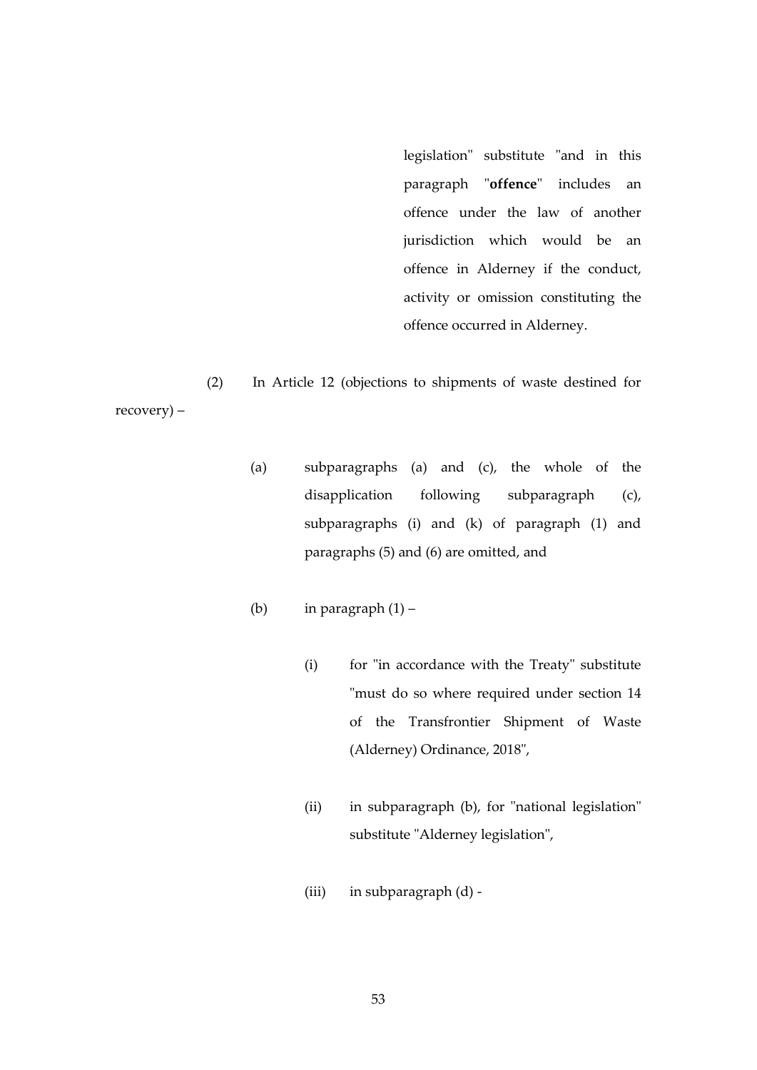legislation" substitute "and in this paragraph "**offence**" includes an offence under the law of another jurisdiction which would be an offence in Alderney if the conduct, activity or omission constituting the offence occurred in Alderney.

(2) In Article 12 (objections to shipments of waste destined for recovery) –

(a) subparagraphs (a) and (c), the whole of the disapplication following subparagraph (c), subparagraphs (i) and (k) of paragraph (1) and paragraphs (5) and (6) are omitted, and

(b) in paragraph (1) –

(i) for "in accordance with the Treaty" substitute "must do so where required under section 14 of the Transfrontier Shipment of Waste (Alderney) Ordinance, 2018",

(ii) in subparagraph (b), for "national legislation" substitute "Alderney legislation",

(iii) in subparagraph (d) -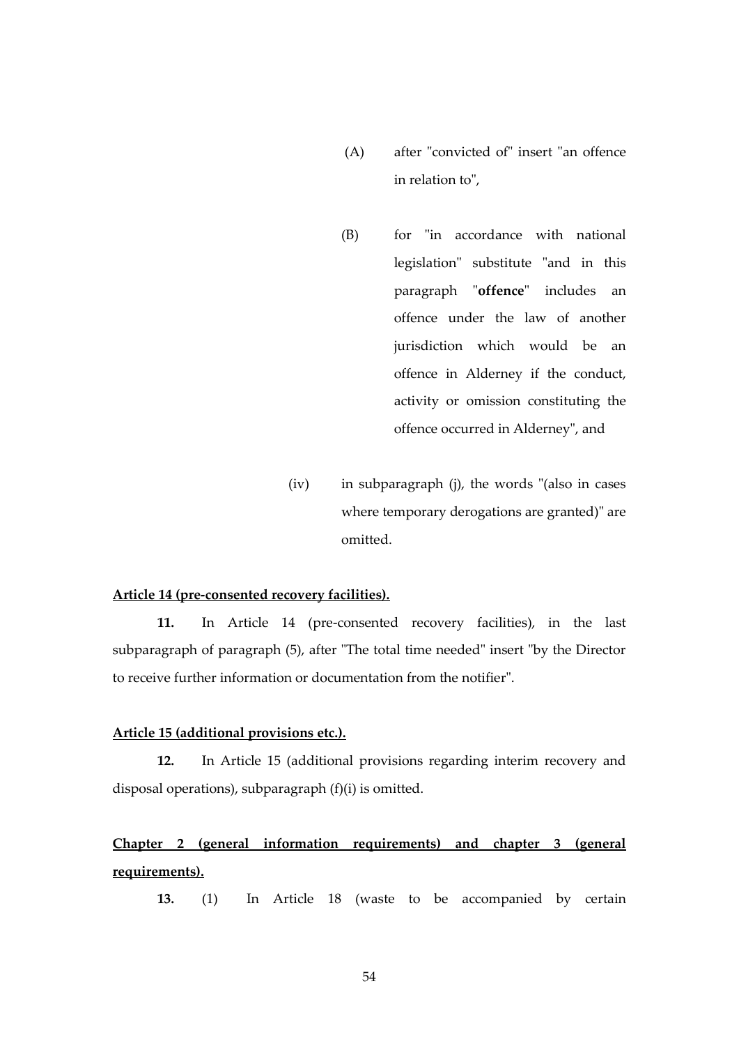(A) after "convicted of" insert "an offence in relation to",

(B) for "in accordance with national legislation" substitute "and in this paragraph "**offence**" includes an offence under the law of another jurisdiction which would be an offence in Alderney if the conduct, activity or omission constituting the offence occurred in Alderney", and

(iv) in subparagraph (j), the words "(also in cases where temporary derogations are granted)" are omitted.

**Article 14 (pre-consented recovery facilities).**

**11.** In Article 14 (pre-consented recovery facilities), in the last subparagraph of paragraph (5), after "The total time needed" insert "by the Director to receive further information or documentation from the notifier".

**Article 15 (additional provisions etc.).**

**12.** In Article 15 (additional provisions regarding interim recovery and disposal operations), subparagraph (f)(i) is omitted.

**Chapter 2 (general information requirements) and chapter 3 (general requirements).**

**13.** (1) In Article 18 (waste to be accompanied by certain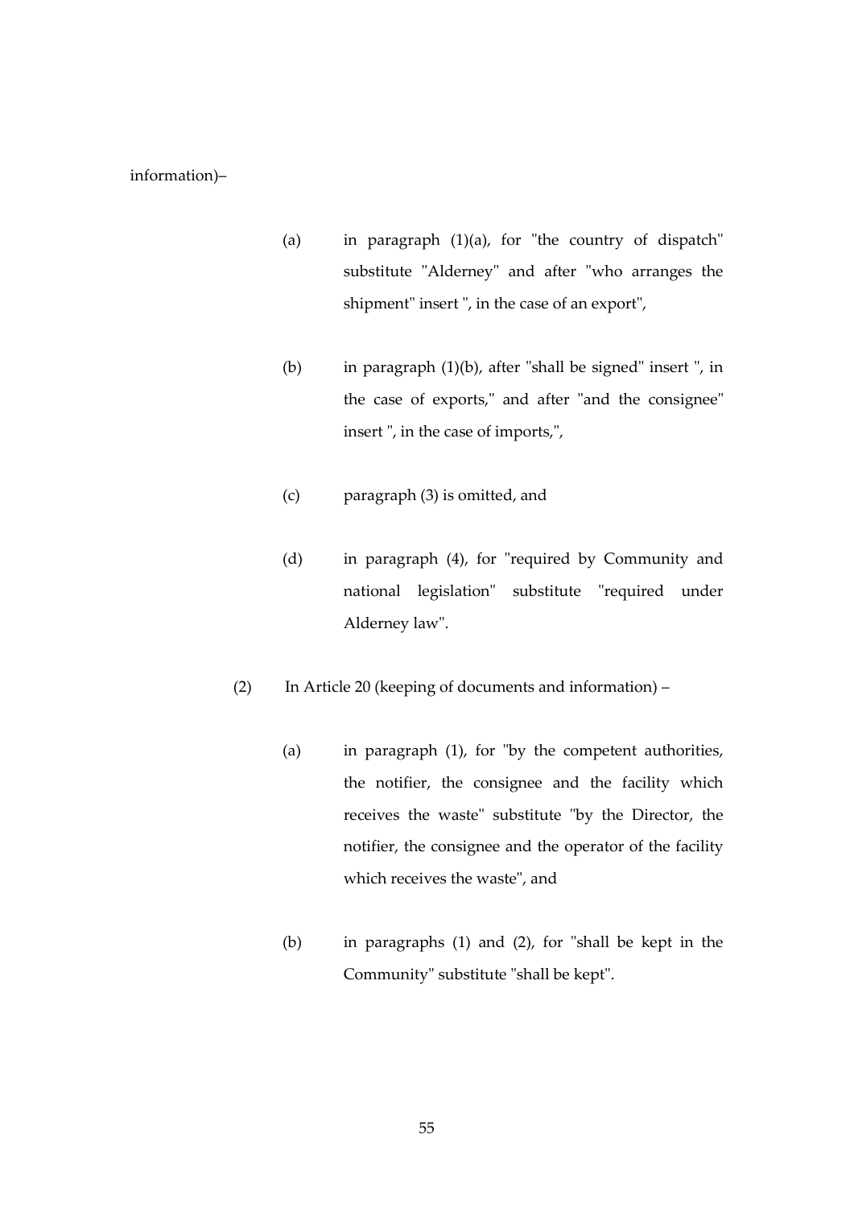information)–

(a) in paragraph (1)(a), for "the country of dispatch" substitute "Alderney" and after "who arranges the shipment" insert ", in the case of an export",

(b) in paragraph (1)(b), after "shall be signed" insert ", in the case of exports," and after "and the consignee" insert ", in the case of imports,",

(c) paragraph (3) is omitted, and

(d) in paragraph (4), for "required by Community and national legislation" substitute "required under Alderney law".

(2) In Article 20 (keeping of documents and information) –

(a) in paragraph (1), for "by the competent authorities, the notifier, the consignee and the facility which receives the waste" substitute "by the Director, the notifier, the consignee and the operator of the facility which receives the waste", and

(b) in paragraphs (1) and (2), for "shall be kept in the Community" substitute "shall be kept".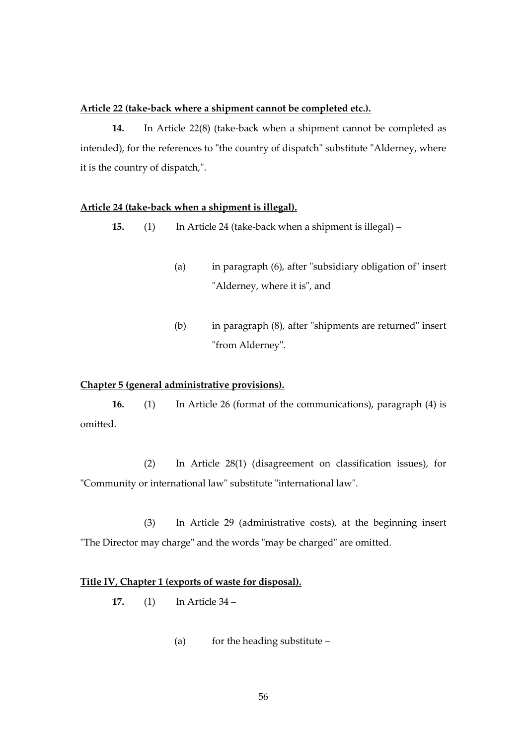**Article 22 (take-back where a shipment cannot be completed etc.).**

**14.** In Article 22(8) (take-back when a shipment cannot be completed as intended), for the references to "the country of dispatch" substitute "Alderney, where it is the country of dispatch,".

**Article 24 (take-back when a shipment is illegal).**

**15.** (1) In Article 24 (take-back when a shipment is illegal) –

(a) in paragraph (6), after "subsidiary obligation of" insert "Alderney, where it is", and

(b) in paragraph (8), after "shipments are returned" insert "from Alderney".

**Chapter 5 (general administrative provisions).**

**16.** (1) In Article 26 (format of the communications), paragraph (4) is omitted.

(2) In Article 28(1) (disagreement on classification issues), for "Community or international law" substitute "international law".

(3) In Article 29 (administrative costs), at the beginning insert "The Director may charge" and the words "may be charged" are omitted.

**Title IV, Chapter 1 (exports of waste for disposal).**

**17.** (1) In Article 34 –

(a) for the heading substitute –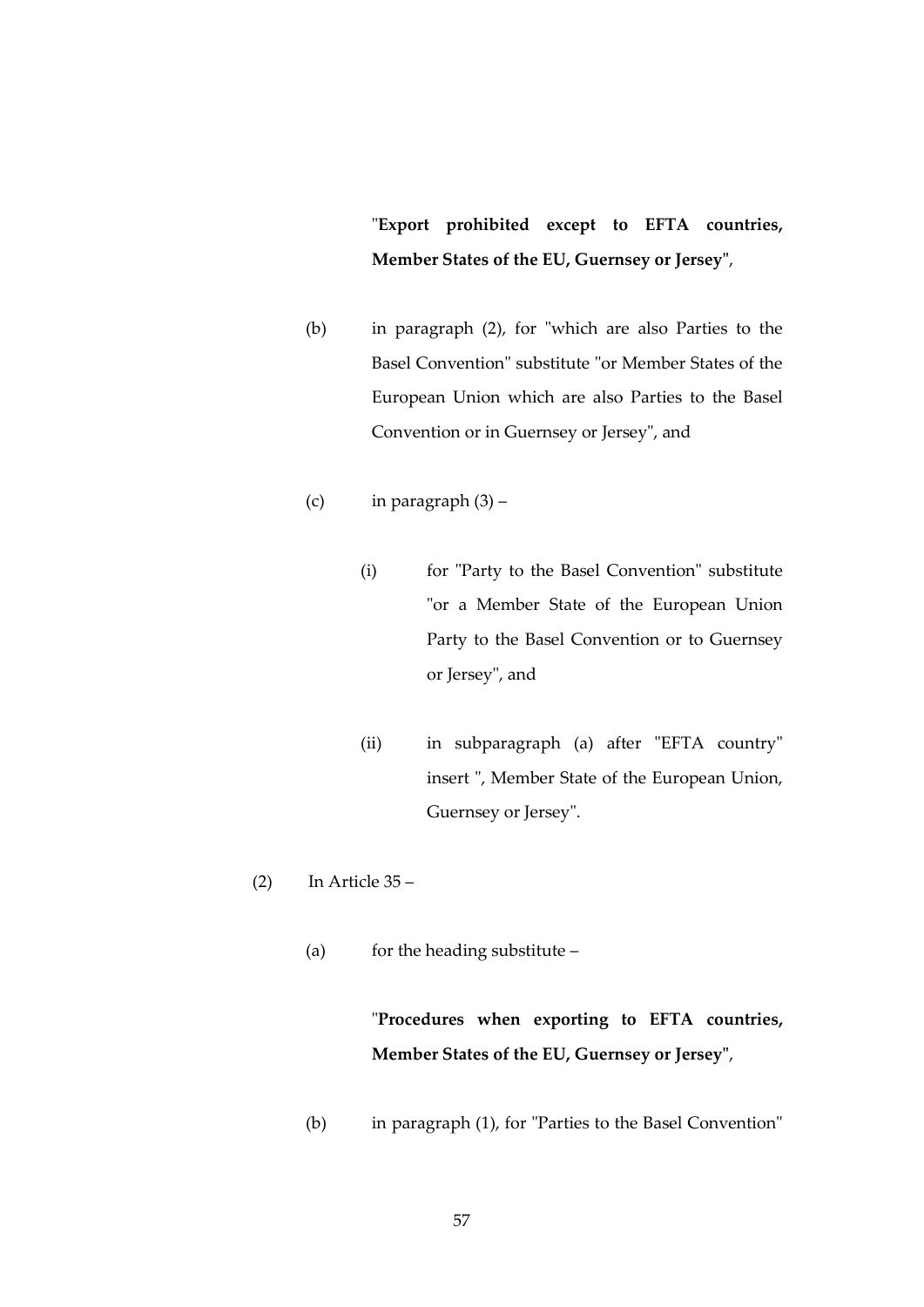"**Export prohibited except to EFTA countries, Member States of the EU, Guernsey or Jersey**",

(b) in paragraph (2), for "which are also Parties to the Basel Convention" substitute "or Member States of the European Union which are also Parties to the Basel Convention or in Guernsey or Jersey", and

(c) in paragraph (3) –

(i) for "Party to the Basel Convention" substitute "or a Member State of the European Union Party to the Basel Convention or to Guernsey or Jersey", and

(ii) in subparagraph (a) after "EFTA country" insert ", Member State of the European Union, Guernsey or Jersey".

(2) In Article 35 –

(a) for the heading substitute –

"**Procedures when exporting to EFTA countries, Member States of the EU, Guernsey or Jersey**",

(b) in paragraph (1), for "Parties to the Basel Convention"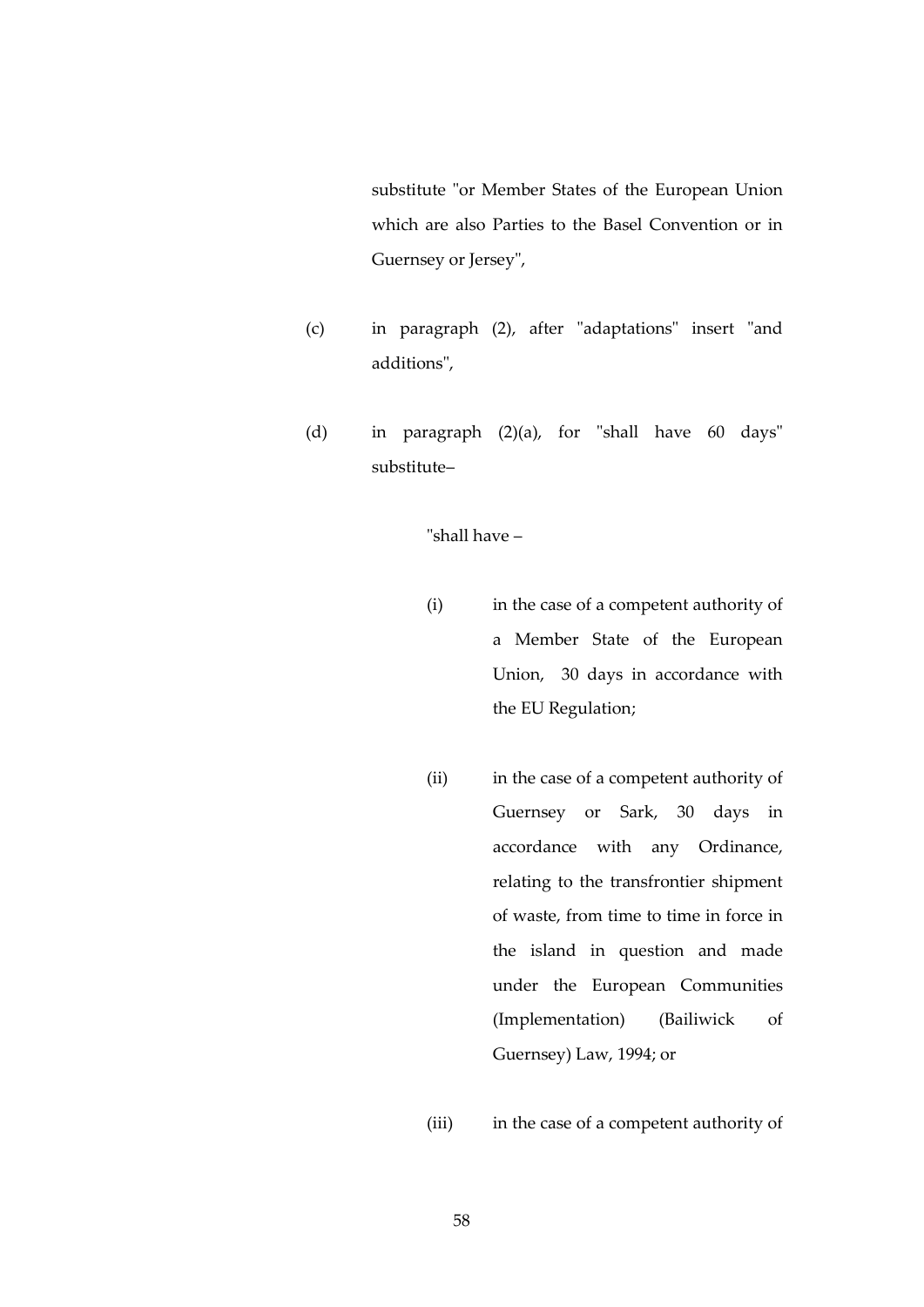substitute "or Member States of the European Union which are also Parties to the Basel Convention or in Guernsey or Jersey",

(c) in paragraph (2), after "adaptations" insert "and additions",

(d) in paragraph (2)(a), for "shall have 60 days" substitute–

"shall have –

(i) in the case of a competent authority of a Member State of the European Union, 30 days in accordance with the EU Regulation;

(ii) in the case of a competent authority of Guernsey or Sark, 30 days in accordance with any Ordinance, relating to the transfrontier shipment of waste, from time to time in force in the island in question and made under the European Communities (Implementation) (Bailiwick of Guernsey) Law, 1994; or

(iii) in the case of a competent authority of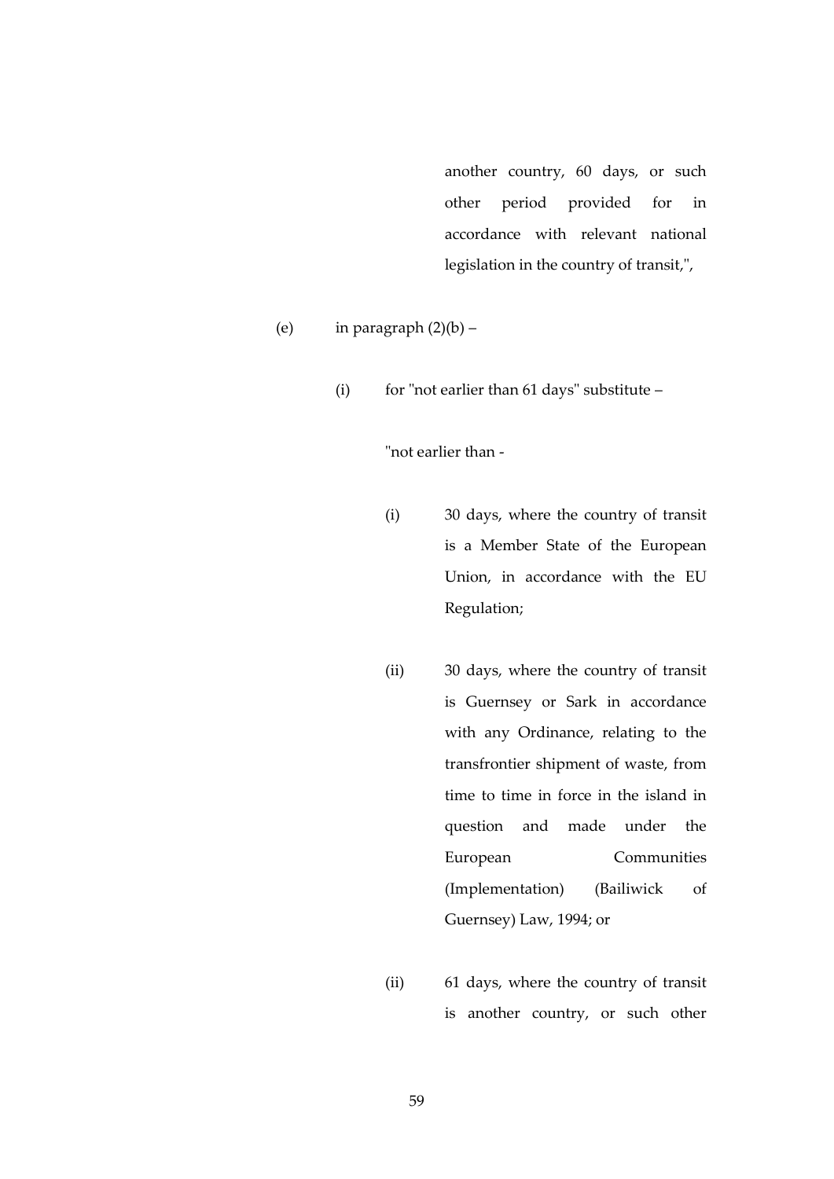another country, 60 days, or such other period provided for in accordance with relevant national legislation in the country of transit,",

(e) in paragraph (2)(b) –

(i) for "not earlier than 61 days" substitute –

"not earlier than -

(i) 30 days, where the country of transit is a Member State of the European Union, in accordance with the EU Regulation;

(ii) 30 days, where the country of transit is Guernsey or Sark in accordance with any Ordinance, relating to the transfrontier shipment of waste, from time to time in force in the island in question and made under the European Communities (Implementation) (Bailiwick of Guernsey) Law, 1994; or

(ii) 61 days, where the country of transit is another country, or such other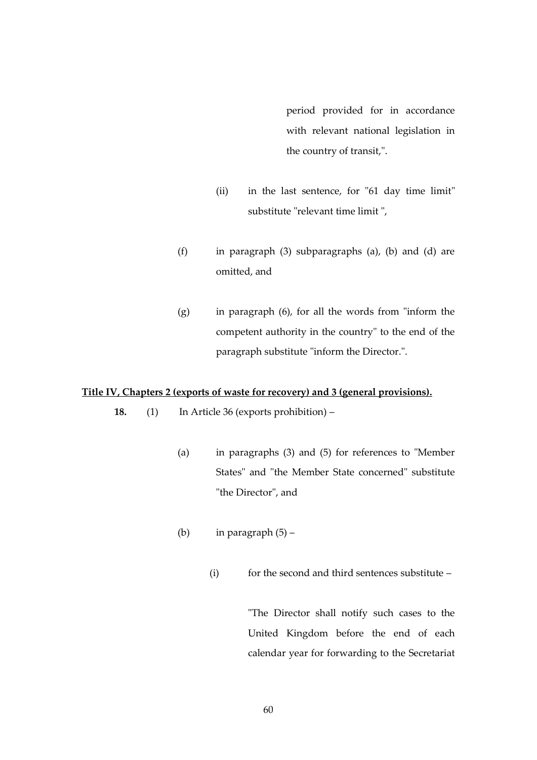period provided for in accordance with relevant national legislation in the country of transit,".

(ii) in the last sentence, for "61 day time limit" substitute "relevant time limit ",

(f) in paragraph (3) subparagraphs (a), (b) and (d) are omitted, and

(g) in paragraph (6), for all the words from "inform the competent authority in the country" to the end of the paragraph substitute "inform the Director.".

**Title IV, Chapters 2 (exports of waste for recovery) and 3 (general provisions).**

**18.** (1) In Article 36 (exports prohibition) –

(a) in paragraphs (3) and (5) for references to "Member States" and "the Member State concerned" substitute "the Director", and

(b) in paragraph (5) –

(i) for the second and third sentences substitute –

"The Director shall notify such cases to the United Kingdom before the end of each calendar year for forwarding to the Secretariat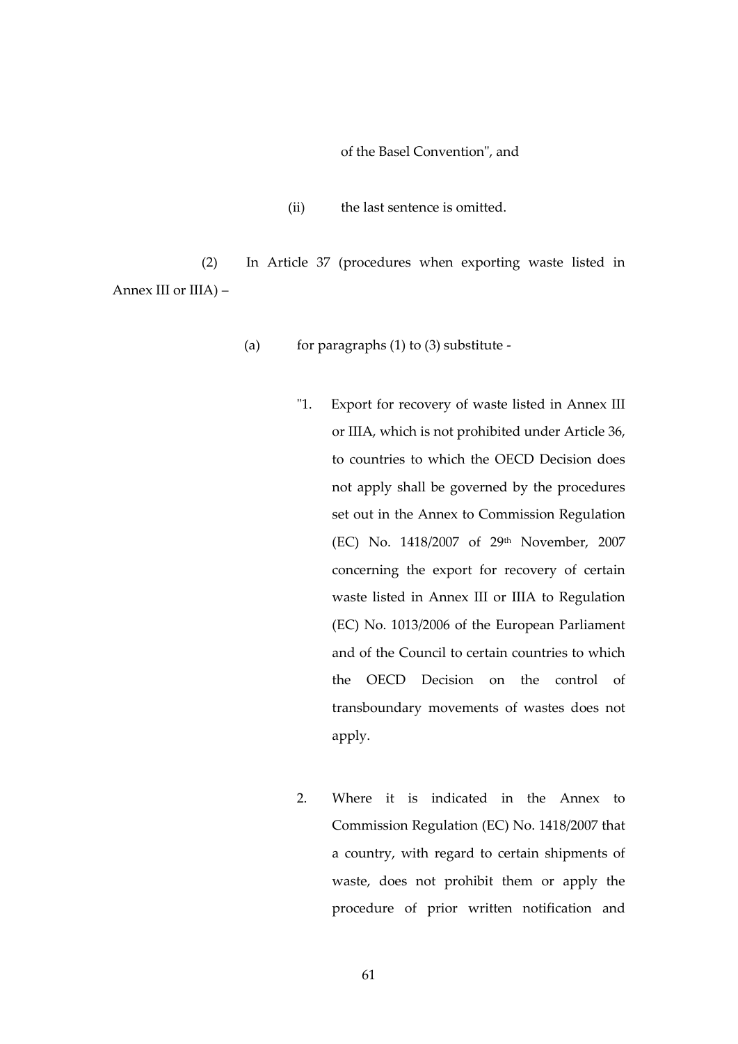of the Basel Convention", and

(ii) the last sentence is omitted.

(2) In Article 37 (procedures when exporting waste listed in Annex III or IIIA) –

(a) for paragraphs (1) to (3) substitute -

"1. Export for recovery of waste listed in Annex III or IIIA, which is not prohibited under Article 36, to countries to which the OECD Decision does not apply shall be governed by the procedures set out in the Annex to Commission Regulation (EC) No. 1418/2007 of 29th November, 2007 concerning the export for recovery of certain waste listed in Annex III or IIIA to Regulation (EC) No. 1013/2006 of the European Parliament and of the Council to certain countries to which the OECD Decision on the control of transboundary movements of wastes does not apply.

2. Where it is indicated in the Annex to Commission Regulation (EC) No. 1418/2007 that a country, with regard to certain shipments of waste, does not prohibit them or apply the procedure of prior written notification and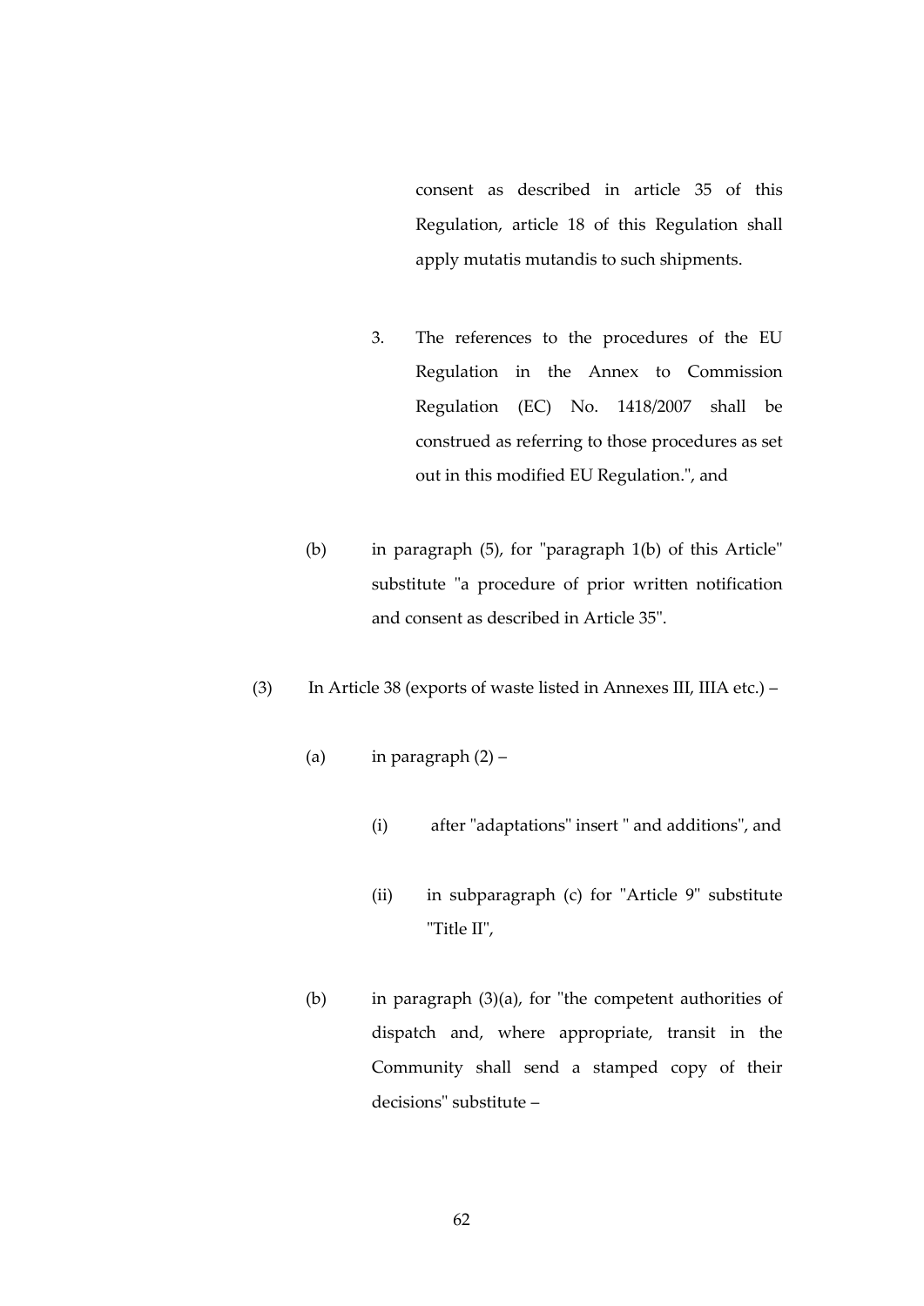consent as described in article 35 of this Regulation, article 18 of this Regulation shall apply mutatis mutandis to such shipments.

3. The references to the procedures of the EU Regulation in the Annex to Commission Regulation (EC) No. 1418/2007 shall be construed as referring to those procedures as set out in this modified EU Regulation.", and

(b) in paragraph (5), for "paragraph 1(b) of this Article" substitute "a procedure of prior written notification and consent as described in Article 35".

(3) In Article 38 (exports of waste listed in Annexes III, IIIA etc.) –

(a) in paragraph (2) –

(i) after "adaptations" insert " and additions", and

(ii) in subparagraph (c) for "Article 9" substitute "Title II",

(b) in paragraph (3)(a), for "the competent authorities of dispatch and, where appropriate, transit in the Community shall send a stamped copy of their decisions" substitute –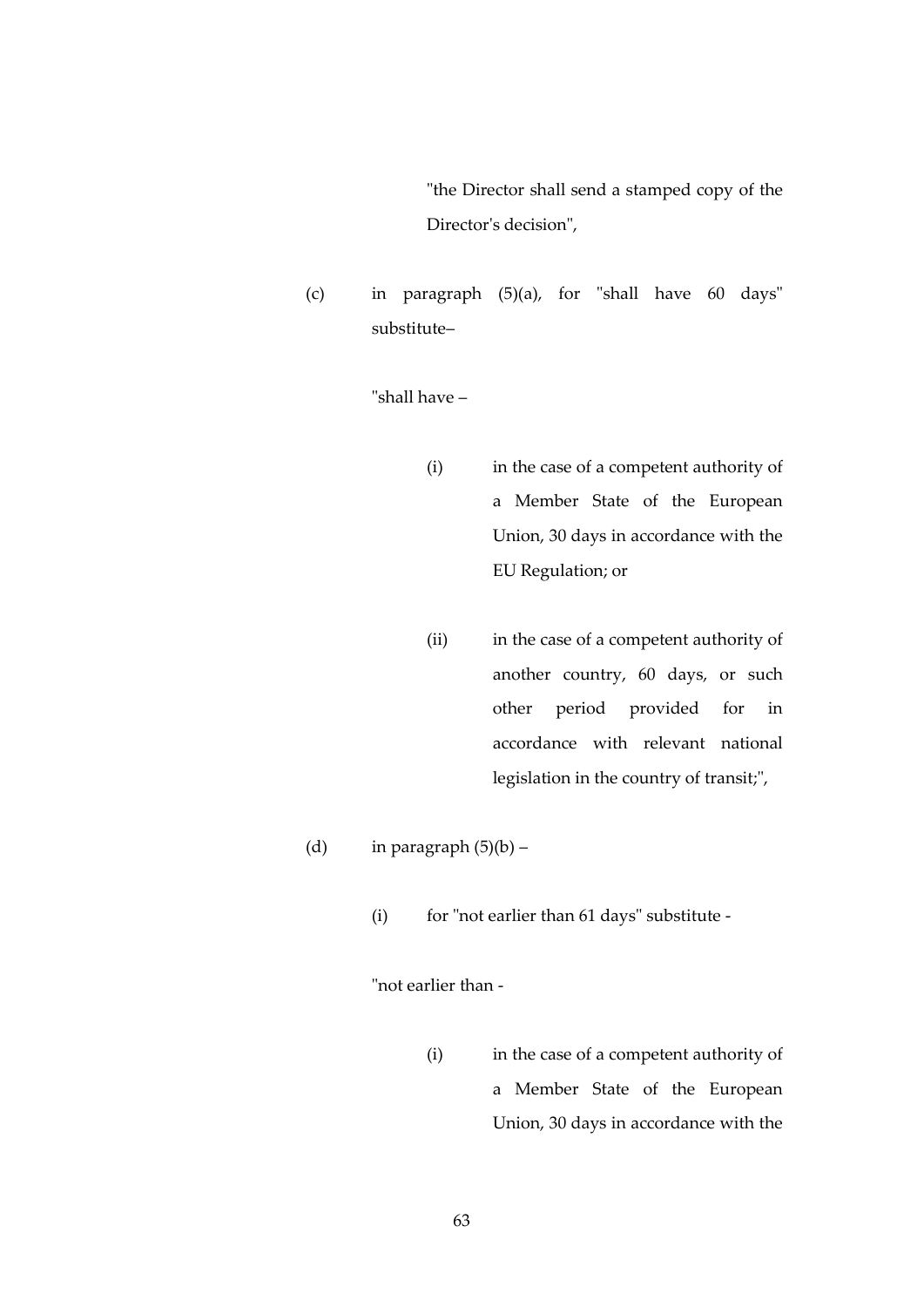"the Director shall send a stamped copy of the Director's decision",

(c) in paragraph (5)(a), for "shall have 60 days" substitute–

"shall have –

(i) in the case of a competent authority of a Member State of the European Union, 30 days in accordance with the EU Regulation; or

(ii) in the case of a competent authority of another country, 60 days, or such other period provided for in accordance with relevant national legislation in the country of transit;",

(d) in paragraph (5)(b) –

(i) for "not earlier than 61 days" substitute -

"not earlier than -

(i) in the case of a competent authority of a Member State of the European Union, 30 days in accordance with the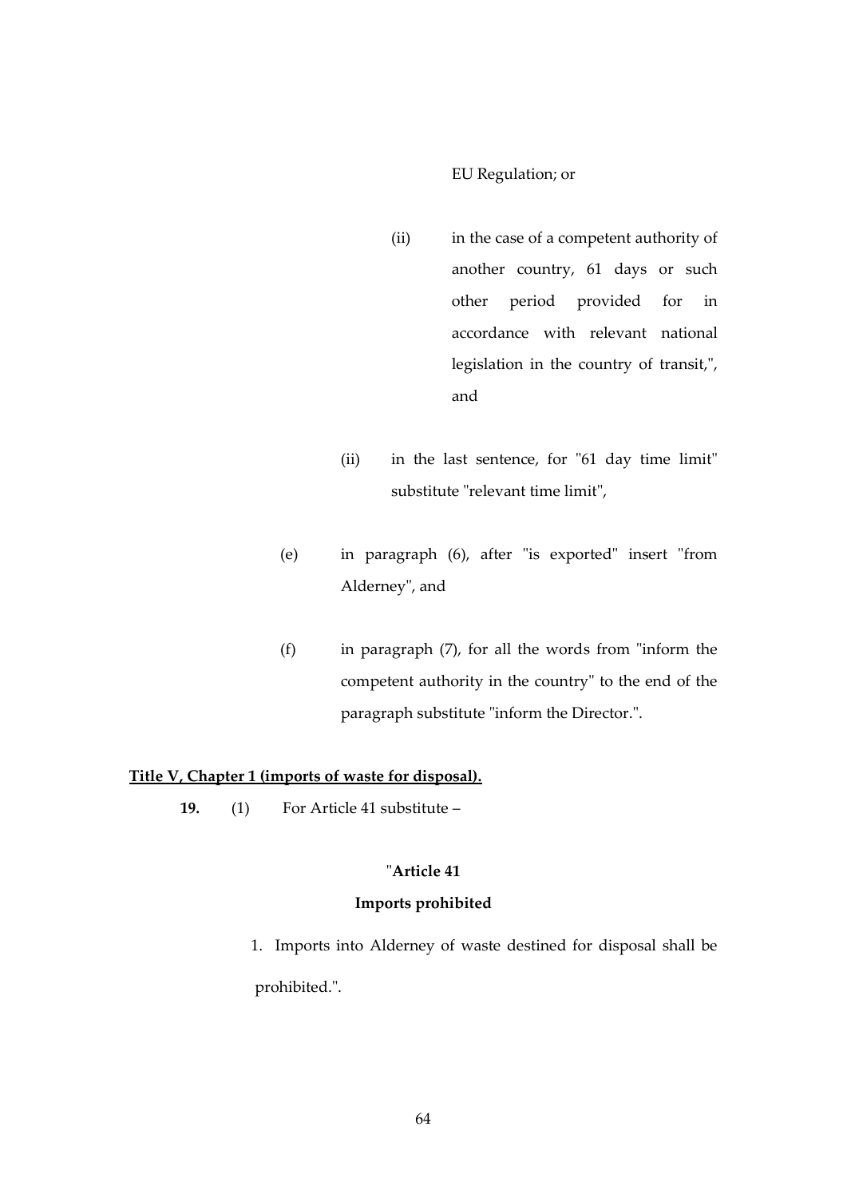EU Regulation; or

(ii) in the case of a competent authority of another country, 61 days or such other period provided for in accordance with relevant national legislation in the country of transit,", and

(ii) in the last sentence, for "61 day time limit" substitute "relevant time limit",

(e) in paragraph (6), after "is exported" insert "from Alderney", and

(f) in paragraph (7), for all the words from "inform the competent authority in the country" to the end of the paragraph substitute "inform the Director.".

**Title V, Chapter 1 (imports of waste for disposal).**

**19.** (1) For Article 41 substitute –

"**Article 41**

**Imports prohibited**

1. Imports into Alderney of waste destined for disposal shall be prohibited.".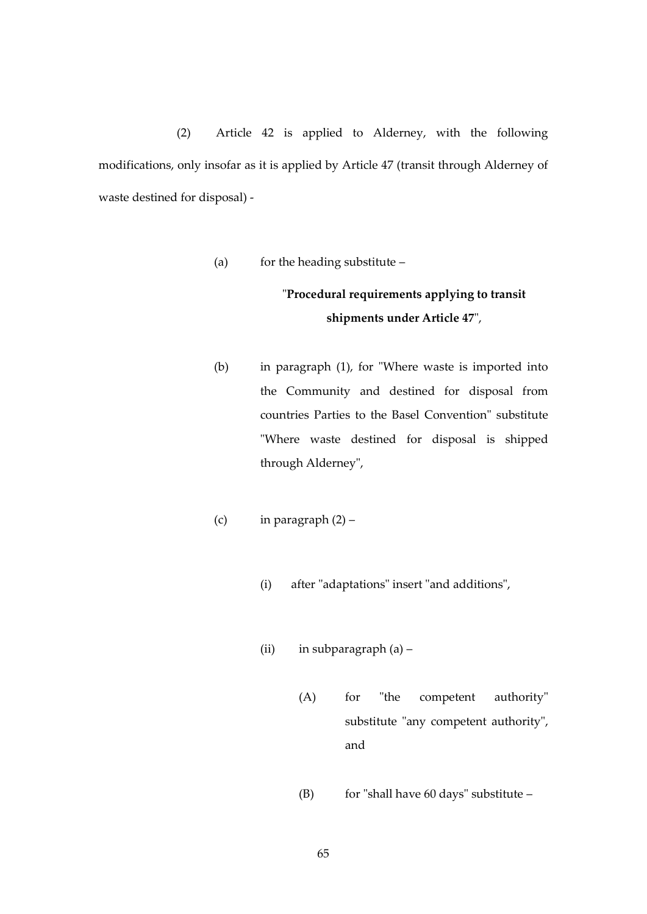(2) Article 42 is applied to Alderney, with the following modifications, only insofar as it is applied by Article 47 (transit through Alderney of waste destined for disposal) -

(a) for the heading substitute –

"**Procedural requirements applying to transit shipments under Article 47**",

(b) in paragraph (1), for "Where waste is imported into the Community and destined for disposal from countries Parties to the Basel Convention" substitute "Where waste destined for disposal is shipped through Alderney",

(c) in paragraph (2) –

(i) after "adaptations" insert "and additions",

(ii) in subparagraph (a) –

(A) for "the competent authority" substitute "any competent authority", and

(B) for "shall have 60 days" substitute –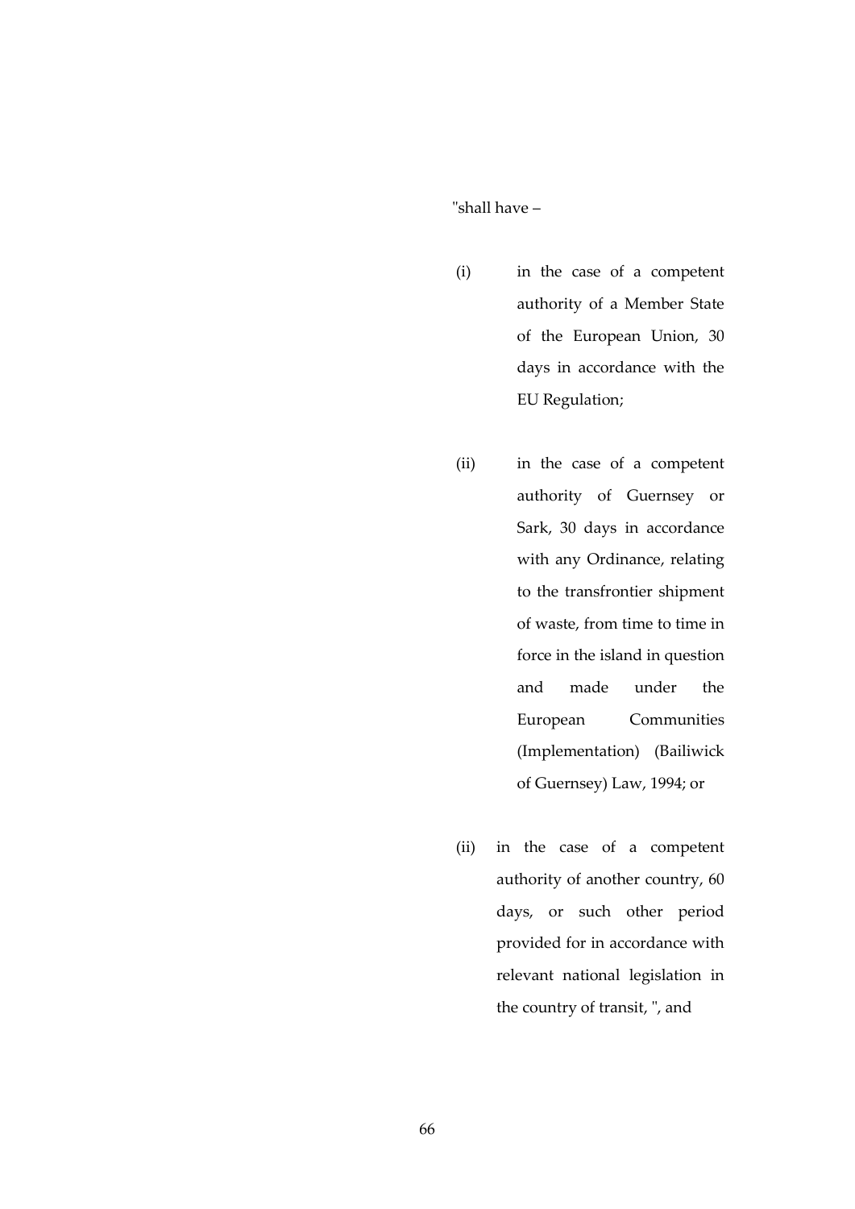"shall have –

(i) in the case of a competent authority of a Member State of the European Union, 30 days in accordance with the EU Regulation;

(ii) in the case of a competent authority of Guernsey or Sark, 30 days in accordance with any Ordinance, relating to the transfrontier shipment of waste, from time to time in force in the island in question and made under the European Communities (Implementation) (Bailiwick of Guernsey) Law, 1994; or

(ii) in the case of a competent authority of another country, 60 days, or such other period provided for in accordance with relevant national legislation in the country of transit, ", and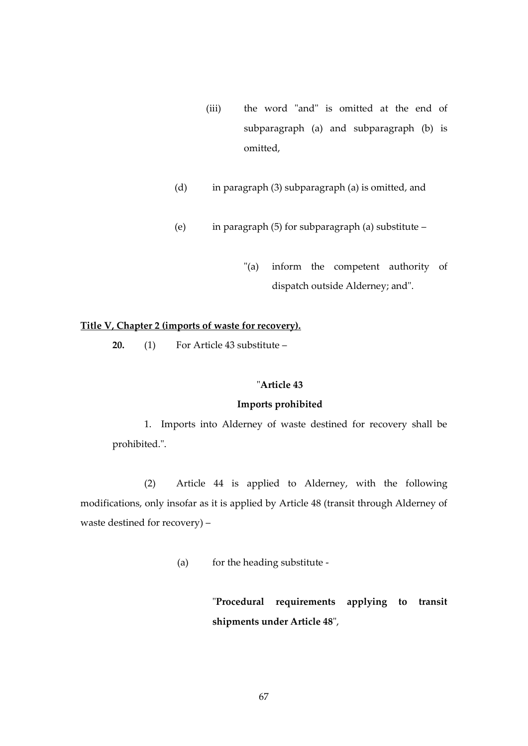(iii) the word "and" is omitted at the end of subparagraph (a) and subparagraph (b) is omitted,

(d) in paragraph (3) subparagraph (a) is omitted, and

(e) in paragraph (5) for subparagraph (a) substitute –

"(a) inform the competent authority of dispatch outside Alderney; and".

**<u>Title V, Chapter 2 (imports of waste for recovery).</u>**

**20.** (1) For Article 43 substitute –

"**Article 43**

**Imports prohibited**

1. Imports into Alderney of waste destined for recovery shall be prohibited.".

(2) Article 44 is applied to Alderney, with the following modifications, only insofar as it is applied by Article 48 (transit through Alderney of waste destined for recovery) –

(a) for the heading substitute -

"**Procedural requirements applying to transit shipments under Article 48**",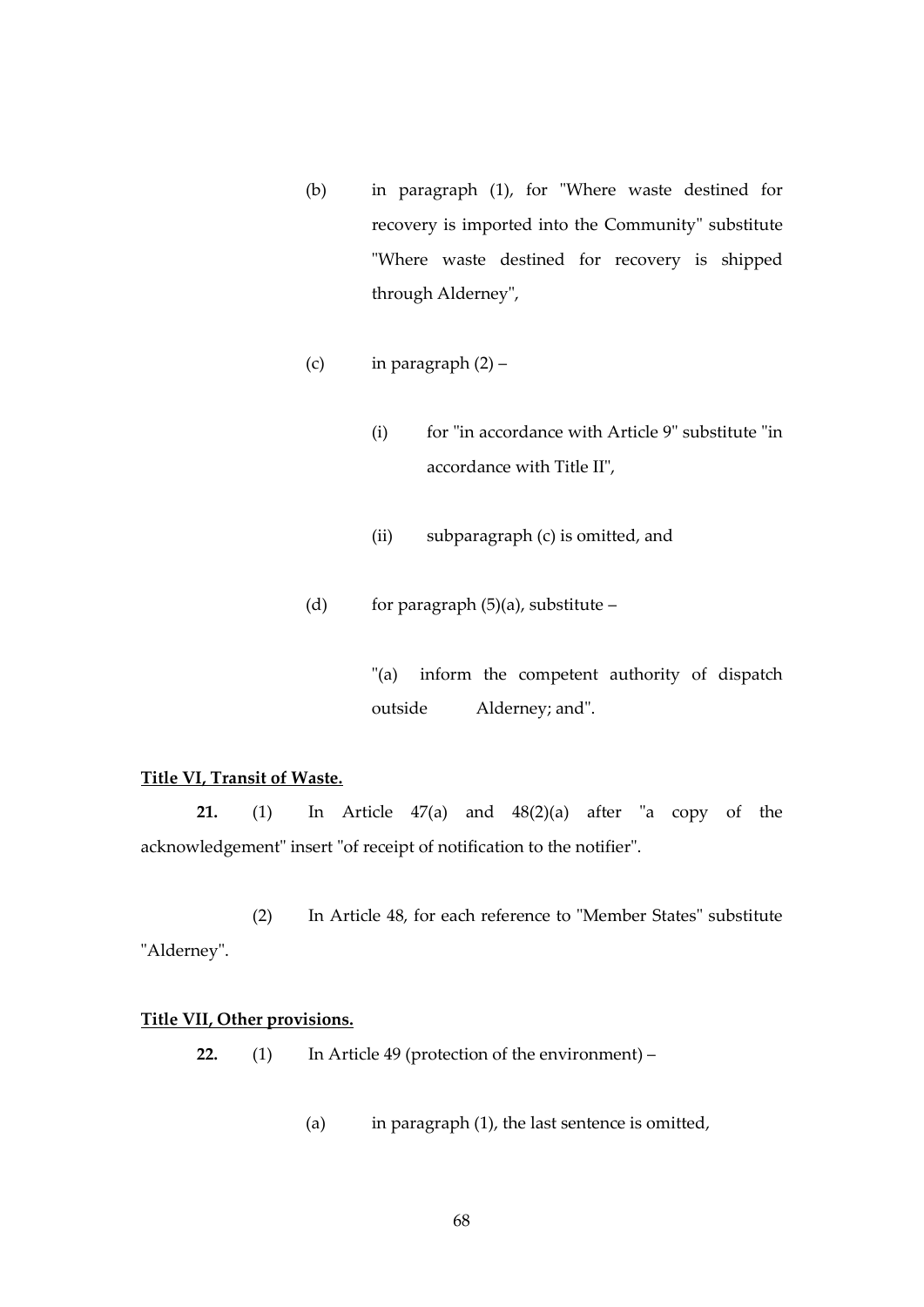(b) in paragraph (1), for "Where waste destined for recovery is imported into the Community" substitute "Where waste destined for recovery is shipped through Alderney",

(c) in paragraph (2) –

(i) for "in accordance with Article 9" substitute "in accordance with Title II",

(ii) subparagraph (c) is omitted, and

(d) for paragraph (5)(a), substitute –

"(a) inform the competent authority of dispatch outside Alderney; and".

**Title VI, Transit of Waste.**

**21.** (1) In Article 47(a) and 48(2)(a) after "a copy of the acknowledgement" insert "of receipt of notification to the notifier".

(2) In Article 48, for each reference to "Member States" substitute "Alderney".

**Title VII, Other provisions.**

**22.** (1) In Article 49 (protection of the environment) –

(a) in paragraph (1), the last sentence is omitted,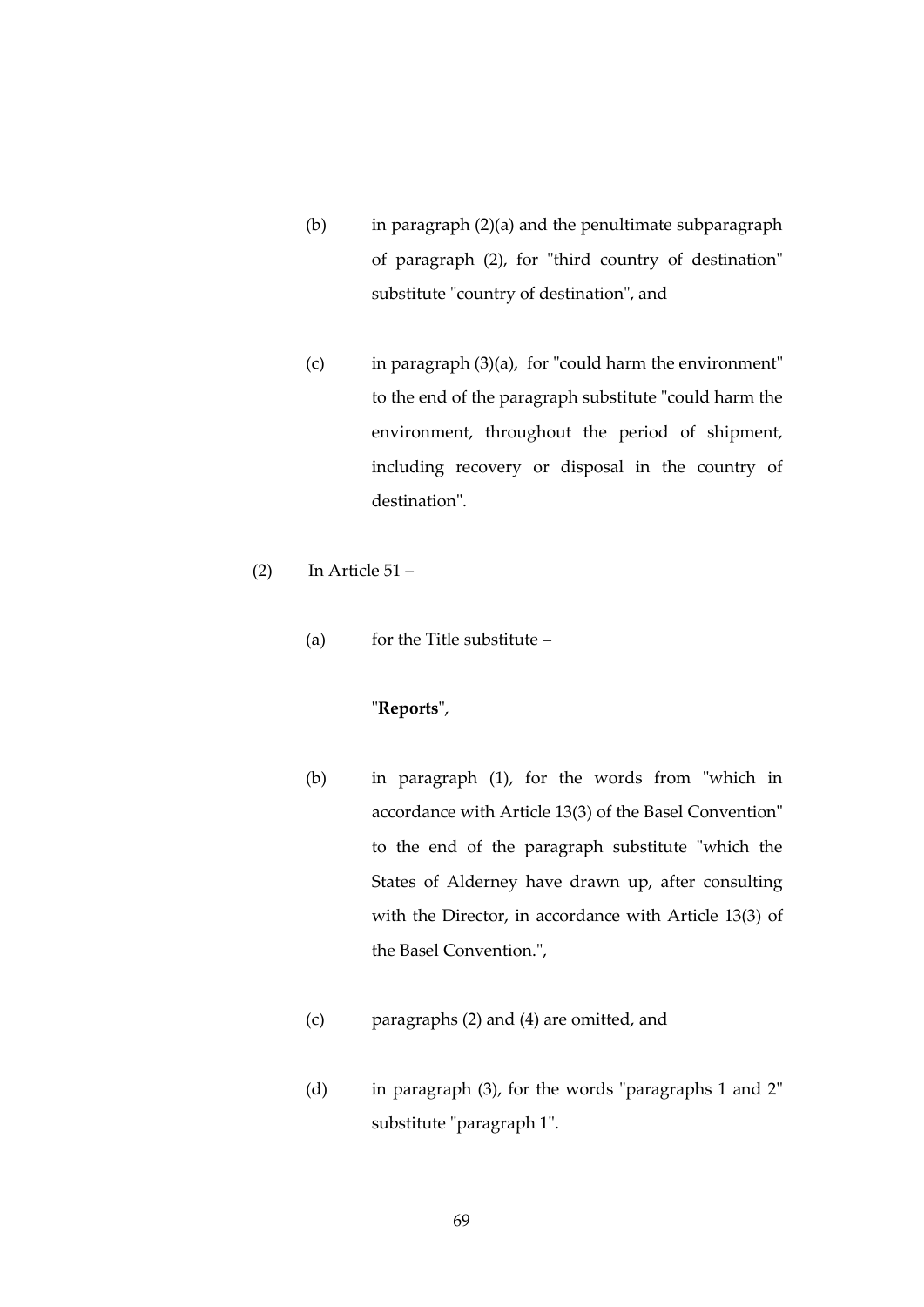(b) in paragraph (2)(a) and the penultimate subparagraph of paragraph (2), for "third country of destination" substitute "country of destination", and

(c) in paragraph (3)(a), for "could harm the environment" to the end of the paragraph substitute "could harm the environment, throughout the period of shipment, including recovery or disposal in the country of destination".

(2) In Article 51 –

(a) for the Title substitute –

"**Reports**",

(b) in paragraph (1), for the words from "which in accordance with Article 13(3) of the Basel Convention" to the end of the paragraph substitute "which the States of Alderney have drawn up, after consulting with the Director, in accordance with Article 13(3) of the Basel Convention.",

(c) paragraphs (2) and (4) are omitted, and

(d) in paragraph (3), for the words "paragraphs 1 and 2" substitute "paragraph 1".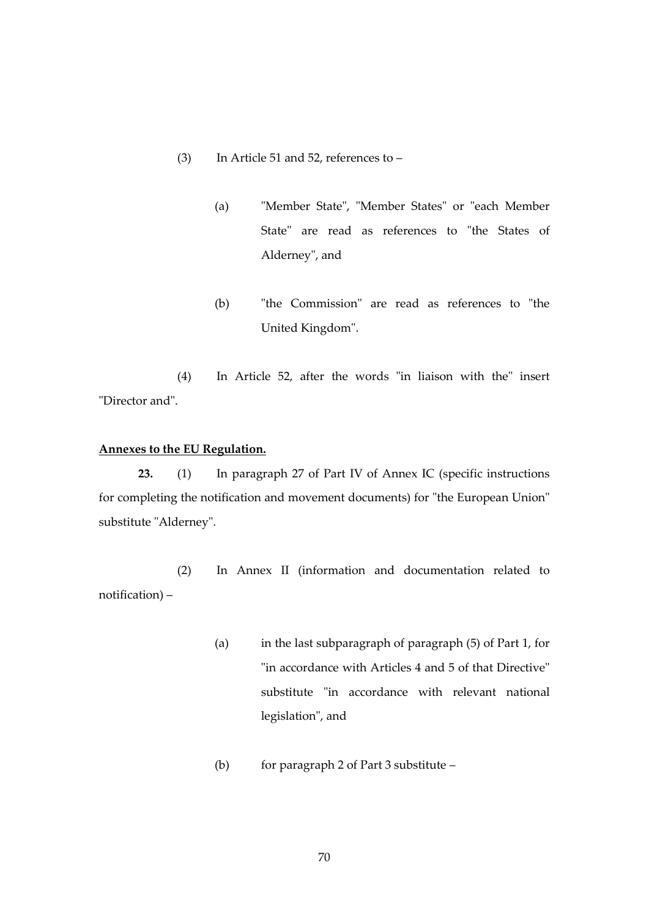(3) In Article 51 and 52, references to –

(a) "Member State", "Member States" or "each Member State" are read as references to "the States of Alderney", and

(b) "the Commission" are read as references to "the United Kingdom".

(4) In Article 52, after the words "in liaison with the" insert "Director and".

**Annexes to the EU Regulation.**

**23.** (1) In paragraph 27 of Part IV of Annex IC (specific instructions for completing the notification and movement documents) for "the European Union" substitute "Alderney".

(2) In Annex II (information and documentation related to notification) –

(a) in the last subparagraph of paragraph (5) of Part 1, for "in accordance with Articles 4 and 5 of that Directive" substitute "in accordance with relevant national legislation", and

(b) for paragraph 2 of Part 3 substitute –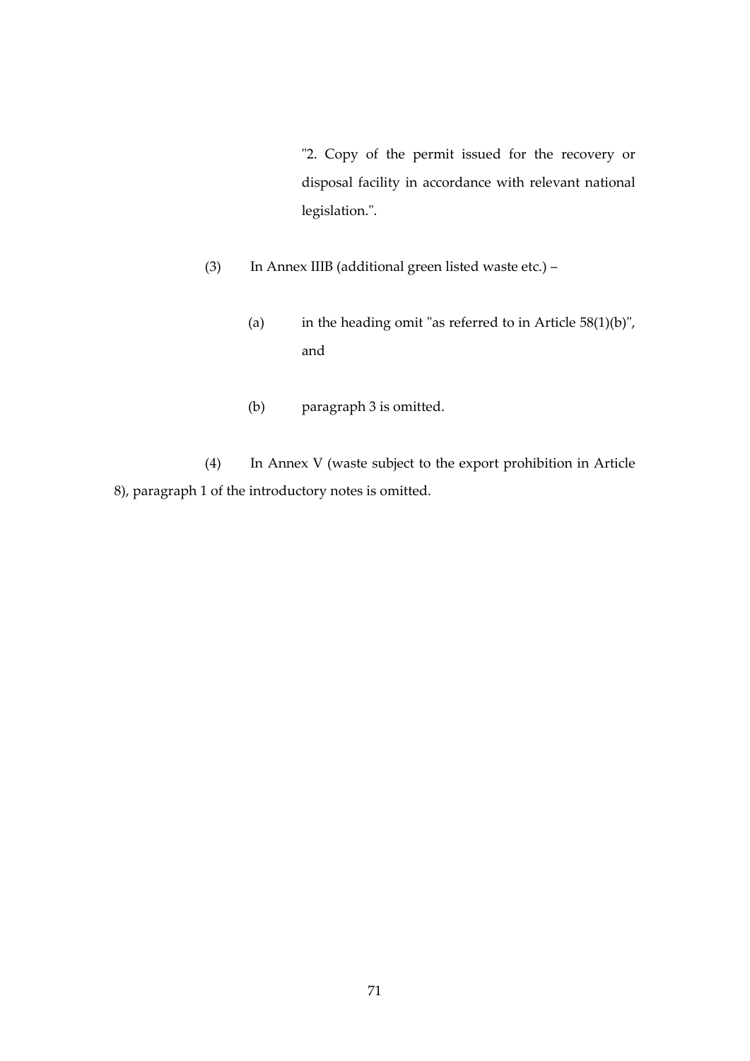"2. Copy of the permit issued for the recovery or disposal facility in accordance with relevant national legislation.".

(3) In Annex IIIB (additional green listed waste etc.) –

(a) in the heading omit "as referred to in Article 58(1)(b)", and

(b) paragraph 3 is omitted.

(4) In Annex V (waste subject to the export prohibition in Article 8), paragraph 1 of the introductory notes is omitted.